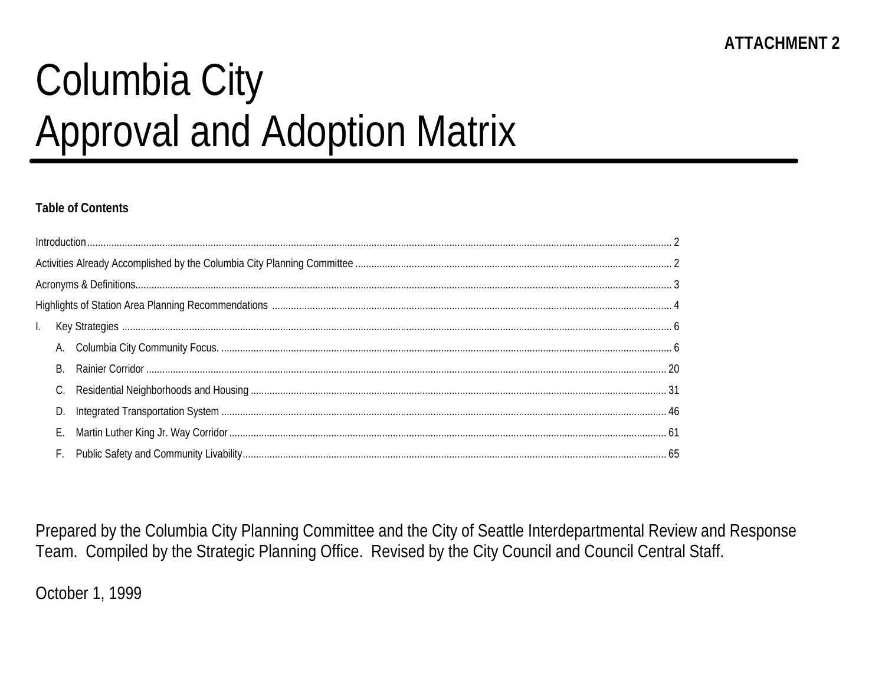**ATTACHMENT 2**

# Columbia City
# Approval and Adoption Matrix

**Table of Contents**

Introduction ..... 2

Activities Already Accomplished by the Columbia City Planning Committee ..... 2

Acronyms & Definitions ..... 3

Highlights of Station Area Planning Recommendations ..... 4

I. Key Strategies ..... 6

- A. Columbia City Community Focus. ..... 6
- B. Rainier Corridor ..... 20
- C. Residential Neighborhoods and Housing ..... 31
- D. Integrated Transportation System ..... 46
- E. Martin Luther King Jr. Way Corridor ..... 61
- F. Public Safety and Community Livability ..... 65

Prepared by the Columbia City Planning Committee and the City of Seattle Interdepartmental Review and Response Team. Compiled by the Strategic Planning Office. Revised by the City Council and Council Central Staff.

October 1, 1999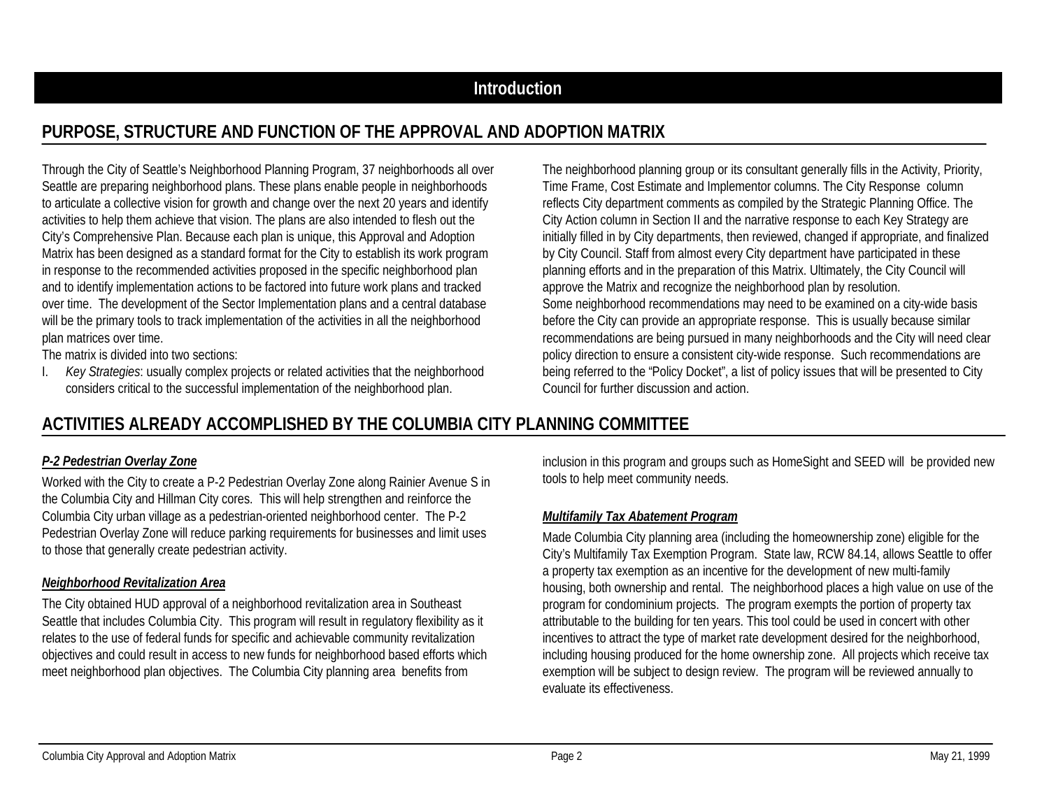# Introduction

## PURPOSE, STRUCTURE AND FUNCTION OF THE APPROVAL AND ADOPTION MATRIX

Through the City of Seattle's Neighborhood Planning Program, 37 neighborhoods all over Seattle are preparing neighborhood plans. These plans enable people in neighborhoods to articulate a collective vision for growth and change over the next 20 years and identify activities to help them achieve that vision. The plans are also intended to flesh out the City's Comprehensive Plan. Because each plan is unique, this Approval and Adoption Matrix has been designed as a standard format for the City to establish its work program in response to the recommended activities proposed in the specific neighborhood plan and to identify implementation actions to be factored into future work plans and tracked over time. The development of the Sector Implementation plans and a central database will be the primary tools to track implementation of the activities in all the neighborhood plan matrices over time.

The matrix is divided into two sections:

I. *Key Strategies*: usually complex projects or related activities that the neighborhood considers critical to the successful implementation of the neighborhood plan.

The neighborhood planning group or its consultant generally fills in the Activity, Priority, Time Frame, Cost Estimate and Implementor columns. The City Response column reflects City department comments as compiled by the Strategic Planning Office. The City Action column in Section II and the narrative response to each Key Strategy are initially filled in by City departments, then reviewed, changed if appropriate, and finalized by City Council. Staff from almost every City department have participated in these planning efforts and in the preparation of this Matrix. Ultimately, the City Council will approve the Matrix and recognize the neighborhood plan by resolution.

Some neighborhood recommendations may need to be examined on a city-wide basis before the City can provide an appropriate response. This is usually because similar recommendations are being pursued in many neighborhoods and the City will need clear policy direction to ensure a consistent city-wide response. Such recommendations are being referred to the "Policy Docket", a list of policy issues that will be presented to City Council for further discussion and action.

## ACTIVITIES ALREADY ACCOMPLISHED BY THE COLUMBIA CITY PLANNING COMMITTEE

***P-2 Pedestrian Overlay Zone***

Worked with the City to create a P-2 Pedestrian Overlay Zone along Rainier Avenue S in the Columbia City and Hillman City cores. This will help strengthen and reinforce the Columbia City urban village as a pedestrian-oriented neighborhood center. The P-2 Pedestrian Overlay Zone will reduce parking requirements for businesses and limit uses to those that generally create pedestrian activity.

***Neighborhood Revitalization Area***

The City obtained HUD approval of a neighborhood revitalization area in Southeast Seattle that includes Columbia City. This program will result in regulatory flexibility as it relates to the use of federal funds for specific and achievable community revitalization objectives and could result in access to new funds for neighborhood based efforts which meet neighborhood plan objectives. The Columbia City planning area benefits from inclusion in this program and groups such as HomeSight and SEED will be provided new tools to help meet community needs.

***Multifamily Tax Abatement Program***

Made Columbia City planning area (including the homeownership zone) eligible for the City's Multifamily Tax Exemption Program. State law, RCW 84.14, allows Seattle to offer a property tax exemption as an incentive for the development of new multi-family housing, both ownership and rental. The neighborhood places a high value on use of the program for condominium projects. The program exempts the portion of property tax attributable to the building for ten years. This tool could be used in concert with other incentives to attract the type of market rate development desired for the neighborhood, including housing produced for the home ownership zone. All projects which receive tax exemption will be subject to design review. The program will be reviewed annually to evaluate its effectiveness.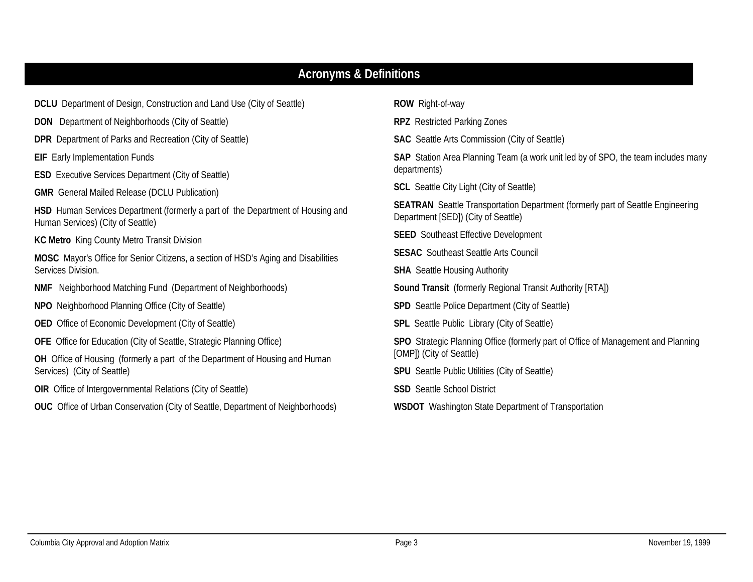# Acronyms & Definitions

**DCLU** Department of Design, Construction and Land Use (City of Seattle)

**DON** Department of Neighborhoods (City of Seattle)

**DPR** Department of Parks and Recreation (City of Seattle)

**EIF** Early Implementation Funds

**ESD** Executive Services Department (City of Seattle)

**GMR** General Mailed Release (DCLU Publication)

**HSD** Human Services Department (formerly a part of the Department of Housing and Human Services) (City of Seattle)

**KC Metro** King County Metro Transit Division

**MOSC** Mayor's Office for Senior Citizens, a section of HSD's Aging and Disabilities Services Division.

**NMF** Neighborhood Matching Fund (Department of Neighborhoods)

**NPO** Neighborhood Planning Office (City of Seattle)

**OED** Office of Economic Development (City of Seattle)

**OFE** Office for Education (City of Seattle, Strategic Planning Office)

**OH** Office of Housing (formerly a part of the Department of Housing and Human Services) (City of Seattle)

**OIR** Office of Intergovernmental Relations (City of Seattle)

**OUC** Office of Urban Conservation (City of Seattle, Department of Neighborhoods)

**ROW** Right-of-way

**RPZ** Restricted Parking Zones

**SAC** Seattle Arts Commission (City of Seattle)

**SAP** Station Area Planning Team (a work unit led by of SPO, the team includes many departments)

**SCL** Seattle City Light (City of Seattle)

**SEATRAN** Seattle Transportation Department (formerly part of Seattle Engineering Department [SED]) (City of Seattle)

**SEED** Southeast Effective Development

**SESAC** Southeast Seattle Arts Council

**SHA** Seattle Housing Authority

**Sound Transit** (formerly Regional Transit Authority [RTA])

**SPD** Seattle Police Department (City of Seattle)

**SPL** Seattle Public Library (City of Seattle)

**SPO** Strategic Planning Office (formerly part of Office of Management and Planning [OMP]) (City of Seattle)

**SPU** Seattle Public Utilities (City of Seattle)

**SSD** Seattle School District

**WSDOT** Washington State Department of Transportation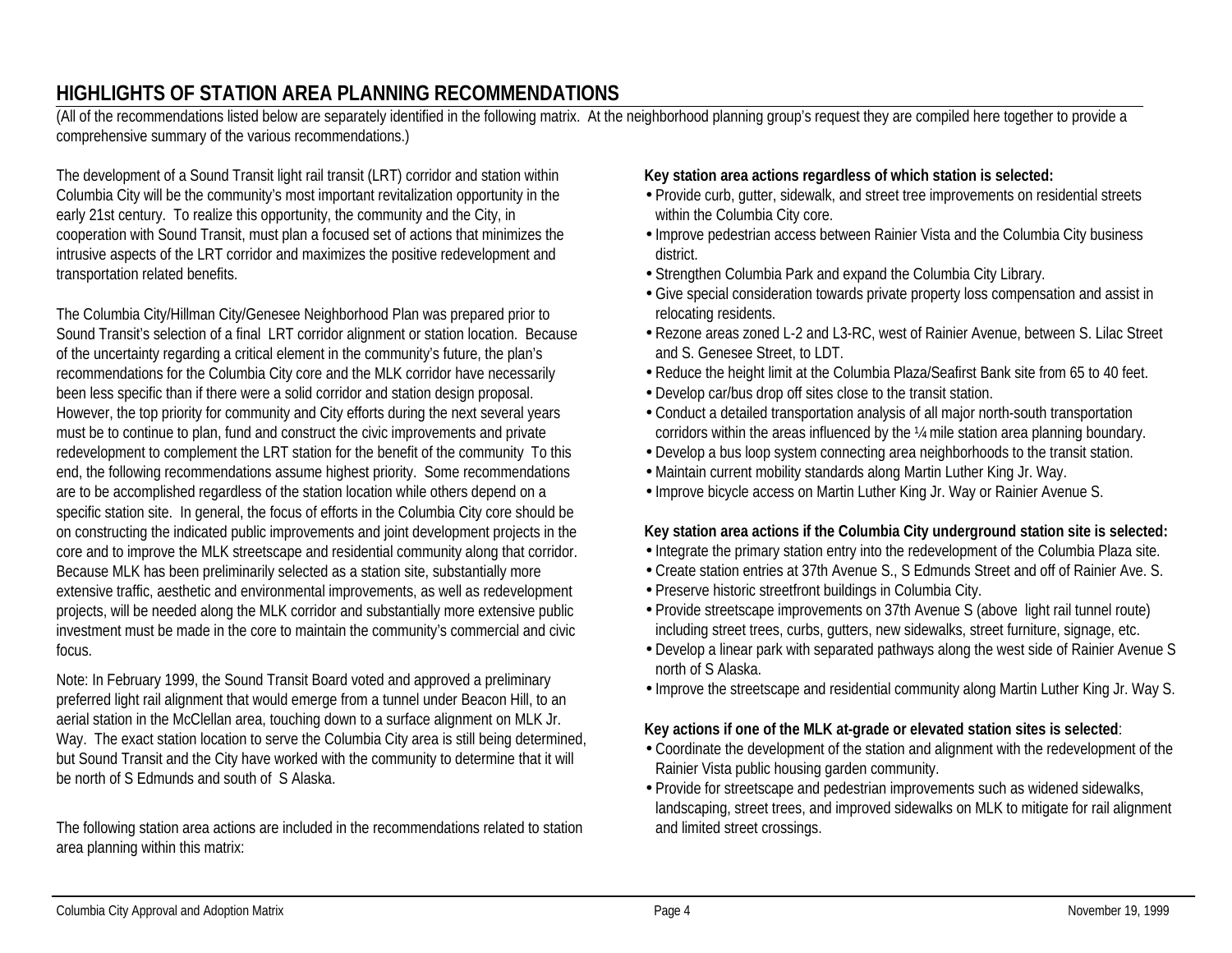# HIGHLIGHTS OF STATION AREA PLANNING RECOMMENDATIONS

(All of the recommendations listed below are separately identified in the following matrix. At the neighborhood planning group's request they are compiled here together to provide a comprehensive summary of the various recommendations.)

The development of a Sound Transit light rail transit (LRT) corridor and station within Columbia City will be the community's most important revitalization opportunity in the early 21st century. To realize this opportunity, the community and the City, in cooperation with Sound Transit, must plan a focused set of actions that minimizes the intrusive aspects of the LRT corridor and maximizes the positive redevelopment and transportation related benefits.

The Columbia City/Hillman City/Genesee Neighborhood Plan was prepared prior to Sound Transit's selection of a final LRT corridor alignment or station location. Because of the uncertainty regarding a critical element in the community's future, the plan's recommendations for the Columbia City core and the MLK corridor have necessarily been less specific than if there were a solid corridor and station design proposal. However, the top priority for community and City efforts during the next several years must be to continue to plan, fund and construct the civic improvements and private redevelopment to complement the LRT station for the benefit of the community To this end, the following recommendations assume highest priority. Some recommendations are to be accomplished regardless of the station location while others depend on a specific station site. In general, the focus of efforts in the Columbia City core should be on constructing the indicated public improvements and joint development projects in the core and to improve the MLK streetscape and residential community along that corridor. Because MLK has been preliminarily selected as a station site, substantially more extensive traffic, aesthetic and environmental improvements, as well as redevelopment projects, will be needed along the MLK corridor and substantially more extensive public investment must be made in the core to maintain the community's commercial and civic focus.

Note: In February 1999, the Sound Transit Board voted and approved a preliminary preferred light rail alignment that would emerge from a tunnel under Beacon Hill, to an aerial station in the McClellan area, touching down to a surface alignment on MLK Jr. Way. The exact station location to serve the Columbia City area is still being determined, but Sound Transit and the City have worked with the community to determine that it will be north of S Edmunds and south of S Alaska.

The following station area actions are included in the recommendations related to station area planning within this matrix:

**Key station area actions regardless of which station is selected:**

- Provide curb, gutter, sidewalk, and street tree improvements on residential streets within the Columbia City core.
- Improve pedestrian access between Rainier Vista and the Columbia City business district.
- Strengthen Columbia Park and expand the Columbia City Library.
- Give special consideration towards private property loss compensation and assist in relocating residents.
- Rezone areas zoned L-2 and L3-RC, west of Rainier Avenue, between S. Lilac Street and S. Genesee Street, to LDT.
- Reduce the height limit at the Columbia Plaza/Seafirst Bank site from 65 to 40 feet.
- Develop car/bus drop off sites close to the transit station.
- Conduct a detailed transportation analysis of all major north-south transportation corridors within the areas influenced by the ¼ mile station area planning boundary.
- Develop a bus loop system connecting area neighborhoods to the transit station.
- Maintain current mobility standards along Martin Luther King Jr. Way.
- Improve bicycle access on Martin Luther King Jr. Way or Rainier Avenue S.

**Key station area actions if the Columbia City underground station site is selected:**

- Integrate the primary station entry into the redevelopment of the Columbia Plaza site.
- Create station entries at 37th Avenue S., S Edmunds Street and off of Rainier Ave. S.
- Preserve historic streetfront buildings in Columbia City.
- Provide streetscape improvements on 37th Avenue S (above light rail tunnel route) including street trees, curbs, gutters, new sidewalks, street furniture, signage, etc.
- Develop a linear park with separated pathways along the west side of Rainier Avenue S north of S Alaska.
- Improve the streetscape and residential community along Martin Luther King Jr. Way S.

**Key actions if one of the MLK at-grade or elevated station sites is selected**:

- Coordinate the development of the station and alignment with the redevelopment of the Rainier Vista public housing garden community.
- Provide for streetscape and pedestrian improvements such as widened sidewalks, landscaping, street trees, and improved sidewalks on MLK to mitigate for rail alignment and limited street crossings.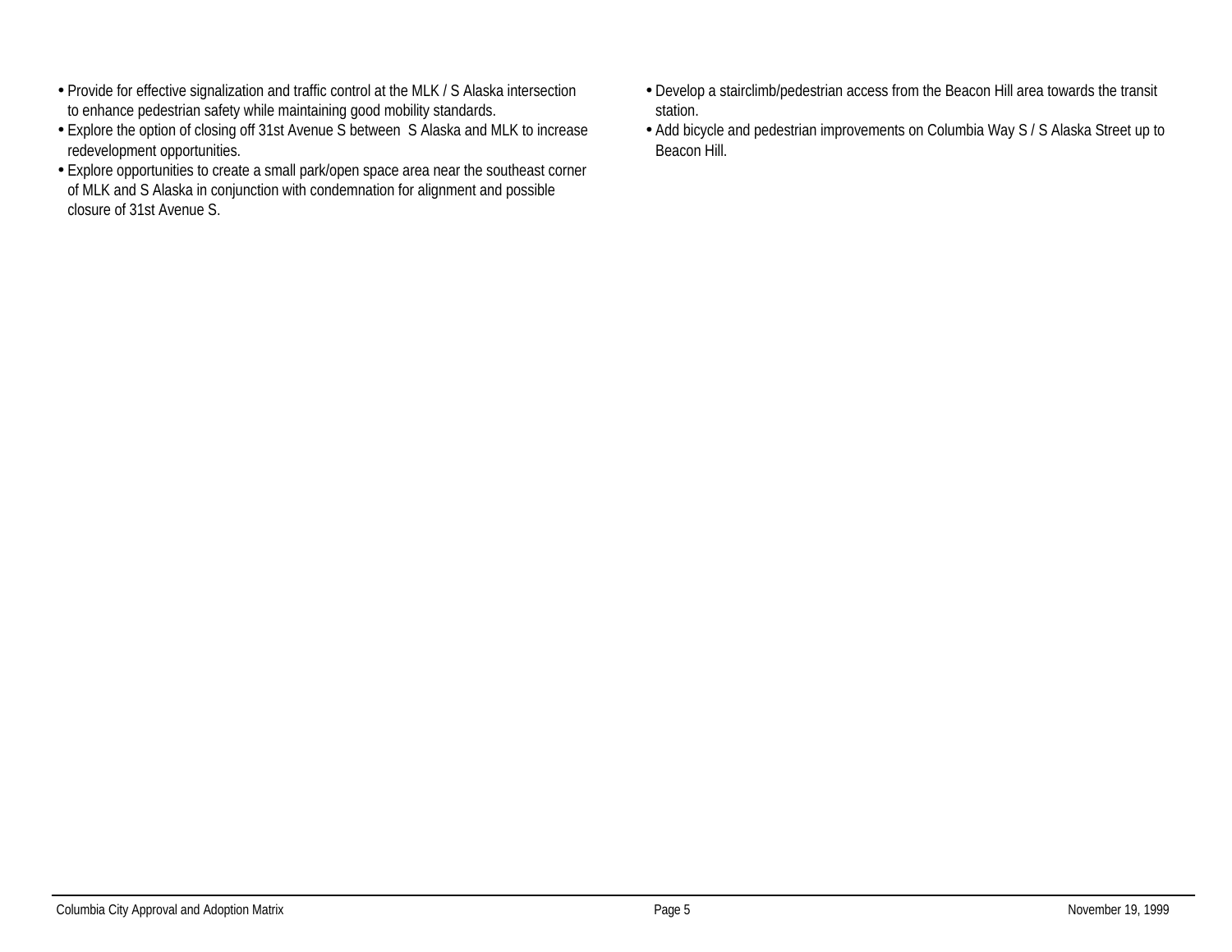- Provide for effective signalization and traffic control at the MLK / S Alaska intersection to enhance pedestrian safety while maintaining good mobility standards.
- Explore the option of closing off 31st Avenue S between S Alaska and MLK to increase redevelopment opportunities.
- Explore opportunities to create a small park/open space area near the southeast corner of MLK and S Alaska in conjunction with condemnation for alignment and possible closure of 31st Avenue S.
- Develop a stairclimb/pedestrian access from the Beacon Hill area towards the transit station.
- Add bicycle and pedestrian improvements on Columbia Way S / S Alaska Street up to Beacon Hill.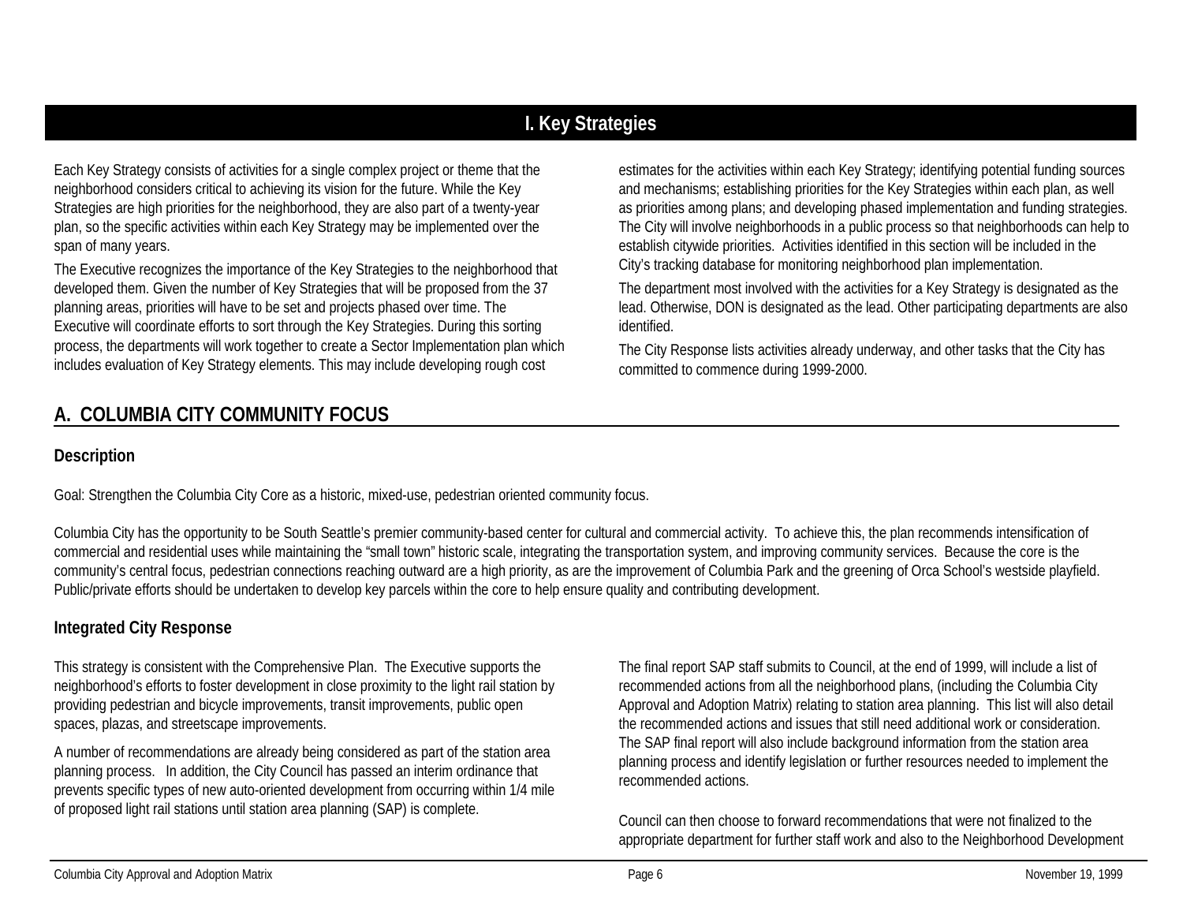# I. Key Strategies

Each Key Strategy consists of activities for a single complex project or theme that the neighborhood considers critical to achieving its vision for the future. While the Key Strategies are high priorities for the neighborhood, they are also part of a twenty-year plan, so the specific activities within each Key Strategy may be implemented over the span of many years.

The Executive recognizes the importance of the Key Strategies to the neighborhood that developed them. Given the number of Key Strategies that will be proposed from the 37 planning areas, priorities will have to be set and projects phased over time. The Executive will coordinate efforts to sort through the Key Strategies. During this sorting process, the departments will work together to create a Sector Implementation plan which includes evaluation of Key Strategy elements. This may include developing rough cost estimates for the activities within each Key Strategy; identifying potential funding sources and mechanisms; establishing priorities for the Key Strategies within each plan, as well as priorities among plans; and developing phased implementation and funding strategies. The City will involve neighborhoods in a public process so that neighborhoods can help to establish citywide priorities. Activities identified in this section will be included in the City's tracking database for monitoring neighborhood plan implementation.

The department most involved with the activities for a Key Strategy is designated as the lead. Otherwise, DON is designated as the lead. Other participating departments are also identified.

The City Response lists activities already underway, and other tasks that the City has committed to commence during 1999-2000.

## A. COLUMBIA CITY COMMUNITY FOCUS

### Description

Goal: Strengthen the Columbia City Core as a historic, mixed-use, pedestrian oriented community focus.

Columbia City has the opportunity to be South Seattle's premier community-based center for cultural and commercial activity. To achieve this, the plan recommends intensification of commercial and residential uses while maintaining the "small town" historic scale, integrating the transportation system, and improving community services. Because the core is the community's central focus, pedestrian connections reaching outward are a high priority, as are the improvement of Columbia Park and the greening of Orca School's westside playfield. Public/private efforts should be undertaken to develop key parcels within the core to help ensure quality and contributing development.

### Integrated City Response

This strategy is consistent with the Comprehensive Plan. The Executive supports the neighborhood's efforts to foster development in close proximity to the light rail station by providing pedestrian and bicycle improvements, transit improvements, public open spaces, plazas, and streetscape improvements.

A number of recommendations are already being considered as part of the station area planning process. In addition, the City Council has passed an interim ordinance that prevents specific types of new auto-oriented development from occurring within 1/4 mile of proposed light rail stations until station area planning (SAP) is complete.

The final report SAP staff submits to Council, at the end of 1999, will include a list of recommended actions from all the neighborhood plans, (including the Columbia City Approval and Adoption Matrix) relating to station area planning. This list will also detail the recommended actions and issues that still need additional work or consideration. The SAP final report will also include background information from the station area planning process and identify legislation or further resources needed to implement the recommended actions.

Council can then choose to forward recommendations that were not finalized to the appropriate department for further staff work and also to the Neighborhood Development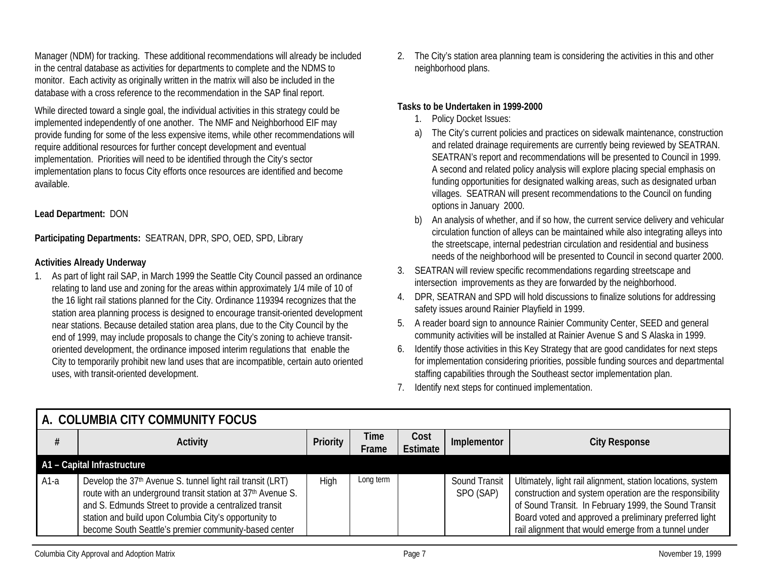Manager (NDM) for tracking. These additional recommendations will already be included in the central database as activities for departments to complete and the NDMS to monitor. Each activity as originally written in the matrix will also be included in the database with a cross reference to the recommendation in the SAP final report.

While directed toward a single goal, the individual activities in this strategy could be implemented independently of one another. The NMF and Neighborhood EIF may provide funding for some of the less expensive items, while other recommendations will require additional resources for further concept development and eventual implementation. Priorities will need to be identified through the City's sector implementation plans to focus City efforts once resources are identified and become available.

**Lead Department:** DON

**Participating Departments:** SEATRAN, DPR, SPO, OED, SPD, Library

**Activities Already Underway**

1. As part of light rail SAP, in March 1999 the Seattle City Council passed an ordinance relating to land use and zoning for the areas within approximately 1/4 mile of 10 of the 16 light rail stations planned for the City. Ordinance 119394 recognizes that the station area planning process is designed to encourage transit-oriented development near stations. Because detailed station area plans, due to the City Council by the end of 1999, may include proposals to change the City's zoning to achieve transit-oriented development, the ordinance imposed interim regulations that enable the City to temporarily prohibit new land uses that are incompatible, certain auto oriented uses, with transit-oriented development.
2. The City's station area planning team is considering the activities in this and other neighborhood plans.

**Tasks to be Undertaken in 1999-2000**

1. Policy Docket Issues:
   a) The City's current policies and practices on sidewalk maintenance, construction and related drainage requirements are currently being reviewed by SEATRAN. SEATRAN's report and recommendations will be presented to Council in 1999. A second and related policy analysis will explore placing special emphasis on funding opportunities for designated walking areas, such as designated urban villages. SEATRAN will present recommendations to the Council on funding options in January 2000.
   b) An analysis of whether, and if so how, the current service delivery and vehicular circulation function of alleys can be maintained while also integrating alleys into the streetscape, internal pedestrian circulation and residential and business needs of the neighborhood will be presented to Council in second quarter 2000.
3. SEATRAN will review specific recommendations regarding streetscape and intersection improvements as they are forwarded by the neighborhood.
4. DPR, SEATRAN and SPD will hold discussions to finalize solutions for addressing safety issues around Rainier Playfield in 1999.
5. A reader board sign to announce Rainier Community Center, SEED and general community activities will be installed at Rainier Avenue S and S Alaska in 1999.
6. Identify those activities in this Key Strategy that are good candidates for next steps for implementation considering priorities, possible funding sources and departmental staffing capabilities through the Southeast sector implementation plan.
7. Identify next steps for continued implementation.

## A. COLUMBIA CITY COMMUNITY FOCUS

| # | Activity | Priority | Time Frame | Cost Estimate | Implementor | City Response |
|---|---|---|---|---|---|---|
| **A1 – Capital Infrastructure** | | | | | | |
| A1-a | Develop the 37th Avenue S. tunnel light rail transit (LRT) route with an underground transit station at 37th Avenue S. and S. Edmunds Street to provide a centralized transit station and build upon Columbia City's opportunity to become South Seattle's premier community-based center | High | Long term | | Sound Transit SPO (SAP) | Ultimately, light rail alignment, station locations, system construction and system operation are the responsibility of Sound Transit. In February 1999, the Sound Transit Board voted and approved a preliminary preferred light rail alignment that would emerge from a tunnel under |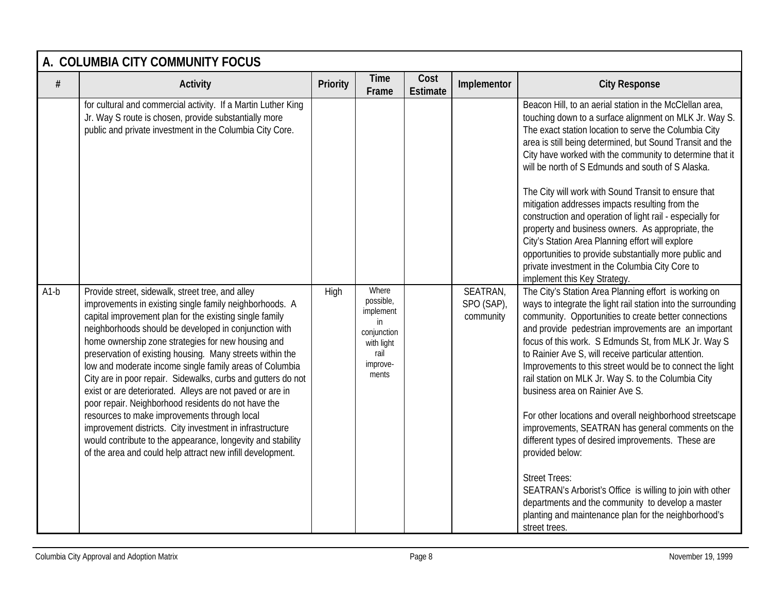## A. COLUMBIA CITY COMMUNITY FOCUS

| # | Activity | Priority | Time Frame | Cost Estimate | Implementor | City Response |
|---|---|---|---|---|---|---|
| | for cultural and commercial activity. If a Martin Luther King Jr. Way S route is chosen, provide substantially more public and private investment in the Columbia City Core. | | | | | Beacon Hill, to an aerial station in the McClellan area, touching down to a surface alignment on MLK Jr. Way S. The exact station location to serve the Columbia City area is still being determined, but Sound Transit and the City have worked with the community to determine that it will be north of S Edmunds and south of S Alaska.<br><br>The City will work with Sound Transit to ensure that mitigation addresses impacts resulting from the construction and operation of light rail - especially for property and business owners. As appropriate, the City's Station Area Planning effort will explore opportunities to provide substantially more public and private investment in the Columbia City Core to implement this Key Strategy. |
| A1-b | Provide street, sidewalk, street tree, and alley improvements in existing single family neighborhoods. A capital improvement plan for the existing single family neighborhoods should be developed in conjunction with home ownership zone strategies for new housing and preservation of existing housing. Many streets within the low and moderate income single family areas of Columbia City are in poor repair. Sidewalks, curbs and gutters do not exist or are deteriorated. Alleys are not paved or are in poor repair. Neighborhood residents do not have the resources to make improvements through local improvement districts. City investment in infrastructure would contribute to the appearance, longevity and stability of the area and could help attract new infill development. | High | Where possible, implement in conjunction with light rail improvements | | SEATRAN, SPO (SAP), community | The City's Station Area Planning effort is working on ways to integrate the light rail station into the surrounding community. Opportunities to create better connections and provide pedestrian improvements are an important focus of this work. S Edmunds St, from MLK Jr. Way S to Rainier Ave S, will receive particular attention. Improvements to this street would be to connect the light rail station on MLK Jr. Way S. to the Columbia City business area on Rainier Ave S.<br><br>For other locations and overall neighborhood streetscape improvements, SEATRAN has general comments on the different types of desired improvements. These are provided below:<br><br>Street Trees:<br>SEATRAN's Arborist's Office is willing to join with other departments and the community to develop a master planting and maintenance plan for the neighborhood's street trees. |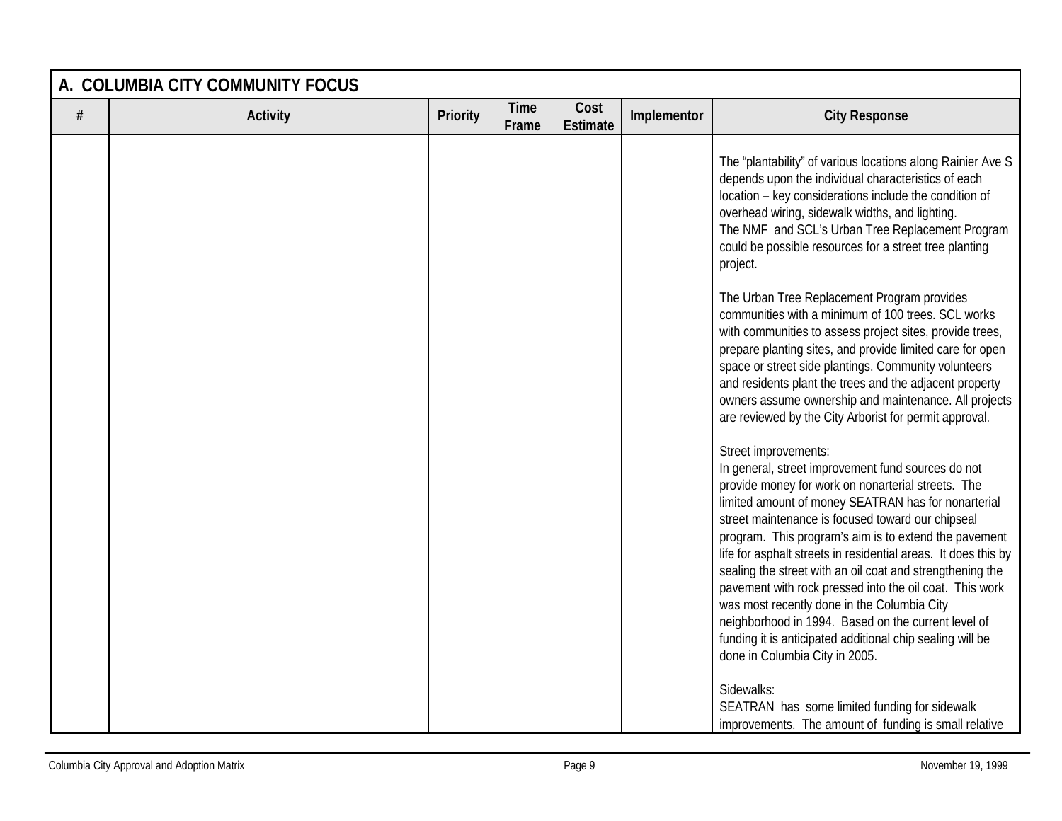## A. COLUMBIA CITY COMMUNITY FOCUS

| # | Activity | Priority | Time Frame | Cost Estimate | Implementor | City Response |
|---|---|---|---|---|---|---|
| | | | | | | The "plantability" of various locations along Rainier Ave S depends upon the individual characteristics of each location – key considerations include the condition of overhead wiring, sidewalk widths, and lighting.<br>The NMF and SCL's Urban Tree Replacement Program could be possible resources for a street tree planting project.<br><br>The Urban Tree Replacement Program provides communities with a minimum of 100 trees. SCL works with communities to assess project sites, provide trees, prepare planting sites, and provide limited care for open space or street side plantings. Community volunteers and residents plant the trees and the adjacent property owners assume ownership and maintenance. All projects are reviewed by the City Arborist for permit approval.<br><br>Street improvements:<br>In general, street improvement fund sources do not provide money for work on nonarterial streets. The limited amount of money SEATRAN has for nonarterial street maintenance is focused toward our chipseal program. This program's aim is to extend the pavement life for asphalt streets in residential areas. It does this by sealing the street with an oil coat and strengthening the pavement with rock pressed into the oil coat. This work was most recently done in the Columbia City neighborhood in 1994. Based on the current level of funding it is anticipated additional chip sealing will be done in Columbia City in 2005.<br><br>Sidewalks:<br>SEATRAN has some limited funding for sidewalk improvements. The amount of funding is small relative |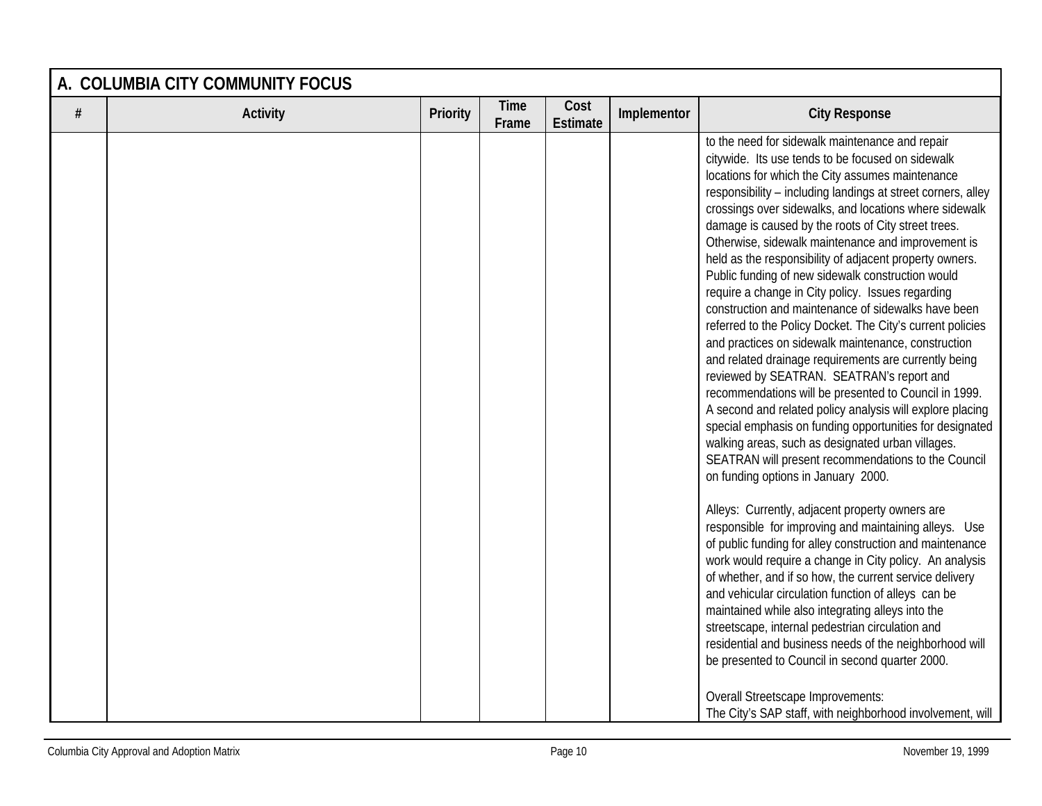## A. COLUMBIA CITY COMMUNITY FOCUS

| # | Activity | Priority | Time Frame | Cost Estimate | Implementor | City Response |
|---|---|---|---|---|---|---|
| | | | | | | to the need for sidewalk maintenance and repair citywide. Its use tends to be focused on sidewalk locations for which the City assumes maintenance responsibility – including landings at street corners, alley crossings over sidewalks, and locations where sidewalk damage is caused by the roots of City street trees. Otherwise, sidewalk maintenance and improvement is held as the responsibility of adjacent property owners. Public funding of new sidewalk construction would require a change in City policy. Issues regarding construction and maintenance of sidewalks have been referred to the Policy Docket. The City's current policies and practices on sidewalk maintenance, construction and related drainage requirements are currently being reviewed by SEATRAN. SEATRAN's report and recommendations will be presented to Council in 1999. A second and related policy analysis will explore placing special emphasis on funding opportunities for designated walking areas, such as designated urban villages. SEATRAN will present recommendations to the Council on funding options in January 2000.<br><br>Alleys: Currently, adjacent property owners are responsible for improving and maintaining alleys. Use of public funding for alley construction and maintenance work would require a change in City policy. An analysis of whether, and if so how, the current service delivery and vehicular circulation function of alleys can be maintained while also integrating alleys into the streetscape, internal pedestrian circulation and residential and business needs of the neighborhood will be presented to Council in second quarter 2000.<br><br>Overall Streetscape Improvements:<br>The City's SAP staff, with neighborhood involvement, will |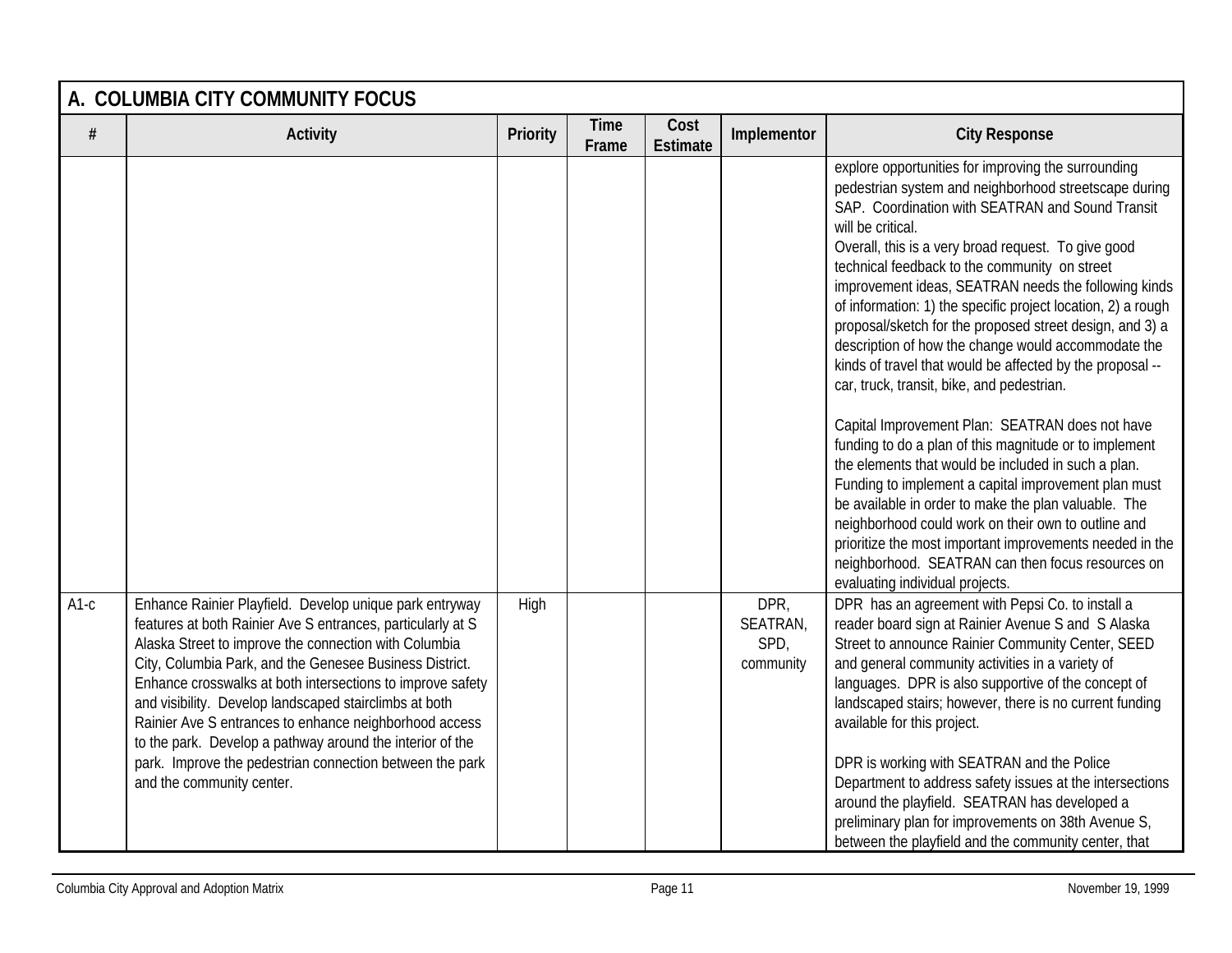## A. COLUMBIA CITY COMMUNITY FOCUS

| # | Activity | Priority | Time Frame | Cost Estimate | Implementor | City Response |
|---|---|---|---|---|---|---|
| | | | | | | explore opportunities for improving the surrounding pedestrian system and neighborhood streetscape during SAP. Coordination with SEATRAN and Sound Transit will be critical.<br>Overall, this is a very broad request. To give good technical feedback to the community on street improvement ideas, SEATRAN needs the following kinds of information: 1) the specific project location, 2) a rough proposal/sketch for the proposed street design, and 3) a description of how the change would accommodate the kinds of travel that would be affected by the proposal -- car, truck, transit, bike, and pedestrian.<br><br>Capital Improvement Plan: SEATRAN does not have funding to do a plan of this magnitude or to implement the elements that would be included in such a plan. Funding to implement a capital improvement plan must be available in order to make the plan valuable. The neighborhood could work on their own to outline and prioritize the most important improvements needed in the neighborhood. SEATRAN can then focus resources on evaluating individual projects. |
| A1-c | Enhance Rainier Playfield. Develop unique park entryway features at both Rainier Ave S entrances, particularly at S Alaska Street to improve the connection with Columbia City, Columbia Park, and the Genesee Business District. Enhance crosswalks at both intersections to improve safety and visibility. Develop landscaped stairclimbs at both Rainier Ave S entrances to enhance neighborhood access to the park. Develop a pathway around the interior of the park. Improve the pedestrian connection between the park and the community center. | High | | | DPR, SEATRAN, SPD, community | DPR has an agreement with Pepsi Co. to install a reader board sign at Rainier Avenue S and S Alaska Street to announce Rainier Community Center, SEED and general community activities in a variety of languages. DPR is also supportive of the concept of landscaped stairs; however, there is no current funding available for this project.<br><br>DPR is working with SEATRAN and the Police Department to address safety issues at the intersections around the playfield. SEATRAN has developed a preliminary plan for improvements on 38th Avenue S, between the playfield and the community center, that |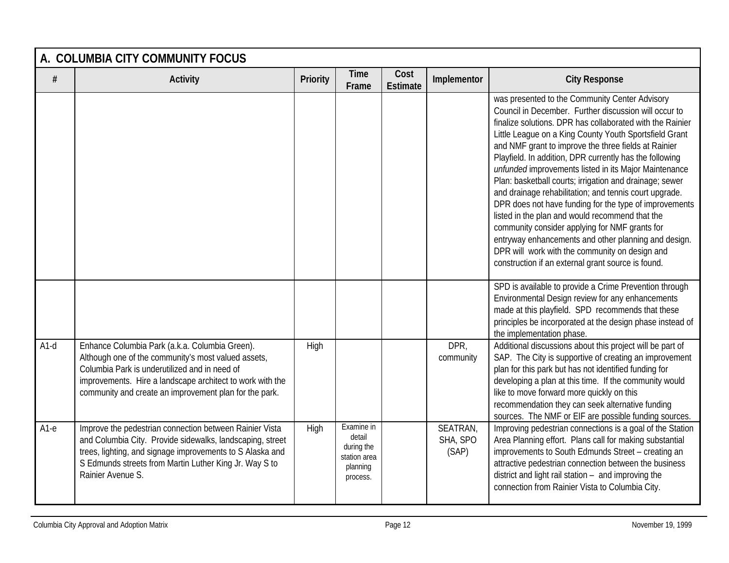## A. COLUMBIA CITY COMMUNITY FOCUS

| # | Activity | Priority | Time Frame | Cost Estimate | Implementor | City Response |
|---|---|---|---|---|---|---|
| | | | | | | was presented to the Community Center Advisory Council in December. Further discussion will occur to finalize solutions. DPR has collaborated with the Rainier Little League on a King County Youth Sportsfield Grant and NMF grant to improve the three fields at Rainier Playfield. In addition, DPR currently has the following *unfunded* improvements listed in its Major Maintenance Plan: basketball courts; irrigation and drainage; sewer and drainage rehabilitation; and tennis court upgrade. DPR does not have funding for the type of improvements listed in the plan and would recommend that the community consider applying for NMF grants for entryway enhancements and other planning and design. DPR will work with the community on design and construction if an external grant source is found. |
| | | | | | | SPD is available to provide a Crime Prevention through Environmental Design review for any enhancements made at this playfield. SPD recommends that these principles be incorporated at the design phase instead of the implementation phase. |
| A1-d | Enhance Columbia Park (a.k.a. Columbia Green). Although one of the community's most valued assets, Columbia Park is underutilized and in need of improvements. Hire a landscape architect to work with the community and create an improvement plan for the park. | High | | | DPR, community | Additional discussions about this project will be part of SAP. The City is supportive of creating an improvement plan for this park but has not identified funding for developing a plan at this time. If the community would like to move forward more quickly on this recommendation they can seek alternative funding sources. The NMF or EIF are possible funding sources. |
| A1-e | Improve the pedestrian connection between Rainier Vista and Columbia City. Provide sidewalks, landscaping, street trees, lighting, and signage improvements to S Alaska and S Edmunds streets from Martin Luther King Jr. Way S to Rainier Avenue S. | High | Examine in detail during the station area planning process. | | SEATRAN, SHA, SPO (SAP) | Improving pedestrian connections is a goal of the Station Area Planning effort. Plans call for making substantial improvements to South Edmunds Street – creating an attractive pedestrian connection between the business district and light rail station – and improving the connection from Rainier Vista to Columbia City. |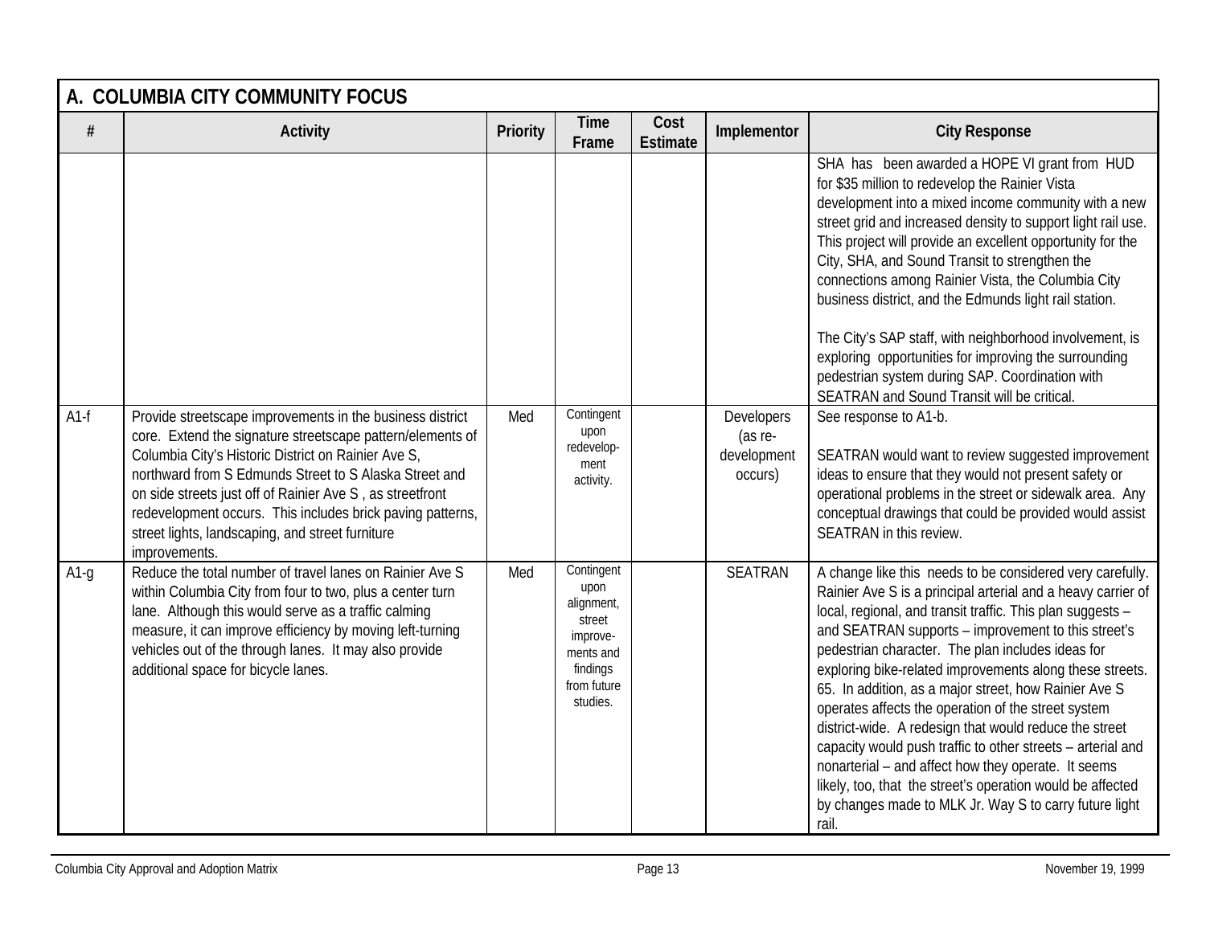## A. COLUMBIA CITY COMMUNITY FOCUS

| # | Activity | Priority | Time Frame | Cost Estimate | Implementor | City Response |
|---|---|---|---|---|---|---|
| | | | | | | SHA has been awarded a HOPE VI grant from HUD for $35 million to redevelop the Rainier Vista development into a mixed income community with a new street grid and increased density to support light rail use. This project will provide an excellent opportunity for the City, SHA, and Sound Transit to strengthen the connections among Rainier Vista, the Columbia City business district, and the Edmunds light rail station.<br><br>The City's SAP staff, with neighborhood involvement, is exploring opportunities for improving the surrounding pedestrian system during SAP. Coordination with SEATRAN and Sound Transit will be critical. |
| A1-f | Provide streetscape improvements in the business district core. Extend the signature streetscape pattern/elements of Columbia City's Historic District on Rainier Ave S, northward from S Edmunds Street to S Alaska Street and on side streets just off of Rainier Ave S , as streetfront redevelopment occurs. This includes brick paving patterns, street lights, landscaping, and street furniture improvements. | Med | Contingent upon redevelop-ment activity. | | Developers (as re-development occurs) | See response to A1-b.<br><br>SEATRAN would want to review suggested improvement ideas to ensure that they would not present safety or operational problems in the street or sidewalk area. Any conceptual drawings that could be provided would assist SEATRAN in this review. |
| A1-g | Reduce the total number of travel lanes on Rainier Ave S within Columbia City from four to two, plus a center turn lane. Although this would serve as a traffic calming measure, it can improve efficiency by moving left-turning vehicles out of the through lanes. It may also provide additional space for bicycle lanes. | Med | Contingent upon alignment, street improve-ments and findings from future studies. | | SEATRAN | A change like this needs to be considered very carefully. Rainier Ave S is a principal arterial and a heavy carrier of local, regional, and transit traffic. This plan suggests – and SEATRAN supports – improvement to this street's pedestrian character. The plan includes ideas for exploring bike-related improvements along these streets. 65. In addition, as a major street, how Rainier Ave S operates affects the operation of the street system district-wide. A redesign that would reduce the street capacity would push traffic to other streets – arterial and nonarterial – and affect how they operate. It seems likely, too, that the street's operation would be affected by changes made to MLK Jr. Way S to carry future light rail. |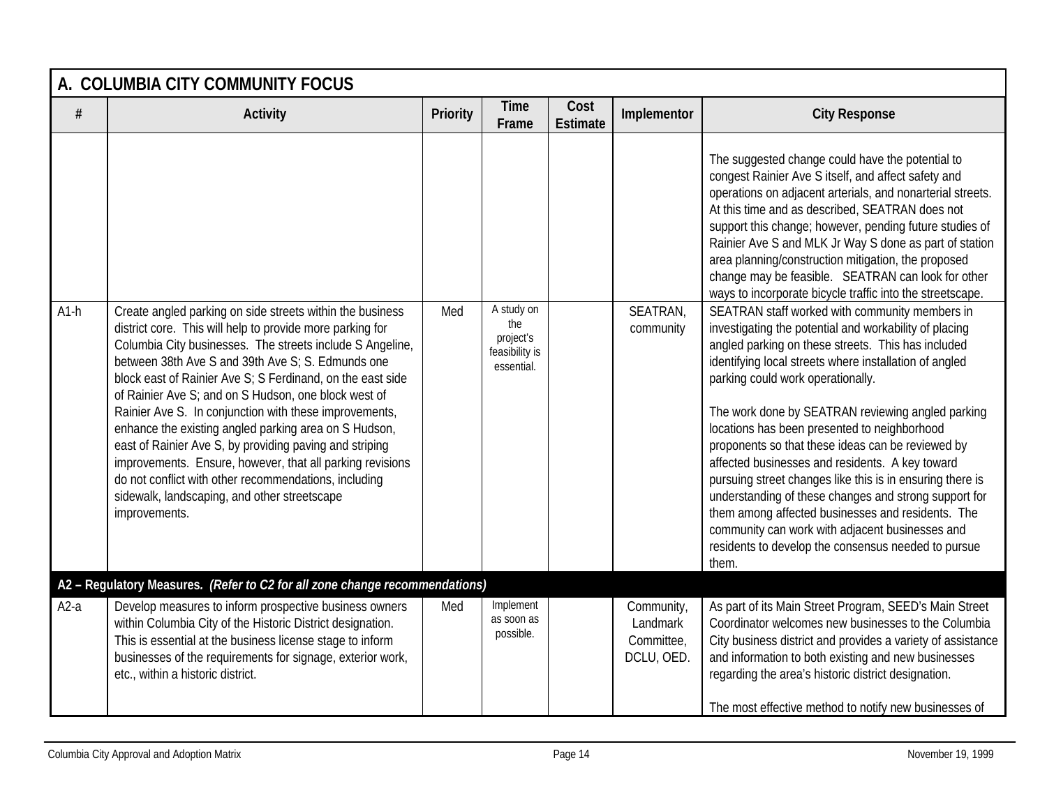## A. COLUMBIA CITY COMMUNITY FOCUS

| # | Activity | Priority | Time Frame | Cost Estimate | Implementor | City Response |
|---|---|---|---|---|---|---|
| | | | | | | The suggested change could have the potential to congest Rainier Ave S itself, and affect safety and operations on adjacent arterials, and nonarterial streets. At this time and as described, SEATRAN does not support this change; however, pending future studies of Rainier Ave S and MLK Jr Way S done as part of station area planning/construction mitigation, the proposed change may be feasible. SEATRAN can look for other ways to incorporate bicycle traffic into the streetscape. |
| A1-h | Create angled parking on side streets within the business district core. This will help to provide more parking for Columbia City businesses. The streets include S Angeline, between 38th Ave S and 39th Ave S; S. Edmunds one block east of Rainier Ave S; S Ferdinand, on the east side of Rainier Ave S; and on S Hudson, one block west of Rainier Ave S. In conjunction with these improvements, enhance the existing angled parking area on S Hudson, east of Rainier Ave S, by providing paving and striping improvements. Ensure, however, that all parking revisions do not conflict with other recommendations, including sidewalk, landscaping, and other streetscape improvements. | Med | A study on the project's feasibility is essential. | | SEATRAN, community | SEATRAN staff worked with community members in investigating the potential and workability of placing angled parking on these streets. This has included identifying local streets where installation of angled parking could work operationally.<br><br>The work done by SEATRAN reviewing angled parking locations has been presented to neighborhood proponents so that these ideas can be reviewed by affected businesses and residents. A key toward pursuing street changes like this is in ensuring there is understanding of these changes and strong support for them among affected businesses and residents. The community can work with adjacent businesses and residents to develop the consensus needed to pursue them. |
| **A2 – Regulatory Measures.** ***(Refer to C2 for all zone change recommendations)*** | | | | | | |
| A2-a | Develop measures to inform prospective business owners within Columbia City of the Historic District designation. This is essential at the business license stage to inform businesses of the requirements for signage, exterior work, etc., within a historic district. | Med | Implement as soon as possible. | | Community, Landmark Committee, DCLU, OED. | As part of its Main Street Program, SEED's Main Street Coordinator welcomes new businesses to the Columbia City business district and provides a variety of assistance and information to both existing and new businesses regarding the area's historic district designation.<br><br>The most effective method to notify new businesses of |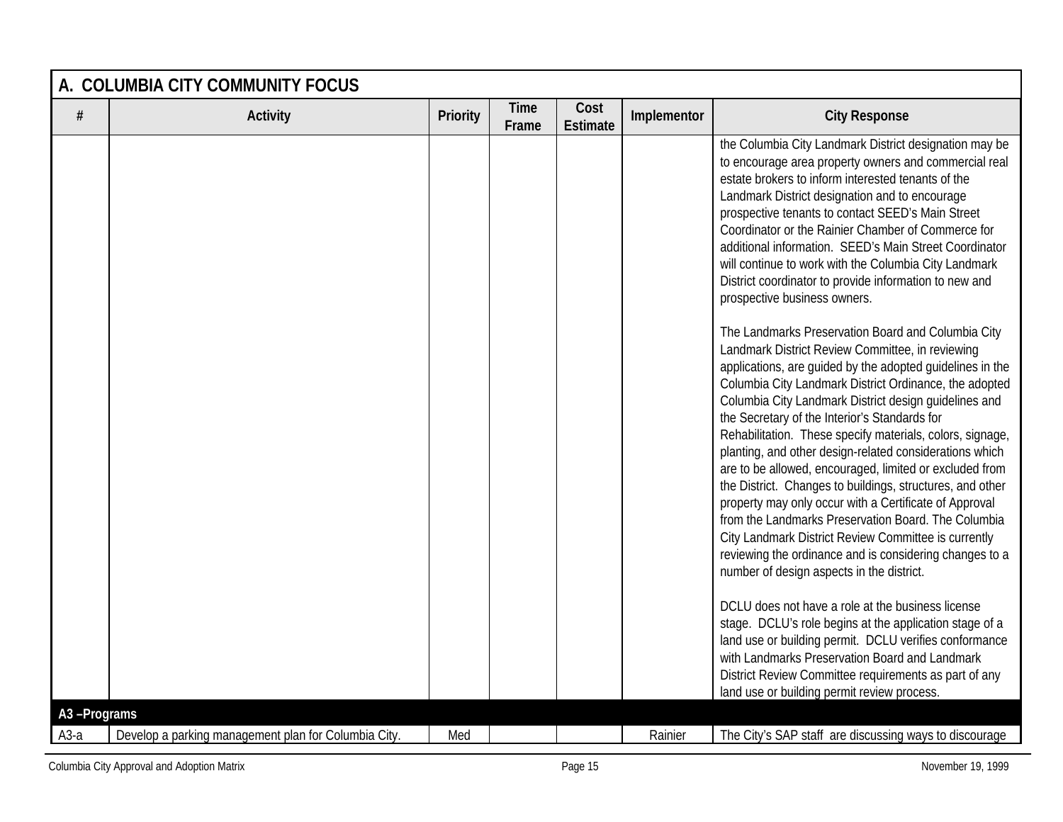## A. COLUMBIA CITY COMMUNITY FOCUS

| # | Activity | Priority | Time Frame | Cost Estimate | Implementor | City Response |
|---|---|---|---|---|---|---|
| | | | | | | the Columbia City Landmark District designation may be to encourage area property owners and commercial real estate brokers to inform interested tenants of the Landmark District designation and to encourage prospective tenants to contact SEED's Main Street Coordinator or the Rainier Chamber of Commerce for additional information. SEED's Main Street Coordinator will continue to work with the Columbia City Landmark District coordinator to provide information to new and prospective business owners.<br><br>The Landmarks Preservation Board and Columbia City Landmark District Review Committee, in reviewing applications, are guided by the adopted guidelines in the Columbia City Landmark District Ordinance, the adopted Columbia City Landmark District design guidelines and the Secretary of the Interior's Standards for Rehabilitation. These specify materials, colors, signage, planting, and other design-related considerations which are to be allowed, encouraged, limited or excluded from the District. Changes to buildings, structures, and other property may only occur with a Certificate of Approval from the Landmarks Preservation Board. The Columbia City Landmark District Review Committee is currently reviewing the ordinance and is considering changes to a number of design aspects in the district.<br><br>DCLU does not have a role at the business license stage. DCLU's role begins at the application stage of a land use or building permit. DCLU verifies conformance with Landmarks Preservation Board and Landmark District Review Committee requirements as part of any land use or building permit review process. |
| **A3 –Programs** | | | | | | |
| A3-a | Develop a parking management plan for Columbia City. | Med | | | Rainier | The City's SAP staff are discussing ways to discourage |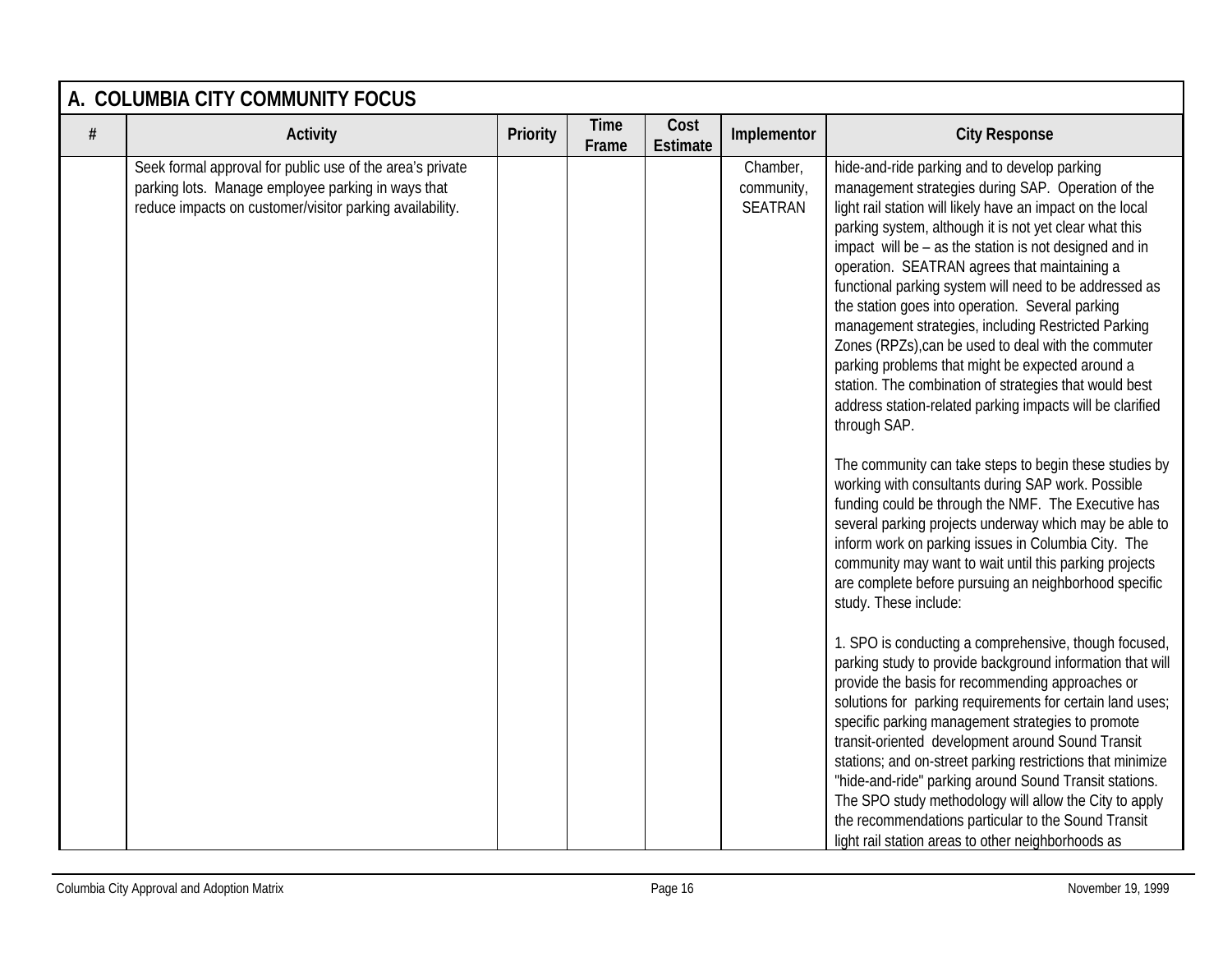## A. COLUMBIA CITY COMMUNITY FOCUS

| # | Activity | Priority | Time Frame | Cost Estimate | Implementor | City Response |
|---|---|---|---|---|---|---|
| | Seek formal approval for public use of the area's private parking lots. Manage employee parking in ways that reduce impacts on customer/visitor parking availability. | | | | Chamber, community, SEATRAN | hide-and-ride parking and to develop parking management strategies during SAP. Operation of the light rail station will likely have an impact on the local parking system, although it is not yet clear what this impact will be – as the station is not designed and in operation. SEATRAN agrees that maintaining a functional parking system will need to be addressed as the station goes into operation. Several parking management strategies, including Restricted Parking Zones (RPZs),can be used to deal with the commuter parking problems that might be expected around a station. The combination of strategies that would best address station-related parking impacts will be clarified through SAP.<br><br>The community can take steps to begin these studies by working with consultants during SAP work. Possible funding could be through the NMF. The Executive has several parking projects underway which may be able to inform work on parking issues in Columbia City. The community may want to wait until this parking projects are complete before pursuing an neighborhood specific study. These include:<br><br>1. SPO is conducting a comprehensive, though focused, parking study to provide background information that will provide the basis for recommending approaches or solutions for parking requirements for certain land uses; specific parking management strategies to promote transit-oriented development around Sound Transit stations; and on-street parking restrictions that minimize "hide-and-ride" parking around Sound Transit stations. The SPO study methodology will allow the City to apply the recommendations particular to the Sound Transit light rail station areas to other neighborhoods as |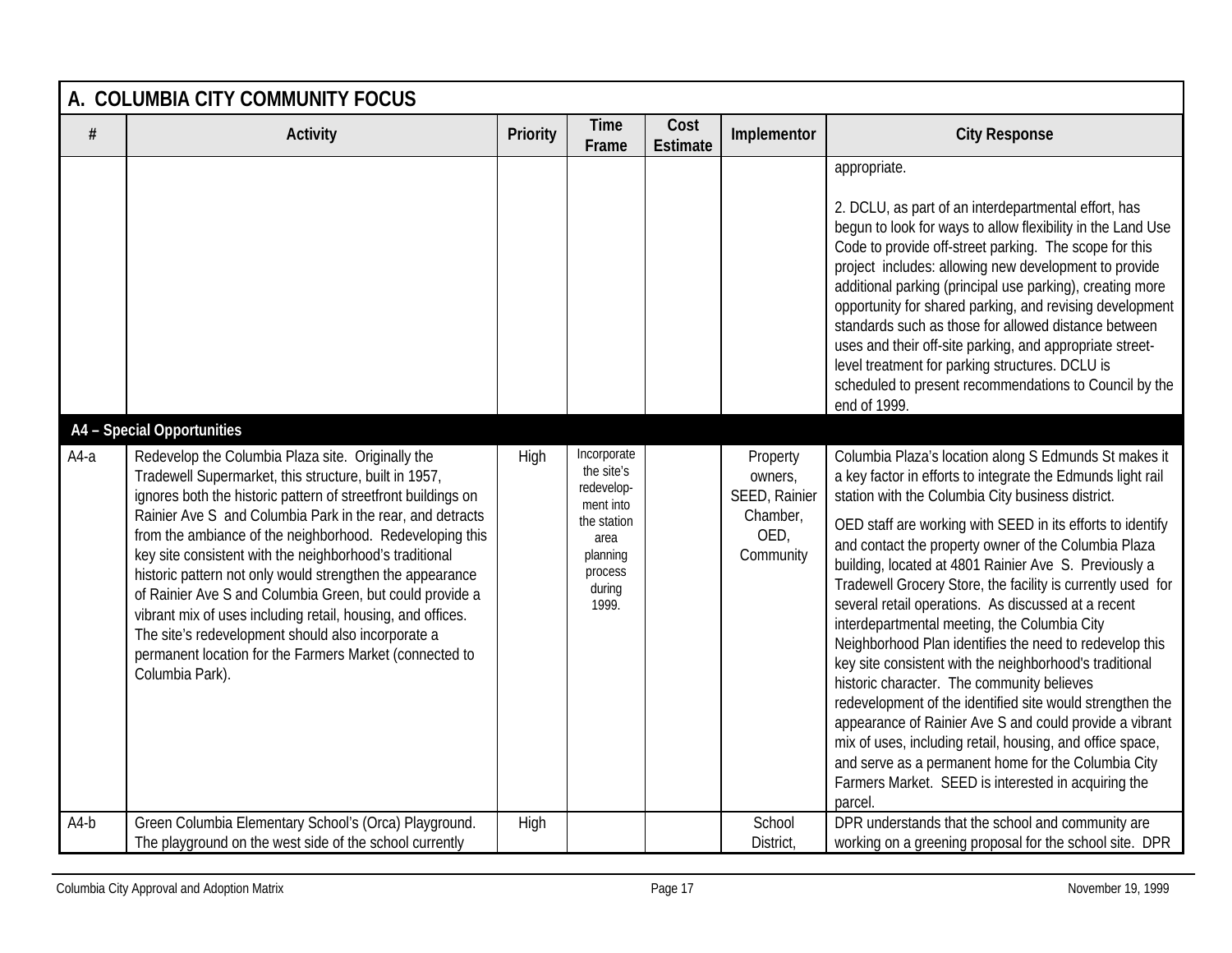## A. COLUMBIA CITY COMMUNITY FOCUS

| # | Activity | Priority | Time Frame | Cost Estimate | Implementor | City Response |
|---|---|---|---|---|---|---|
| | | | | | | appropriate.<br><br>2. DCLU, as part of an interdepartmental effort, has begun to look for ways to allow flexibility in the Land Use Code to provide off-street parking. The scope for this project includes: allowing new development to provide additional parking (principal use parking), creating more opportunity for shared parking, and revising development standards such as those for allowed distance between uses and their off-site parking, and appropriate street-level treatment for parking structures. DCLU is scheduled to present recommendations to Council by the end of 1999. |
| **A4 – Special Opportunities** | | | | | | |
| A4-a | Redevelop the Columbia Plaza site. Originally the Tradewell Supermarket, this structure, built in 1957, ignores both the historic pattern of streetfront buildings on Rainier Ave S and Columbia Park in the rear, and detracts from the ambiance of the neighborhood. Redeveloping this key site consistent with the neighborhood's traditional historic pattern not only would strengthen the appearance of Rainier Ave S and Columbia Green, but could provide a vibrant mix of uses including retail, housing, and offices. The site's redevelopment should also incorporate a permanent location for the Farmers Market (connected to Columbia Park). | High | Incorporate the site's redevelopment into the station area planning process during 1999. | | Property owners, SEED, Rainier Chamber, OED, Community | Columbia Plaza's location along S Edmunds St makes it a key factor in efforts to integrate the Edmunds light rail station with the Columbia City business district.<br><br>OED staff are working with SEED in its efforts to identify and contact the property owner of the Columbia Plaza building, located at 4801 Rainier Ave S. Previously a Tradewell Grocery Store, the facility is currently used for several retail operations. As discussed at a recent interdepartmental meeting, the Columbia City Neighborhood Plan identifies the need to redevelop this key site consistent with the neighborhood's traditional historic character. The community believes redevelopment of the identified site would strengthen the appearance of Rainier Ave S and could provide a vibrant mix of uses, including retail, housing, and office space, and serve as a permanent home for the Columbia City Farmers Market. SEED is interested in acquiring the parcel. |
| A4-b | Green Columbia Elementary School's (Orca) Playground. The playground on the west side of the school currently | High | | | School District, | DPR understands that the school and community are working on a greening proposal for the school site. DPR |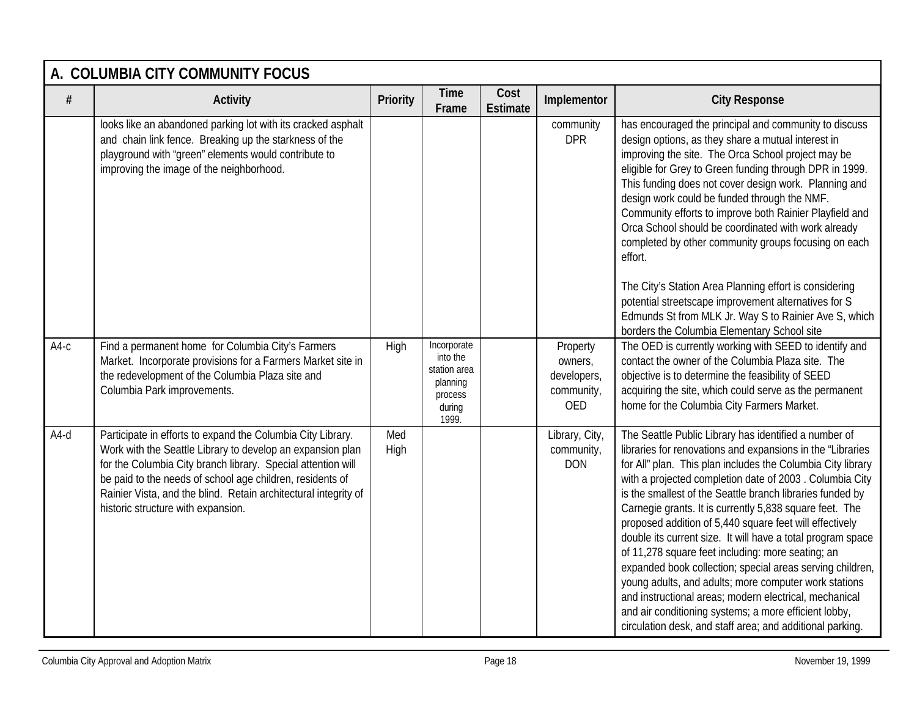## A. COLUMBIA CITY COMMUNITY FOCUS

| # | Activity | Priority | Time Frame | Cost Estimate | Implementor | City Response |
|---|---|---|---|---|---|---|
| | looks like an abandoned parking lot with its cracked asphalt and chain link fence. Breaking up the starkness of the playground with "green" elements would contribute to improving the image of the neighborhood. | | | | community DPR | has encouraged the principal and community to discuss design options, as they share a mutual interest in improving the site. The Orca School project may be eligible for Grey to Green funding through DPR in 1999. This funding does not cover design work. Planning and design work could be funded through the NMF. Community efforts to improve both Rainier Playfield and Orca School should be coordinated with work already completed by other community groups focusing on each effort.<br><br>The City's Station Area Planning effort is considering potential streetscape improvement alternatives for S Edmunds St from MLK Jr. Way S to Rainier Ave S, which borders the Columbia Elementary School site |
| A4-c | Find a permanent home for Columbia City's Farmers Market. Incorporate provisions for a Farmers Market site in the redevelopment of the Columbia Plaza site and Columbia Park improvements. | High | Incorporate into the station area planning process during 1999. | | Property owners, developers, community, OED | The OED is currently working with SEED to identify and contact the owner of the Columbia Plaza site. The objective is to determine the feasibility of SEED acquiring the site, which could serve as the permanent home for the Columbia City Farmers Market. |
| A4-d | Participate in efforts to expand the Columbia City Library. Work with the Seattle Library to develop an expansion plan for the Columbia City branch library. Special attention will be paid to the needs of school age children, residents of Rainier Vista, and the blind. Retain architectural integrity of historic structure with expansion. | Med High | | | Library, City, community, DON | The Seattle Public Library has identified a number of libraries for renovations and expansions in the "Libraries for All" plan. This plan includes the Columbia City library with a projected completion date of 2003 . Columbia City is the smallest of the Seattle branch libraries funded by Carnegie grants. It is currently 5,838 square feet. The proposed addition of 5,440 square feet will effectively double its current size. It will have a total program space of 11,278 square feet including: more seating; an expanded book collection; special areas serving children, young adults, and adults; more computer work stations and instructional areas; modern electrical, mechanical and air conditioning systems; a more efficient lobby, circulation desk, and staff area; and additional parking. |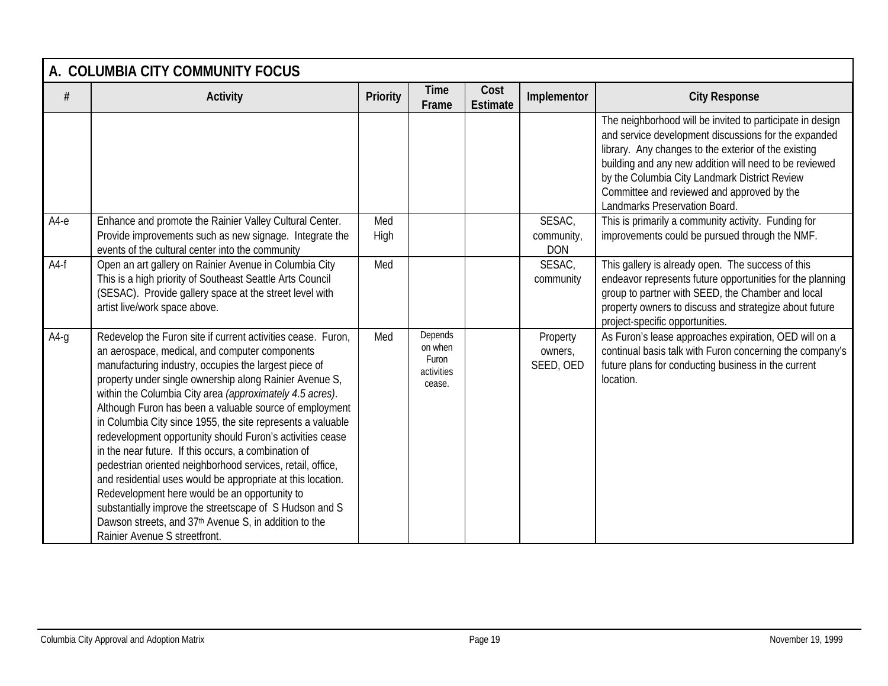## A. COLUMBIA CITY COMMUNITY FOCUS

| # | Activity | Priority | Time Frame | Cost Estimate | Implementor | City Response |
|---|---|---|---|---|---|---|
| | | | | | | The neighborhood will be invited to participate in design and service development discussions for the expanded library. Any changes to the exterior of the existing building and any new addition will need to be reviewed by the Columbia City Landmark District Review Committee and reviewed and approved by the Landmarks Preservation Board. |
| A4-e | Enhance and promote the Rainier Valley Cultural Center. Provide improvements such as new signage. Integrate the events of the cultural center into the community | Med High | | | SESAC, community, DON | This is primarily a community activity. Funding for improvements could be pursued through the NMF. |
| A4-f | Open an art gallery on Rainier Avenue in Columbia City This is a high priority of Southeast Seattle Arts Council (SESAC). Provide gallery space at the street level with artist live/work space above. | Med | | | SESAC, community | This gallery is already open. The success of this endeavor represents future opportunities for the planning group to partner with SEED, the Chamber and local property owners to discuss and strategize about future project-specific opportunities. |
| A4-g | Redevelop the Furon site if current activities cease. Furon, an aerospace, medical, and computer components manufacturing industry, occupies the largest piece of property under single ownership along Rainier Avenue S, within the Columbia City area *(approximately 4.5 acres)*. Although Furon has been a valuable source of employment in Columbia City since 1955, the site represents a valuable redevelopment opportunity should Furon's activities cease in the near future. If this occurs, a combination of pedestrian oriented neighborhood services, retail, office, and residential uses would be appropriate at this location. Redevelopment here would be an opportunity to substantially improve the streetscape of S Hudson and S Dawson streets, and 37th Avenue S, in addition to the Rainier Avenue S streetfront. | Med | Depends on when Furon activities cease. | | Property owners, SEED, OED | As Furon's lease approaches expiration, OED will on a continual basis talk with Furon concerning the company's future plans for conducting business in the current location. |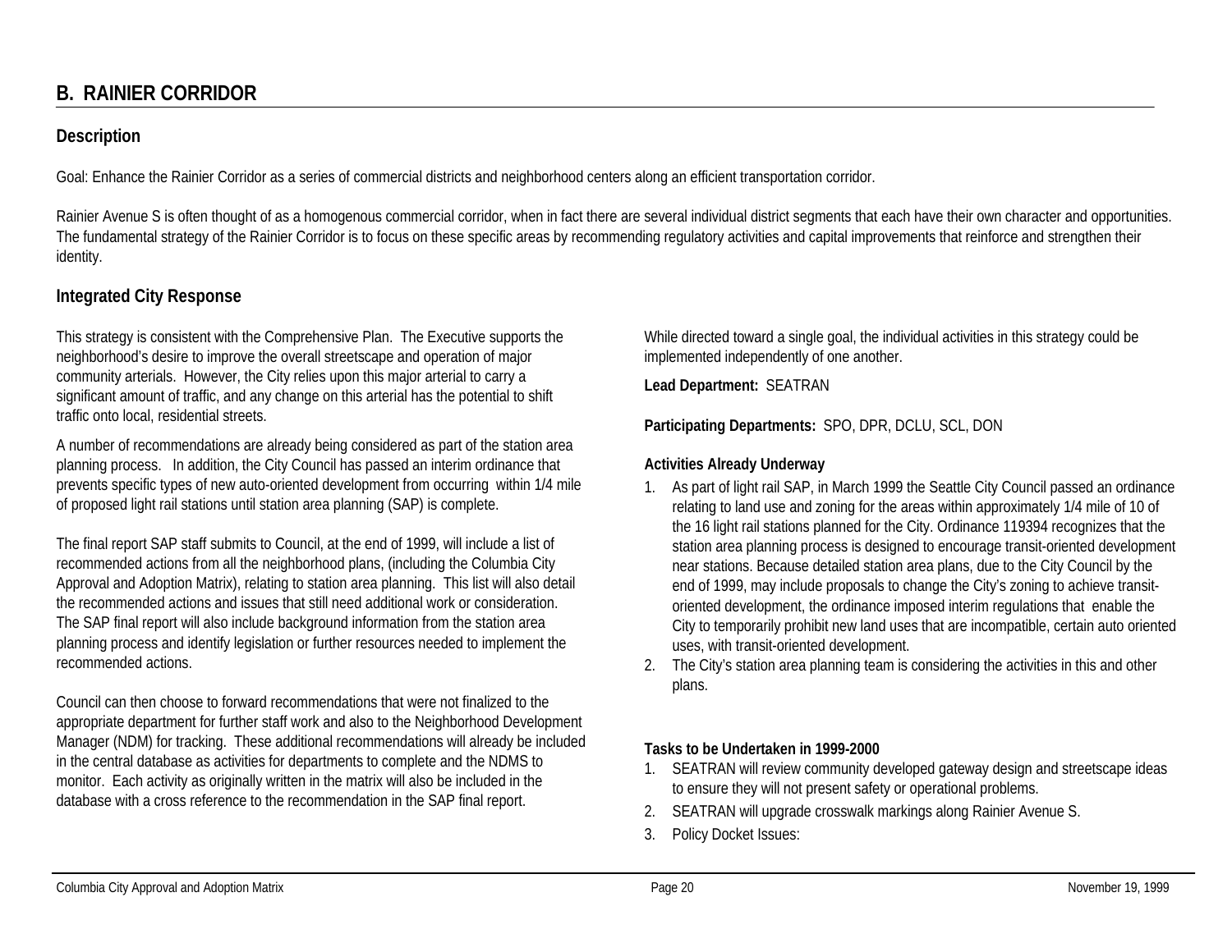## B. RAINIER CORRIDOR

### Description

Goal: Enhance the Rainier Corridor as a series of commercial districts and neighborhood centers along an efficient transportation corridor.

Rainier Avenue S is often thought of as a homogenous commercial corridor, when in fact there are several individual district segments that each have their own character and opportunities. The fundamental strategy of the Rainier Corridor is to focus on these specific areas by recommending regulatory activities and capital improvements that reinforce and strengthen their identity.

### Integrated City Response

This strategy is consistent with the Comprehensive Plan. The Executive supports the neighborhood's desire to improve the overall streetscape and operation of major community arterials. However, the City relies upon this major arterial to carry a significant amount of traffic, and any change on this arterial has the potential to shift traffic onto local, residential streets.

A number of recommendations are already being considered as part of the station area planning process. In addition, the City Council has passed an interim ordinance that prevents specific types of new auto-oriented development from occurring within 1/4 mile of proposed light rail stations until station area planning (SAP) is complete.

The final report SAP staff submits to Council, at the end of 1999, will include a list of recommended actions from all the neighborhood plans, (including the Columbia City Approval and Adoption Matrix), relating to station area planning. This list will also detail the recommended actions and issues that still need additional work or consideration. The SAP final report will also include background information from the station area planning process and identify legislation or further resources needed to implement the recommended actions.

Council can then choose to forward recommendations that were not finalized to the appropriate department for further staff work and also to the Neighborhood Development Manager (NDM) for tracking. These additional recommendations will already be included in the central database as activities for departments to complete and the NDMS to monitor. Each activity as originally written in the matrix will also be included in the database with a cross reference to the recommendation in the SAP final report.

While directed toward a single goal, the individual activities in this strategy could be implemented independently of one another.

**Lead Department:** SEATRAN

**Participating Departments:** SPO, DPR, DCLU, SCL, DON

**Activities Already Underway**

1. As part of light rail SAP, in March 1999 the Seattle City Council passed an ordinance relating to land use and zoning for the areas within approximately 1/4 mile of 10 of the 16 light rail stations planned for the City. Ordinance 119394 recognizes that the station area planning process is designed to encourage transit-oriented development near stations. Because detailed station area plans, due to the City Council by the end of 1999, may include proposals to change the City's zoning to achieve transit-oriented development, the ordinance imposed interim regulations that enable the City to temporarily prohibit new land uses that are incompatible, certain auto oriented uses, with transit-oriented development.
2. The City's station area planning team is considering the activities in this and other plans.

**Tasks to be Undertaken in 1999-2000**

1. SEATRAN will review community developed gateway design and streetscape ideas to ensure they will not present safety or operational problems.
2. SEATRAN will upgrade crosswalk markings along Rainier Avenue S.
3. Policy Docket Issues: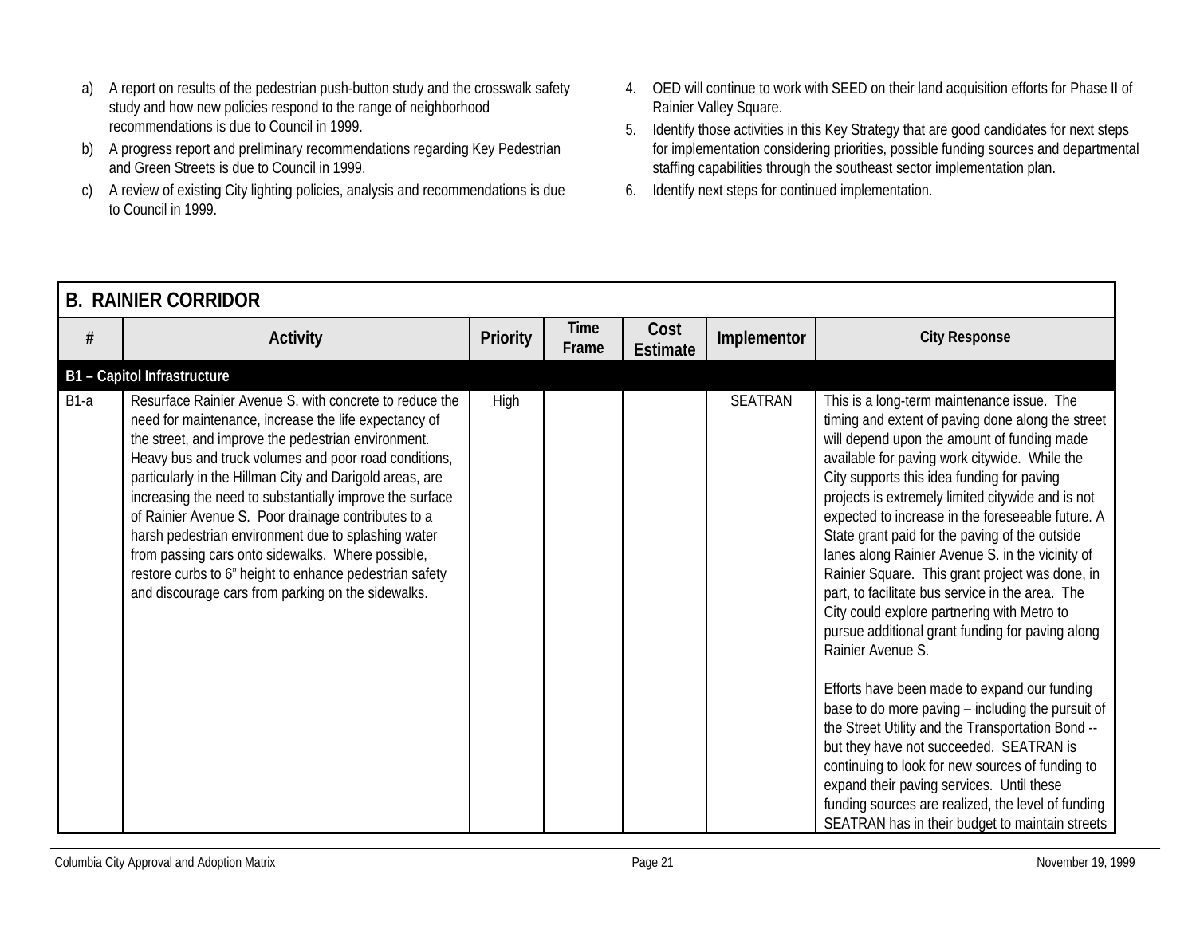a) A report on results of the pedestrian push-button study and the crosswalk safety study and how new policies respond to the range of neighborhood recommendations is due to Council in 1999.

b) A progress report and preliminary recommendations regarding Key Pedestrian and Green Streets is due to Council in 1999.

c) A review of existing City lighting policies, analysis and recommendations is due to Council in 1999.

4. OED will continue to work with SEED on their land acquisition efforts for Phase II of Rainier Valley Square.

5. Identify those activities in this Key Strategy that are good candidates for next steps for implementation considering priorities, possible funding sources and departmental staffing capabilities through the southeast sector implementation plan.

6. Identify next steps for continued implementation.

| B. RAINIER CORRIDOR | | | | | | |
|---|---|---|---|---|---|---|
| # | Activity | Priority | Time Frame | Cost Estimate | Implementor | City Response |
| **B1 – Capitol Infrastructure** | | | | | | |
| B1-a | Resurface Rainier Avenue S. with concrete to reduce the need for maintenance, increase the life expectancy of the street, and improve the pedestrian environment. Heavy bus and truck volumes and poor road conditions, particularly in the Hillman City and Darigold areas, are increasing the need to substantially improve the surface of Rainier Avenue S. Poor drainage contributes to a harsh pedestrian environment due to splashing water from passing cars onto sidewalks. Where possible, restore curbs to 6" height to enhance pedestrian safety and discourage cars from parking on the sidewalks. | High | | | SEATRAN | This is a long-term maintenance issue. The timing and extent of paving done along the street will depend upon the amount of funding made available for paving work citywide. While the City supports this idea funding for paving projects is extremely limited citywide and is not expected to increase in the foreseeable future. A State grant paid for the paving of the outside lanes along Rainier Avenue S. in the vicinity of Rainier Square. This grant project was done, in part, to facilitate bus service in the area. The City could explore partnering with Metro to pursue additional grant funding for paving along Rainier Avenue S.<br><br>Efforts have been made to expand our funding base to do more paving – including the pursuit of the Street Utility and the Transportation Bond -- but they have not succeeded. SEATRAN is continuing to look for new sources of funding to expand their paving services. Until these funding sources are realized, the level of funding SEATRAN has in their budget to maintain streets |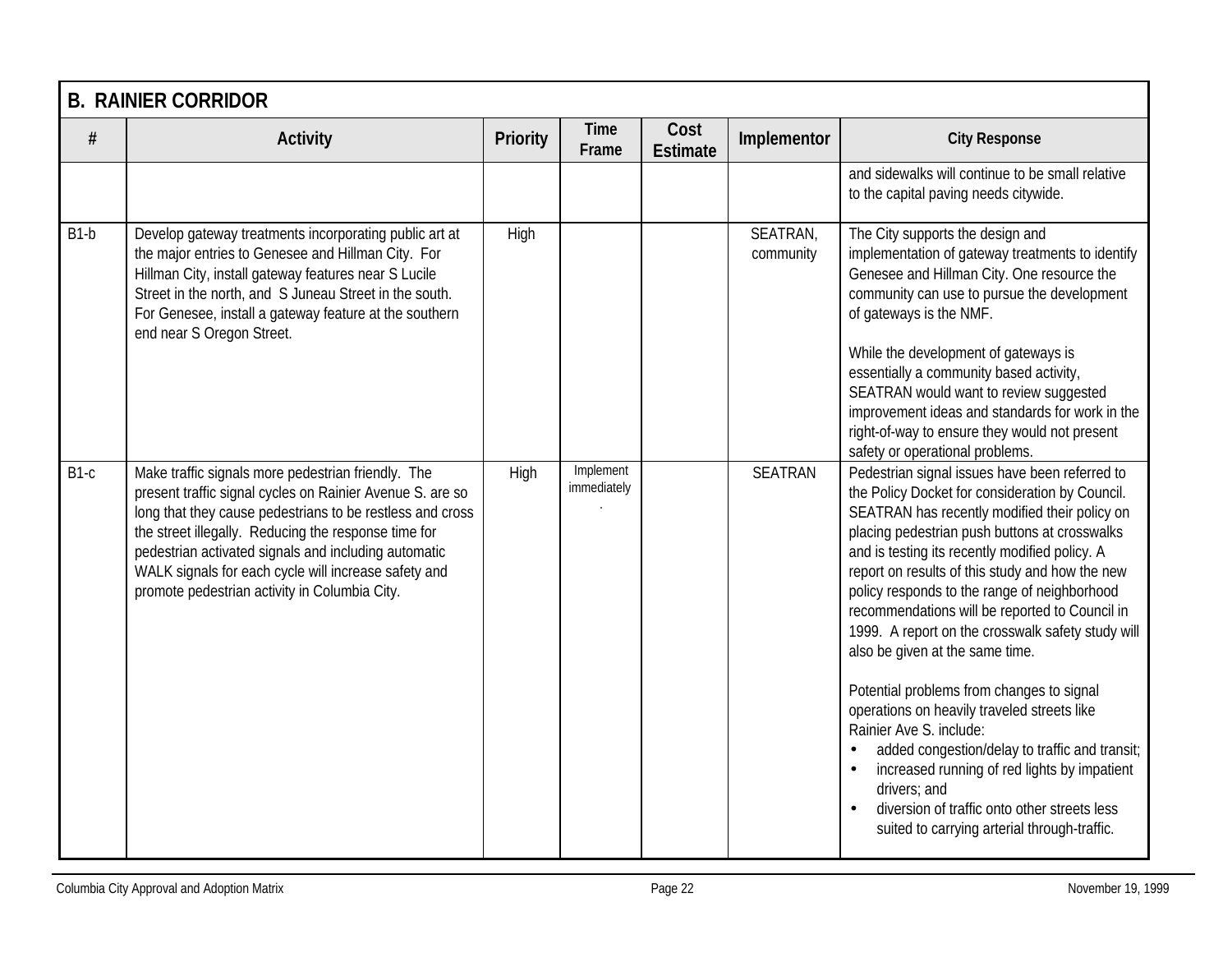| B. RAINIER CORRIDOR | | | | | | |
|---|---|---|---|---|---|---|
| # | Activity | Priority | Time Frame | Cost Estimate | Implementor | City Response |
| | | | | | | and sidewalks will continue to be small relative to the capital paving needs citywide. |
| B1-b | Develop gateway treatments incorporating public art at the major entries to Genesee and Hillman City. For Hillman City, install gateway features near S Lucile Street in the north, and S Juneau Street in the south. For Genesee, install a gateway feature at the southern end near S Oregon Street. | High | | | SEATRAN, community | The City supports the design and implementation of gateway treatments to identify Genesee and Hillman City. One resource the community can use to pursue the development of gateways is the NMF.<br><br>While the development of gateways is essentially a community based activity, SEATRAN would want to review suggested improvement ideas and standards for work in the right-of-way to ensure they would not present safety or operational problems. |
| B1-c | Make traffic signals more pedestrian friendly. The present traffic signal cycles on Rainier Avenue S. are so long that they cause pedestrians to be restless and cross the street illegally. Reducing the response time for pedestrian activated signals and including automatic WALK signals for each cycle will increase safety and promote pedestrian activity in Columbia City. | High | Implement immediately. | | SEATRAN | Pedestrian signal issues have been referred to the Policy Docket for consideration by Council. SEATRAN has recently modified their policy on placing pedestrian push buttons at crosswalks and is testing its recently modified policy. A report on results of this study and how the new policy responds to the range of neighborhood recommendations will be reported to Council in 1999. A report on the crosswalk safety study will also be given at the same time.<br><br>Potential problems from changes to signal operations on heavily traveled streets like Rainier Ave S. include:<br>• added congestion/delay to traffic and transit;<br>• increased running of red lights by impatient drivers; and<br>• diversion of traffic onto other streets less suited to carrying arterial through-traffic. |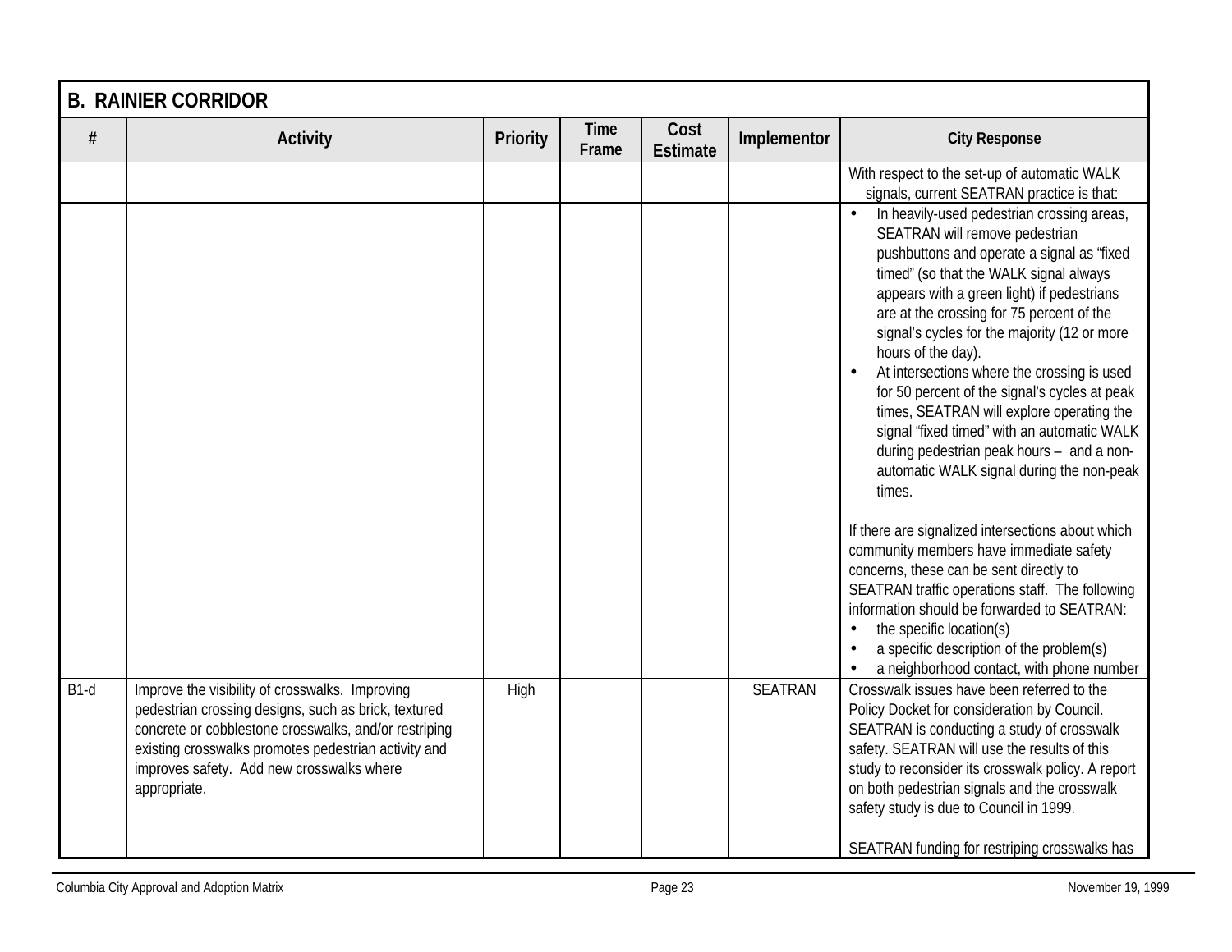## B. RAINIER CORRIDOR

| # | Activity | Priority | Time Frame | Cost Estimate | Implementor | City Response |
|---|---|---|---|---|---|---|
| | | | | | | With respect to the set-up of automatic WALK signals, current SEATRAN practice is that: |
| | | | | | | • In heavily-used pedestrian crossing areas, SEATRAN will remove pedestrian pushbuttons and operate a signal as "fixed timed" (so that the WALK signal always appears with a green light) if pedestrians are at the crossing for 75 percent of the signal's cycles for the majority (12 or more hours of the day).<br>• At intersections where the crossing is used for 50 percent of the signal's cycles at peak times, SEATRAN will explore operating the signal "fixed timed" with an automatic WALK during pedestrian peak hours – and a non-automatic WALK signal during the non-peak times.<br><br>If there are signalized intersections about which community members have immediate safety concerns, these can be sent directly to SEATRAN traffic operations staff. The following information should be forwarded to SEATRAN:<br>• the specific location(s)<br>• a specific description of the problem(s)<br>• a neighborhood contact, with phone number |
| B1-d | Improve the visibility of crosswalks. Improving pedestrian crossing designs, such as brick, textured concrete or cobblestone crosswalks, and/or restriping existing crosswalks promotes pedestrian activity and improves safety. Add new crosswalks where appropriate. | High | | | SEATRAN | Crosswalk issues have been referred to the Policy Docket for consideration by Council. SEATRAN is conducting a study of crosswalk safety. SEATRAN will use the results of this study to reconsider its crosswalk policy. A report on both pedestrian signals and the crosswalk safety study is due to Council in 1999.<br><br>SEATRAN funding for restriping crosswalks has |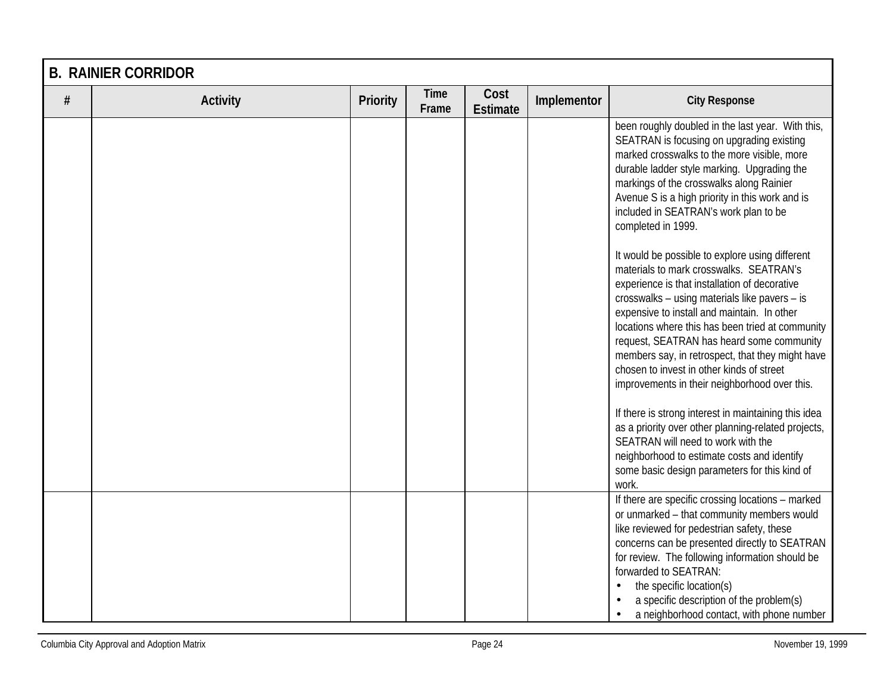| B. RAINIER CORRIDOR | | | | | | |
|---|---|---|---|---|---|---|
| # | Activity | Priority | Time Frame | Cost Estimate | Implementor | City Response |
| | | | | | | been roughly doubled in the last year. With this, SEATRAN is focusing on upgrading existing marked crosswalks to the more visible, more durable ladder style marking. Upgrading the markings of the crosswalks along Rainier Avenue S is a high priority in this work and is included in SEATRAN's work plan to be completed in 1999.<br><br>It would be possible to explore using different materials to mark crosswalks. SEATRAN's experience is that installation of decorative crosswalks – using materials like pavers – is expensive to install and maintain. In other locations where this has been tried at community request, SEATRAN has heard some community members say, in retrospect, that they might have chosen to invest in other kinds of street improvements in their neighborhood over this.<br><br>If there is strong interest in maintaining this idea as a priority over other planning-related projects, SEATRAN will need to work with the neighborhood to estimate costs and identify some basic design parameters for this kind of work. |
| | | | | | | If there are specific crossing locations – marked or unmarked – that community members would like reviewed for pedestrian safety, these concerns can be presented directly to SEATRAN for review. The following information should be forwarded to SEATRAN:<br>• the specific location(s)<br>• a specific description of the problem(s)<br>• a neighborhood contact, with phone number |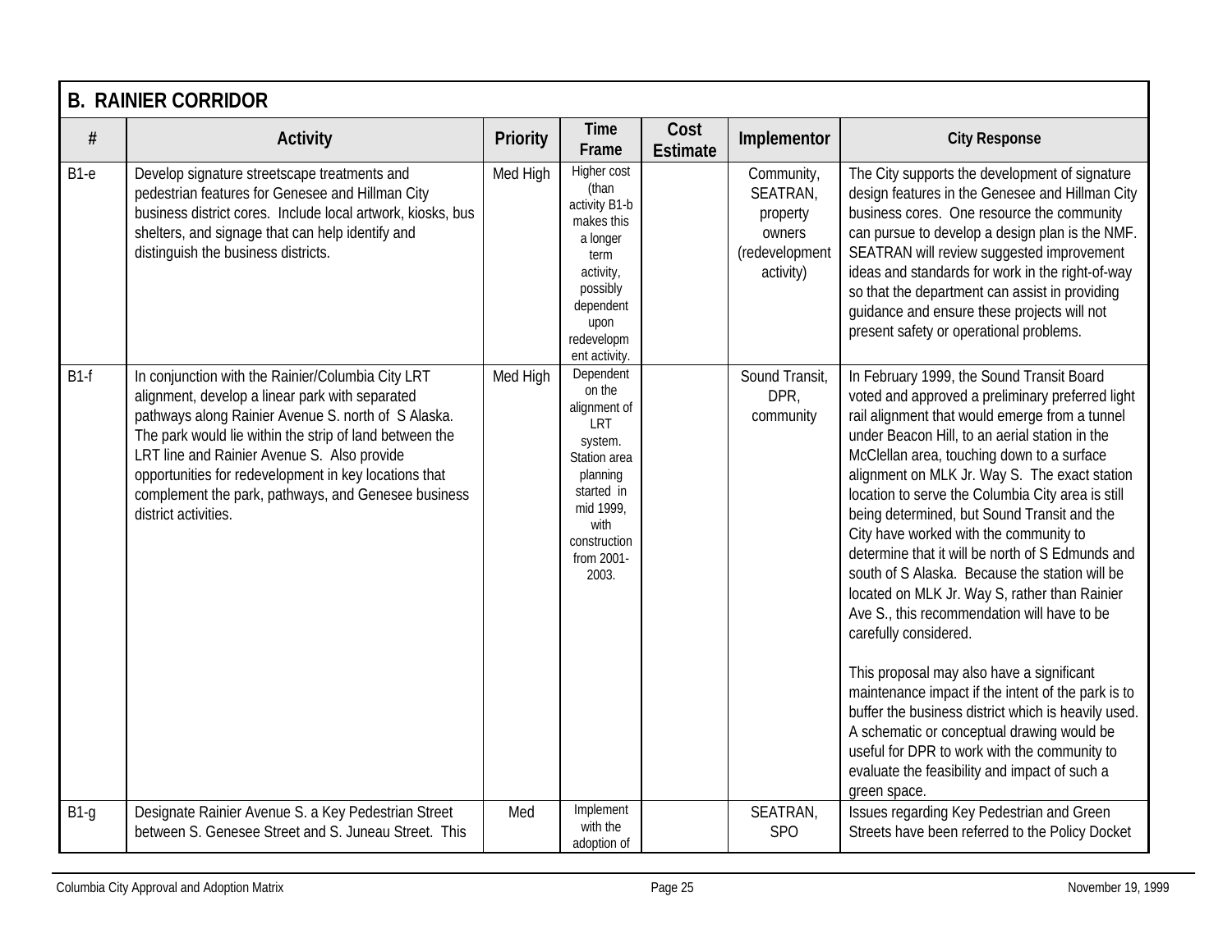## B. RAINIER CORRIDOR

| # | Activity | Priority | Time Frame | Cost Estimate | Implementor | City Response |
|---|---|---|---|---|---|---|
| B1-e | Develop signature streetscape treatments and pedestrian features for Genesee and Hillman City business district cores. Include local artwork, kiosks, bus shelters, and signage that can help identify and distinguish the business districts. | Med High | Higher cost (than activity B1-b makes this a longer term activity, possibly dependent upon redevelopment activity. | | Community, SEATRAN, property owners (redevelopment activity) | The City supports the development of signature design features in the Genesee and Hillman City business cores. One resource the community can pursue to develop a design plan is the NMF. SEATRAN will review suggested improvement ideas and standards for work in the right-of-way so that the department can assist in providing guidance and ensure these projects will not present safety or operational problems. |
| B1-f | In conjunction with the Rainier/Columbia City LRT alignment, develop a linear park with separated pathways along Rainier Avenue S. north of S Alaska. The park would lie within the strip of land between the LRT line and Rainier Avenue S. Also provide opportunities for redevelopment in key locations that complement the park, pathways, and Genesee business district activities. | Med High | Dependent on the alignment of LRT system. Station area planning started in mid 1999, with construction from 2001-2003. | | Sound Transit, DPR, community | In February 1999, the Sound Transit Board voted and approved a preliminary preferred light rail alignment that would emerge from a tunnel under Beacon Hill, to an aerial station in the McClellan area, touching down to a surface alignment on MLK Jr. Way S. The exact station location to serve the Columbia City area is still being determined, but Sound Transit and the City have worked with the community to determine that it will be north of S Edmunds and south of S Alaska. Because the station will be located on MLK Jr. Way S, rather than Rainier Ave S., this recommendation will have to be carefully considered.<br><br>This proposal may also have a significant maintenance impact if the intent of the park is to buffer the business district which is heavily used. A schematic or conceptual drawing would be useful for DPR to work with the community to evaluate the feasibility and impact of such a green space. |
| B1-g | Designate Rainier Avenue S. a Key Pedestrian Street between S. Genesee Street and S. Juneau Street. This | Med | Implement with the adoption of | | SEATRAN, SPO | Issues regarding Key Pedestrian and Green Streets have been referred to the Policy Docket |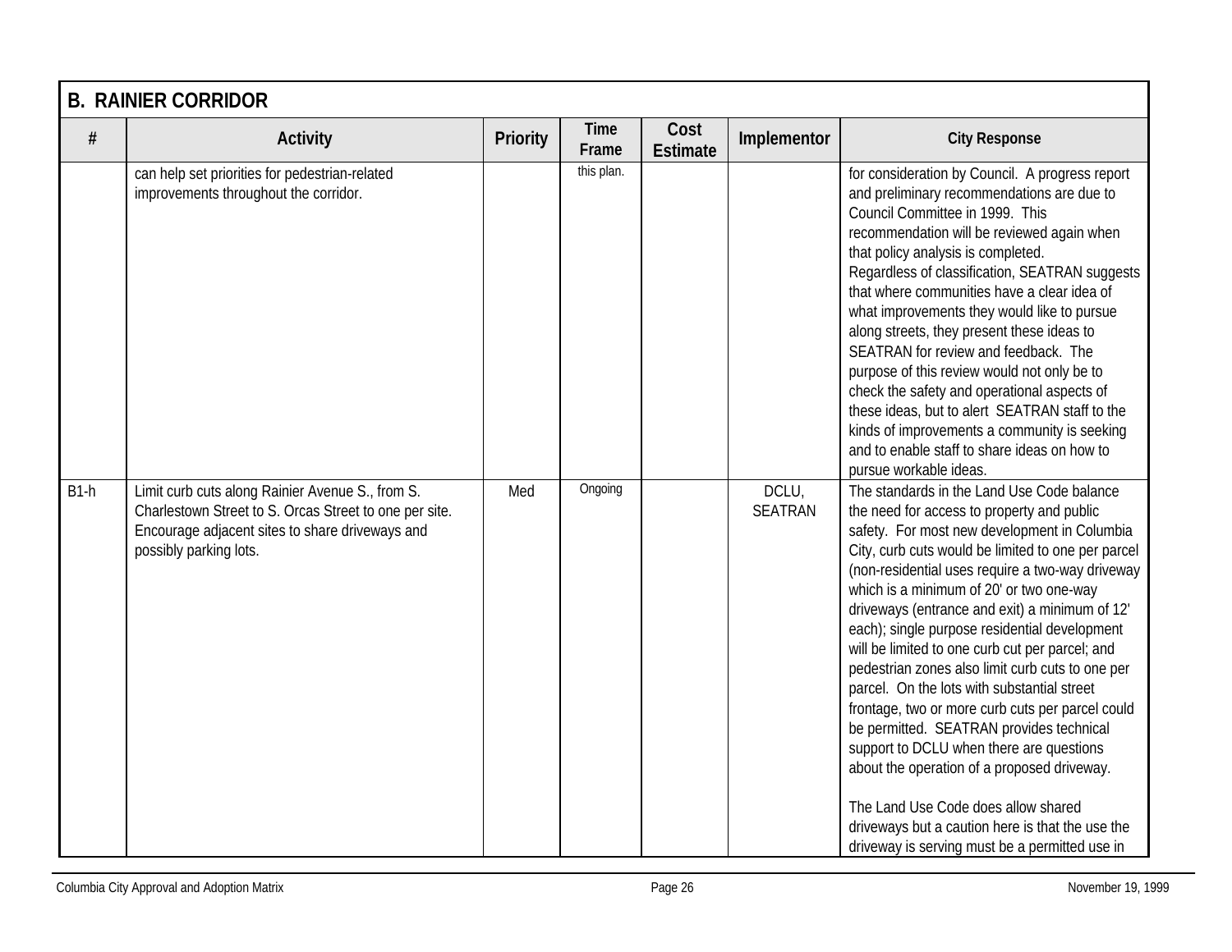## B. RAINIER CORRIDOR

| # | Activity | Priority | Time Frame | Cost Estimate | Implementor | City Response |
|---|---|---|---|---|---|---|
| | can help set priorities for pedestrian-related improvements throughout the corridor. | | this plan. | | | for consideration by Council. A progress report and preliminary recommendations are due to Council Committee in 1999. This recommendation will be reviewed again when that policy analysis is completed.<br>Regardless of classification, SEATRAN suggests that where communities have a clear idea of what improvements they would like to pursue along streets, they present these ideas to SEATRAN for review and feedback. The purpose of this review would not only be to check the safety and operational aspects of these ideas, but to alert SEATRAN staff to the kinds of improvements a community is seeking and to enable staff to share ideas on how to pursue workable ideas. |
| B1-h | Limit curb cuts along Rainier Avenue S., from S. Charlestown Street to S. Orcas Street to one per site. Encourage adjacent sites to share driveways and possibly parking lots. | Med | Ongoing | | DCLU, SEATRAN | The standards in the Land Use Code balance the need for access to property and public safety. For most new development in Columbia City, curb cuts would be limited to one per parcel (non-residential uses require a two-way driveway which is a minimum of 20' or two one-way driveways (entrance and exit) a minimum of 12' each); single purpose residential development will be limited to one curb cut per parcel; and pedestrian zones also limit curb cuts to one per parcel. On the lots with substantial street frontage, two or more curb cuts per parcel could be permitted. SEATRAN provides technical support to DCLU when there are questions about the operation of a proposed driveway.<br><br>The Land Use Code does allow shared driveways but a caution here is that the use the driveway is serving must be a permitted use in |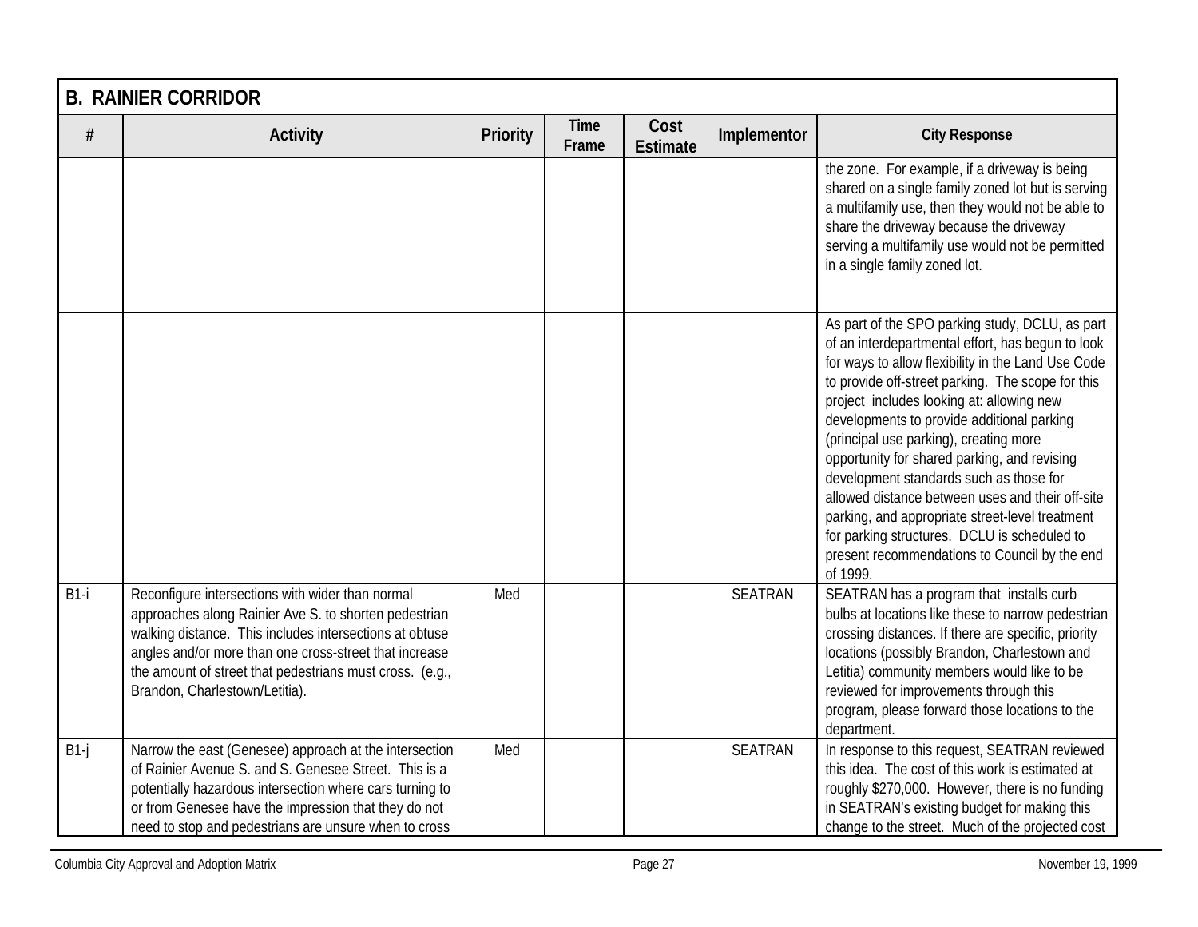| B. RAINIER CORRIDOR | | | | | | |
|---|---|---|---|---|---|---|
| # | Activity | Priority | Time Frame | Cost Estimate | Implementor | City Response |
| | | | | | | the zone. For example, if a driveway is being shared on a single family zoned lot but is serving a multifamily use, then they would not be able to share the driveway because the driveway serving a multifamily use would not be permitted in a single family zoned lot. |
| | | | | | | As part of the SPO parking study, DCLU, as part of an interdepartmental effort, has begun to look for ways to allow flexibility in the Land Use Code to provide off-street parking. The scope for this project includes looking at: allowing new developments to provide additional parking (principal use parking), creating more opportunity for shared parking, and revising development standards such as those for allowed distance between uses and their off-site parking, and appropriate street-level treatment for parking structures. DCLU is scheduled to present recommendations to Council by the end of 1999. |
| B1-i | Reconfigure intersections with wider than normal approaches along Rainier Ave S. to shorten pedestrian walking distance. This includes intersections at obtuse angles and/or more than one cross-street that increase the amount of street that pedestrians must cross. (e.g., Brandon, Charlestown/Letitia). | Med | | | SEATRAN | SEATRAN has a program that installs curb bulbs at locations like these to narrow pedestrian crossing distances. If there are specific, priority locations (possibly Brandon, Charlestown and Letitia) community members would like to be reviewed for improvements through this program, please forward those locations to the department. |
| B1-j | Narrow the east (Genesee) approach at the intersection of Rainier Avenue S. and S. Genesee Street. This is a potentially hazardous intersection where cars turning to or from Genesee have the impression that they do not need to stop and pedestrians are unsure when to cross | Med | | | SEATRAN | In response to this request, SEATRAN reviewed this idea. The cost of this work is estimated at roughly $270,000. However, there is no funding in SEATRAN's existing budget for making this change to the street. Much of the projected cost |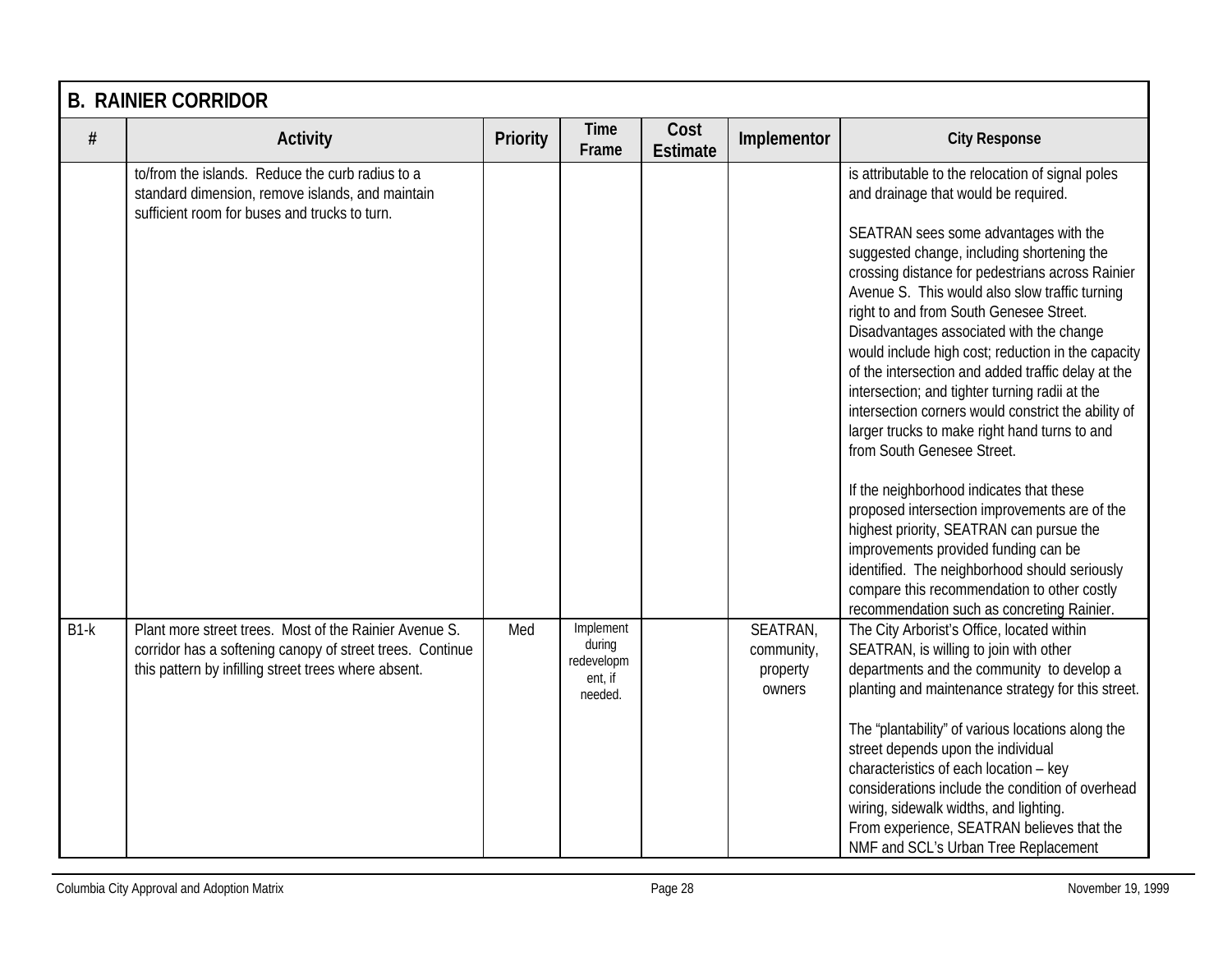## B. RAINIER CORRIDOR

| # | Activity | Priority | Time Frame | Cost Estimate | Implementor | City Response |
|---|---|---|---|---|---|---|
| | to/from the islands. Reduce the curb radius to a standard dimension, remove islands, and maintain sufficient room for buses and trucks to turn. | | | | | is attributable to the relocation of signal poles and drainage that would be required.<br><br>SEATRAN sees some advantages with the suggested change, including shortening the crossing distance for pedestrians across Rainier Avenue S. This would also slow traffic turning right to and from South Genesee Street. Disadvantages associated with the change would include high cost; reduction in the capacity of the intersection and added traffic delay at the intersection; and tighter turning radii at the intersection corners would constrict the ability of larger trucks to make right hand turns to and from South Genesee Street.<br><br>If the neighborhood indicates that these proposed intersection improvements are of the highest priority, SEATRAN can pursue the improvements provided funding can be identified. The neighborhood should seriously compare this recommendation to other costly recommendation such as concreting Rainier. |
| B1-k | Plant more street trees. Most of the Rainier Avenue S. corridor has a softening canopy of street trees. Continue this pattern by infilling street trees where absent. | Med | Implement during redevelopment, if needed. | | SEATRAN, community, property owners | The City Arborist's Office, located within SEATRAN, is willing to join with other departments and the community to develop a planting and maintenance strategy for this street.<br><br>The "plantability" of various locations along the street depends upon the individual characteristics of each location – key considerations include the condition of overhead wiring, sidewalk widths, and lighting.<br>From experience, SEATRAN believes that the NMF and SCL's Urban Tree Replacement |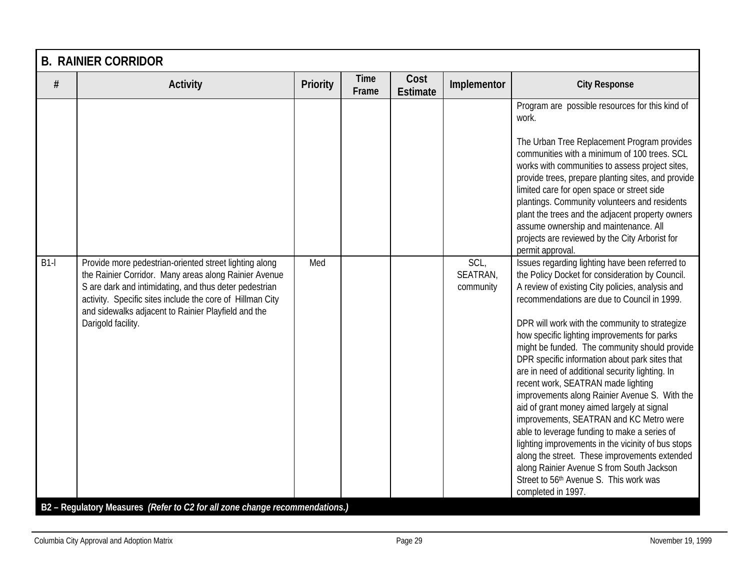## B. RAINIER CORRIDOR

| # | Activity | Priority | Time Frame | Cost Estimate | Implementor | City Response |
|---|---|---|---|---|---|---|
| | | | | | | Program are possible resources for this kind of work.<br><br>The Urban Tree Replacement Program provides communities with a minimum of 100 trees. SCL works with communities to assess project sites, provide trees, prepare planting sites, and provide limited care for open space or street side plantings. Community volunteers and residents plant the trees and the adjacent property owners assume ownership and maintenance. All projects are reviewed by the City Arborist for permit approval. |
| B1-l | Provide more pedestrian-oriented street lighting along the Rainier Corridor. Many areas along Rainier Avenue S are dark and intimidating, and thus deter pedestrian activity. Specific sites include the core of Hillman City and sidewalks adjacent to Rainier Playfield and the Darigold facility. | Med | | | SCL, SEATRAN, community | Issues regarding lighting have been referred to the Policy Docket for consideration by Council. A review of existing City policies, analysis and recommendations are due to Council in 1999.<br><br>DPR will work with the community to strategize how specific lighting improvements for parks might be funded. The community should provide DPR specific information about park sites that are in need of additional security lighting. In recent work, SEATRAN made lighting improvements along Rainier Avenue S. With the aid of grant money aimed largely at signal improvements, SEATRAN and KC Metro were able to leverage funding to make a series of lighting improvements in the vicinity of bus stops along the street. These improvements extended along Rainier Avenue S from South Jackson Street to 56th Avenue S. This work was completed in 1997. |
| **B2 – Regulatory Measures** ***(Refer to C2 for all zone change recommendations.)*** | | | | | | |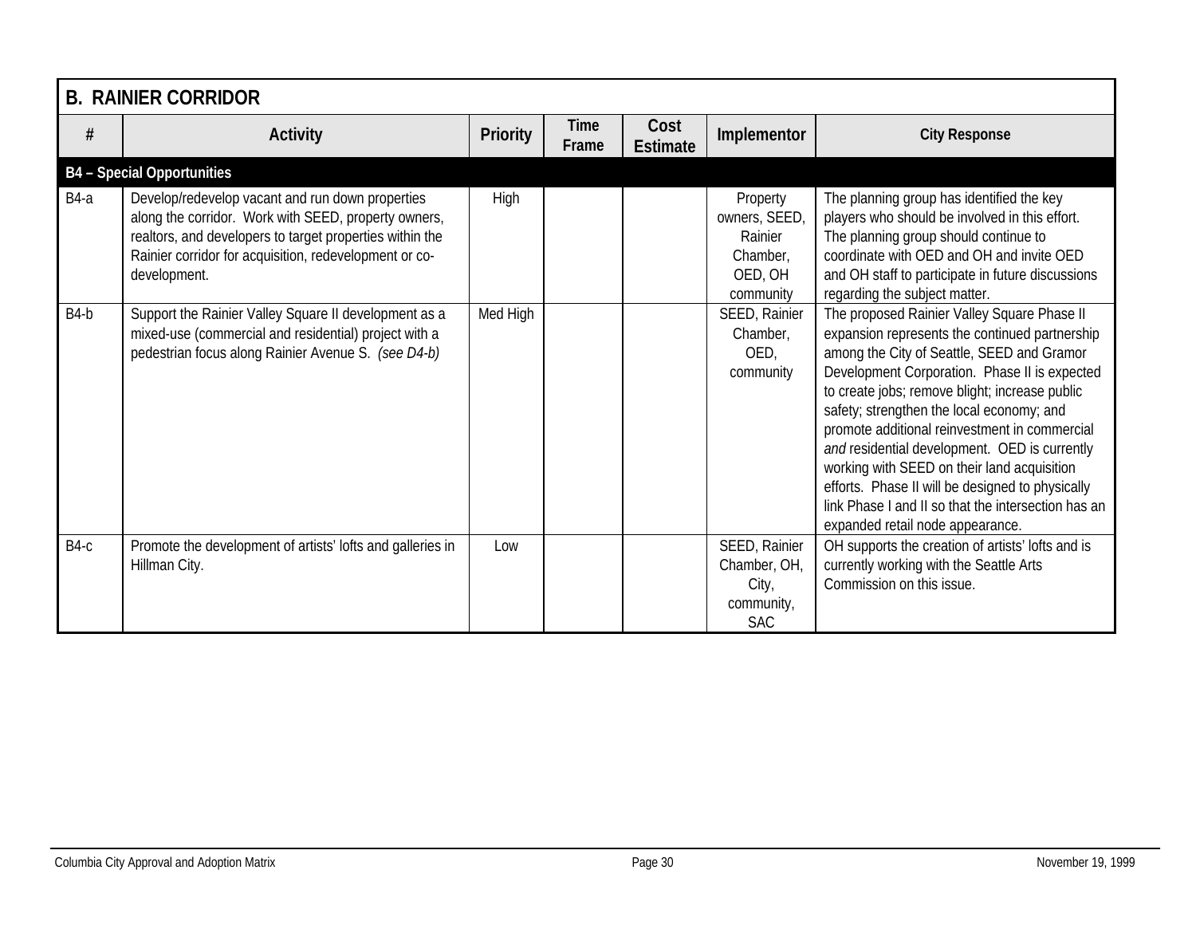## B. RAINIER CORRIDOR

| # | Activity | Priority | Time Frame | Cost Estimate | Implementor | City Response |
|---|---|---|---|---|---|---|
| **B4 – Special Opportunities** | | | | | | |
| B4-a | Develop/redevelop vacant and run down properties along the corridor. Work with SEED, property owners, realtors, and developers to target properties within the Rainier corridor for acquisition, redevelopment or co-development. | High | | | Property owners, SEED, Rainier Chamber, OED, OH community | The planning group has identified the key players who should be involved in this effort. The planning group should continue to coordinate with OED and OH and invite OED and OH staff to participate in future discussions regarding the subject matter. |
| B4-b | Support the Rainier Valley Square II development as a mixed-use (commercial and residential) project with a pedestrian focus along Rainier Avenue S. *(see D4-b)* | Med High | | | SEED, Rainier Chamber, OED, community | The proposed Rainier Valley Square Phase II expansion represents the continued partnership among the City of Seattle, SEED and Gramor Development Corporation. Phase II is expected to create jobs; remove blight; increase public safety; strengthen the local economy; and promote additional reinvestment in commercial *and* residential development. OED is currently working with SEED on their land acquisition efforts. Phase II will be designed to physically link Phase I and II so that the intersection has an expanded retail node appearance. |
| B4-c | Promote the development of artists' lofts and galleries in Hillman City. | Low | | | SEED, Rainier Chamber, OH, City, community, SAC | OH supports the creation of artists' lofts and is currently working with the Seattle Arts Commission on this issue. |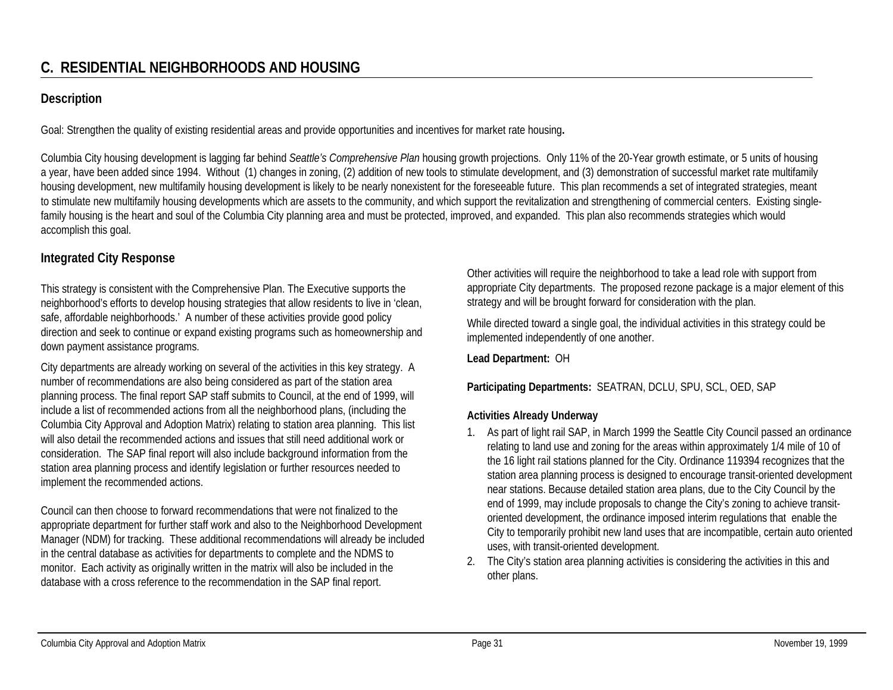## C. RESIDENTIAL NEIGHBORHOODS AND HOUSING

### Description

Goal: Strengthen the quality of existing residential areas and provide opportunities and incentives for market rate housing**.**

Columbia City housing development is lagging far behind *Seattle's Comprehensive Plan* housing growth projections. Only 11% of the 20-Year growth estimate, or 5 units of housing a year, have been added since 1994. Without (1) changes in zoning, (2) addition of new tools to stimulate development, and (3) demonstration of successful market rate multifamily housing development, new multifamily housing development is likely to be nearly nonexistent for the foreseeable future. This plan recommends a set of integrated strategies, meant to stimulate new multifamily housing developments which are assets to the community, and which support the revitalization and strengthening of commercial centers. Existing single-family housing is the heart and soul of the Columbia City planning area and must be protected, improved, and expanded. This plan also recommends strategies which would accomplish this goal.

### Integrated City Response

This strategy is consistent with the Comprehensive Plan. The Executive supports the neighborhood's efforts to develop housing strategies that allow residents to live in 'clean, safe, affordable neighborhoods.' A number of these activities provide good policy direction and seek to continue or expand existing programs such as homeownership and down payment assistance programs.

City departments are already working on several of the activities in this key strategy. A number of recommendations are also being considered as part of the station area planning process. The final report SAP staff submits to Council, at the end of 1999, will include a list of recommended actions from all the neighborhood plans, (including the Columbia City Approval and Adoption Matrix) relating to station area planning. This list will also detail the recommended actions and issues that still need additional work or consideration. The SAP final report will also include background information from the station area planning process and identify legislation or further resources needed to implement the recommended actions.

Council can then choose to forward recommendations that were not finalized to the appropriate department for further staff work and also to the Neighborhood Development Manager (NDM) for tracking. These additional recommendations will already be included in the central database as activities for departments to complete and the NDMS to monitor. Each activity as originally written in the matrix will also be included in the database with a cross reference to the recommendation in the SAP final report.

Other activities will require the neighborhood to take a lead role with support from appropriate City departments. The proposed rezone package is a major element of this strategy and will be brought forward for consideration with the plan.

While directed toward a single goal, the individual activities in this strategy could be implemented independently of one another.

**Lead Department:** OH

**Participating Departments:** SEATRAN, DCLU, SPU, SCL, OED, SAP

**Activities Already Underway**

1. As part of light rail SAP, in March 1999 the Seattle City Council passed an ordinance relating to land use and zoning for the areas within approximately 1/4 mile of 10 of the 16 light rail stations planned for the City. Ordinance 119394 recognizes that the station area planning process is designed to encourage transit-oriented development near stations. Because detailed station area plans, due to the City Council by the end of 1999, may include proposals to change the City's zoning to achieve transit-oriented development, the ordinance imposed interim regulations that enable the City to temporarily prohibit new land uses that are incompatible, certain auto oriented uses, with transit-oriented development.
2. The City's station area planning activities is considering the activities in this and other plans.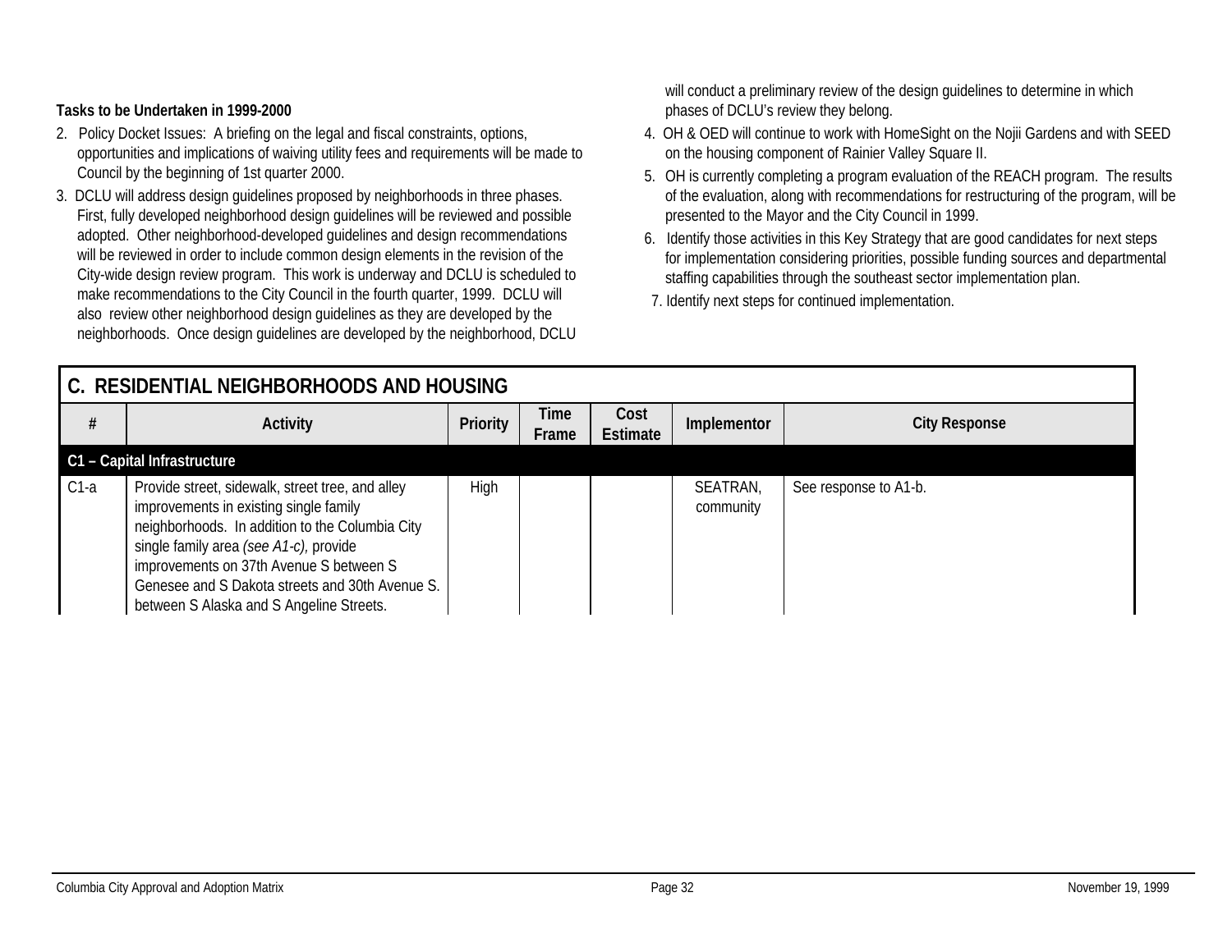**Tasks to be Undertaken in 1999-2000**

2. Policy Docket Issues: A briefing on the legal and fiscal constraints, options, opportunities and implications of waiving utility fees and requirements will be made to Council by the beginning of 1st quarter 2000.
3. DCLU will address design guidelines proposed by neighborhoods in three phases. First, fully developed neighborhood design guidelines will be reviewed and possible adopted. Other neighborhood-developed guidelines and design recommendations will be reviewed in order to include common design elements in the revision of the City-wide design review program. This work is underway and DCLU is scheduled to make recommendations to the City Council in the fourth quarter, 1999. DCLU will also review other neighborhood design guidelines as they are developed by the neighborhoods. Once design guidelines are developed by the neighborhood, DCLU will conduct a preliminary review of the design guidelines to determine in which phases of DCLU's review they belong.
4. OH & OED will continue to work with HomeSight on the Nojii Gardens and with SEED on the housing component of Rainier Valley Square II.
5. OH is currently completing a program evaluation of the REACH program. The results of the evaluation, along with recommendations for restructuring of the program, will be presented to the Mayor and the City Council in 1999.
6. Identify those activities in this Key Strategy that are good candidates for next steps for implementation considering priorities, possible funding sources and departmental staffing capabilities through the southeast sector implementation plan.
7. Identify next steps for continued implementation.

## C. RESIDENTIAL NEIGHBORHOODS AND HOUSING

| # | Activity | Priority | Time Frame | Cost Estimate | Implementor | City Response |
|---|---|---|---|---|---|---|
| **C1 – Capital Infrastructure** | | | | | | |
| C1-a | Provide street, sidewalk, street tree, and alley improvements in existing single family neighborhoods. In addition to the Columbia City single family area *(see A1-c)*, provide improvements on 37th Avenue S between S Genesee and S Dakota streets and 30th Avenue S. between S Alaska and S Angeline Streets. | High | | | SEATRAN, community | See response to A1-b. |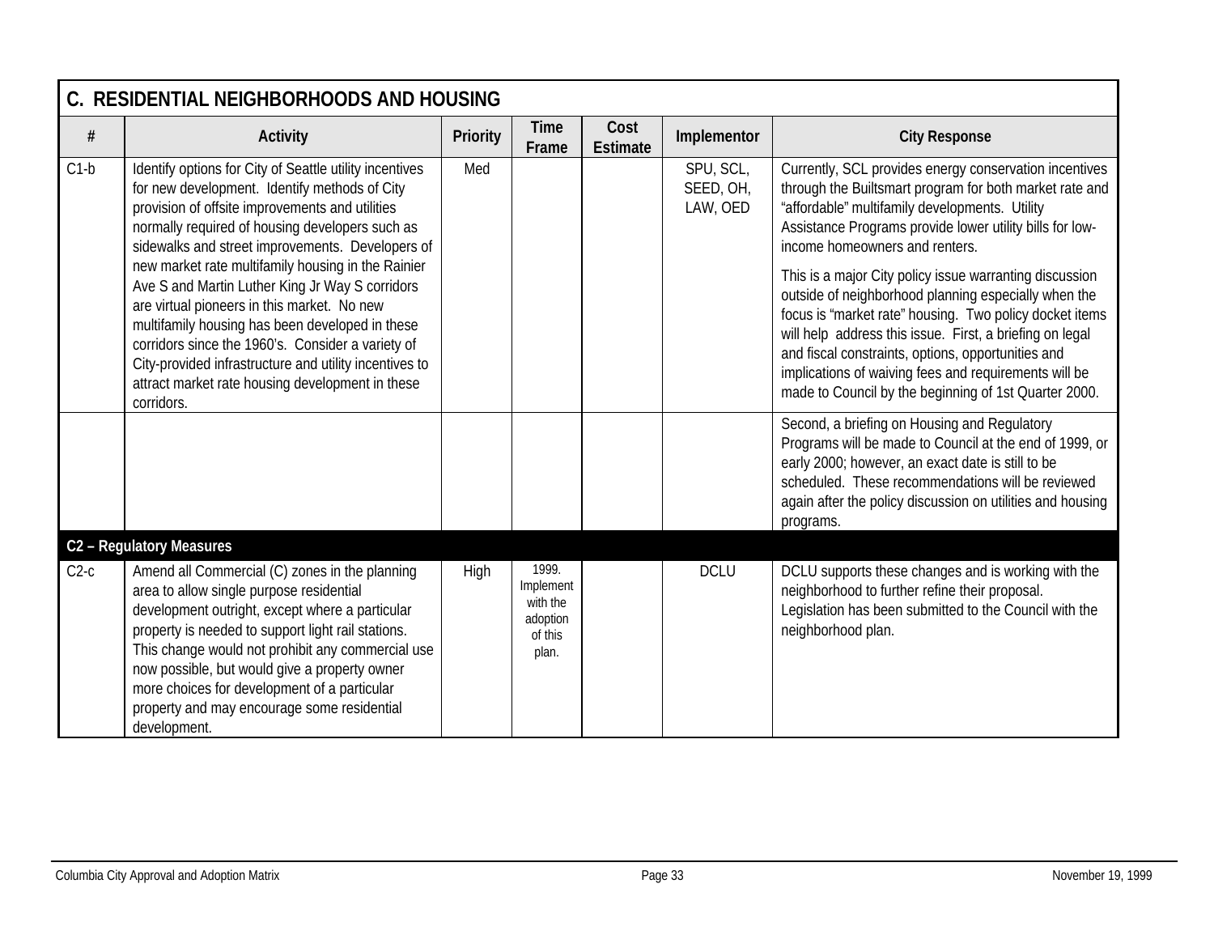## C. RESIDENTIAL NEIGHBORHOODS AND HOUSING

| # | Activity | Priority | Time Frame | Cost Estimate | Implementor | City Response |
|---|---|---|---|---|---|---|
| C1-b | Identify options for City of Seattle utility incentives for new development. Identify methods of City provision of offsite improvements and utilities normally required of housing developers such as sidewalks and street improvements. Developers of new market rate multifamily housing in the Rainier Ave S and Martin Luther King Jr Way S corridors are virtual pioneers in this market. No new multifamily housing has been developed in these corridors since the 1960's. Consider a variety of City-provided infrastructure and utility incentives to attract market rate housing development in these corridors. | Med | | | SPU, SCL, SEED, OH, LAW, OED | Currently, SCL provides energy conservation incentives through the Builtsmart program for both market rate and "affordable" multifamily developments. Utility Assistance Programs provide lower utility bills for low-income homeowners and renters. This is a major City policy issue warranting discussion outside of neighborhood planning especially when the focus is "market rate" housing. Two policy docket items will help address this issue. First, a briefing on legal and fiscal constraints, options, opportunities and implications of waiving fees and requirements will be made to Council by the beginning of 1st Quarter 2000. |
| | | | | | | Second, a briefing on Housing and Regulatory Programs will be made to Council at the end of 1999, or early 2000; however, an exact date is still to be scheduled. These recommendations will be reviewed again after the policy discussion on utilities and housing programs. |
| **C2 – Regulatory Measures** | | | | | | |
| C2-c | Amend all Commercial (C) zones in the planning area to allow single purpose residential development outright, except where a particular property is needed to support light rail stations. This change would not prohibit any commercial use now possible, but would give a property owner more choices for development of a particular property and may encourage some residential development. | High | 1999. Implement with the adoption of this plan. | | DCLU | DCLU supports these changes and is working with the neighborhood to further refine their proposal. Legislation has been submitted to the Council with the neighborhood plan. |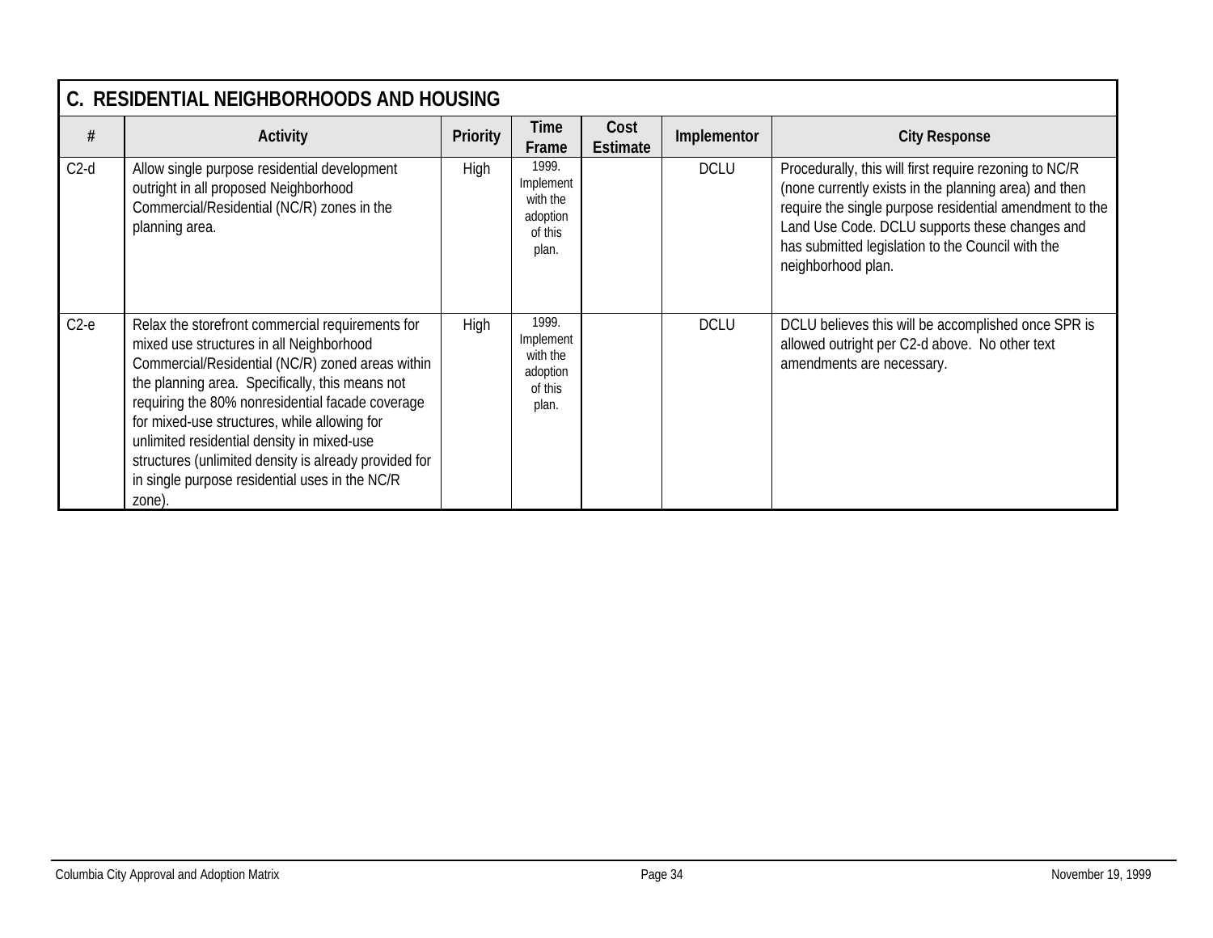## C. RESIDENTIAL NEIGHBORHOODS AND HOUSING

| # | Activity | Priority | Time Frame | Cost Estimate | Implementor | City Response |
|---|---|---|---|---|---|---|
| C2-d | Allow single purpose residential development outright in all proposed Neighborhood Commercial/Residential (NC/R) zones in the planning area. | High | 1999. Implement with the adoption of this plan. | | DCLU | Procedurally, this will first require rezoning to NC/R (none currently exists in the planning area) and then require the single purpose residential amendment to the Land Use Code. DCLU supports these changes and has submitted legislation to the Council with the neighborhood plan. |
| C2-e | Relax the storefront commercial requirements for mixed use structures in all Neighborhood Commercial/Residential (NC/R) zoned areas within the planning area. Specifically, this means not requiring the 80% nonresidential facade coverage for mixed-use structures, while allowing for unlimited residential density in mixed-use structures (unlimited density is already provided for in single purpose residential uses in the NC/R zone). | High | 1999. Implement with the adoption of this plan. | | DCLU | DCLU believes this will be accomplished once SPR is allowed outright per C2-d above. No other text amendments are necessary. |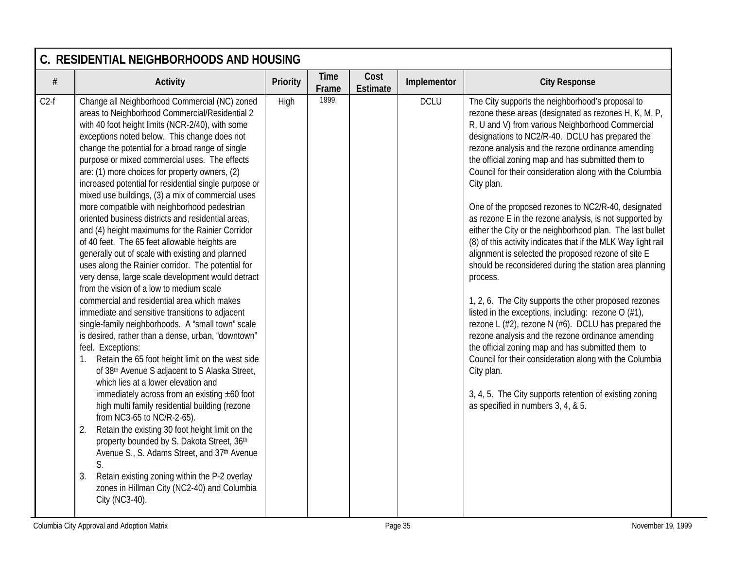## C. RESIDENTIAL NEIGHBORHOODS AND HOUSING

| # | Activity | Priority | Time Frame | Cost Estimate | Implementor | City Response |
|---|---|---|---|---|---|---|
| C2-f | Change all Neighborhood Commercial (NC) zoned areas to Neighborhood Commercial/Residential 2 with 40 foot height limits (NCR-2/40), with some exceptions noted below. This change does not change the potential for a broad range of single purpose or mixed commercial uses. The effects are: (1) more choices for property owners, (2) increased potential for residential single purpose or mixed use buildings, (3) a mix of commercial uses more compatible with neighborhood pedestrian oriented business districts and residential areas, and (4) height maximums for the Rainier Corridor of 40 feet. The 65 feet allowable heights are generally out of scale with existing and planned uses along the Rainier corridor. The potential for very dense, large scale development would detract from the vision of a low to medium scale commercial and residential area which makes immediate and sensitive transitions to adjacent single-family neighborhoods. A "small town" scale is desired, rather than a dense, urban, "downtown" feel. Exceptions:<br>1. Retain the 65 foot height limit on the west side of 38th Avenue S adjacent to S Alaska Street, which lies at a lower elevation and immediately across from an existing ±60 foot high multi family residential building (rezone from NC3-65 to NC/R-2-65).<br>2. Retain the existing 30 foot height limit on the property bounded by S. Dakota Street, 36th Avenue S., S. Adams Street, and 37th Avenue S.<br>3. Retain existing zoning within the P-2 overlay zones in Hillman City (NC2-40) and Columbia City (NC3-40). | High | 1999. | | DCLU | The City supports the neighborhood's proposal to rezone these areas (designated as rezones H, K, M, P, R, U and V) from various Neighborhood Commercial designations to NC2/R-40. DCLU has prepared the rezone analysis and the rezone ordinance amending the official zoning map and has submitted them to Council for their consideration along with the Columbia City plan.<br><br>One of the proposed rezones to NC2/R-40, designated as rezone E in the rezone analysis, is not supported by either the City or the neighborhood plan. The last bullet (8) of this activity indicates that if the MLK Way light rail alignment is selected the proposed rezone of site E should be reconsidered during the station area planning process.<br><br>1, 2, 6. The City supports the other proposed rezones listed in the exceptions, including: rezone O (#1), rezone L (#2), rezone N (#6). DCLU has prepared the rezone analysis and the rezone ordinance amending the official zoning map and has submitted them to Council for their consideration along with the Columbia City plan.<br><br>3, 4, 5. The City supports retention of existing zoning as specified in numbers 3, 4, & 5. |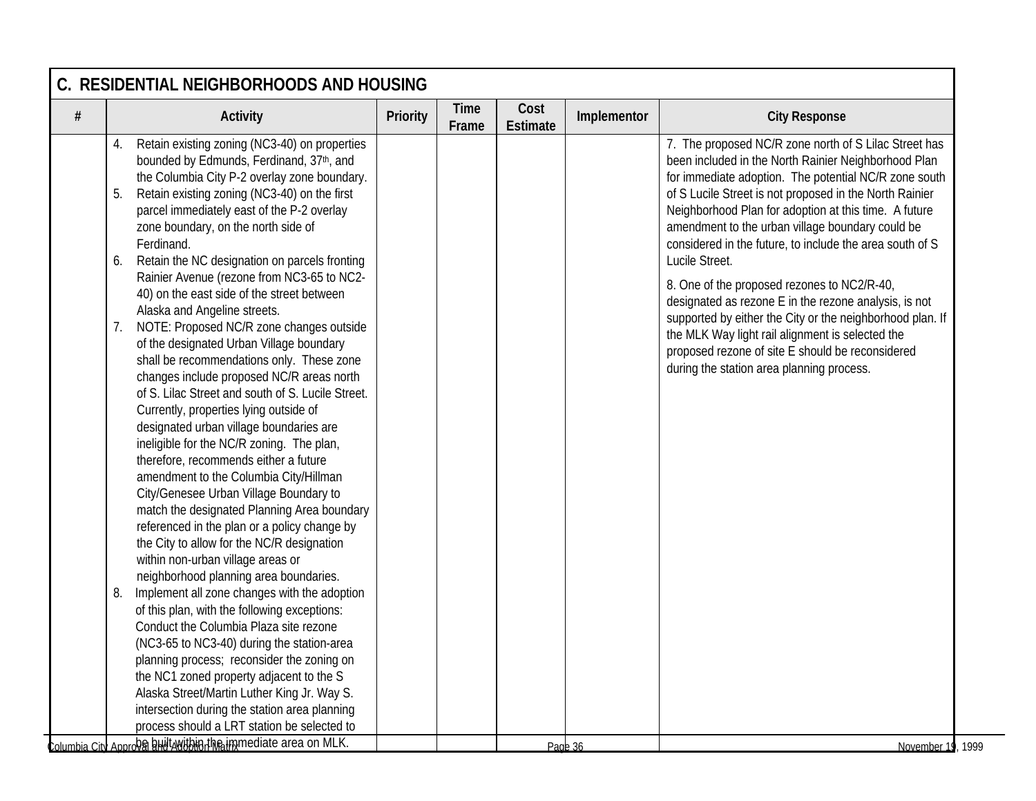## C. RESIDENTIAL NEIGHBORHOODS AND HOUSING

| # | Activity | Priority | Time Frame | Cost Estimate | Implementor | City Response |
|---|---|---|---|---|---|---|
| | 4. Retain existing zoning (NC3-40) on properties bounded by Edmunds, Ferdinand, 37th, and the Columbia City P-2 overlay zone boundary.<br>5. Retain existing zoning (NC3-40) on the first parcel immediately east of the P-2 overlay zone boundary, on the north side of Ferdinand.<br>6. Retain the NC designation on parcels fronting Rainier Avenue (rezone from NC3-65 to NC2-40) on the east side of the street between Alaska and Angeline streets.<br>7. NOTE: Proposed NC/R zone changes outside of the designated Urban Village boundary shall be recommendations only. These zone changes include proposed NC/R areas north of S. Lilac Street and south of S. Lucile Street. Currently, properties lying outside of designated urban village boundaries are ineligible for the NC/R zoning. The plan, therefore, recommends either a future amendment to the Columbia City/Hillman City/Genesee Urban Village Boundary to match the designated Planning Area boundary referenced in the plan or a policy change by the City to allow for the NC/R designation within non-urban village areas or neighborhood planning area boundaries.<br>8. Implement all zone changes with the adoption of this plan, with the following exceptions: Conduct the Columbia Plaza site rezone (NC3-65 to NC3-40) during the station-area planning process; reconsider the zoning on the NC1 zoned property adjacent to the S Alaska Street/Martin Luther King Jr. Way S. intersection during the station area planning process should a LRT station be selected to be built within the immediate area on MLK. | | | | | 7. The proposed NC/R zone north of S Lilac Street has been included in the North Rainier Neighborhood Plan for immediate adoption. The potential NC/R zone south of S Lucile Street is not proposed in the North Rainier Neighborhood Plan for adoption at this time. A future amendment to the urban village boundary could be considered in the future, to include the area south of S Lucile Street.<br><br>8. One of the proposed rezones to NC2/R-40, designated as rezone E in the rezone analysis, is not supported by either the City or the neighborhood plan. If the MLK Way light rail alignment is selected the proposed rezone of site E should be reconsidered during the station area planning process. |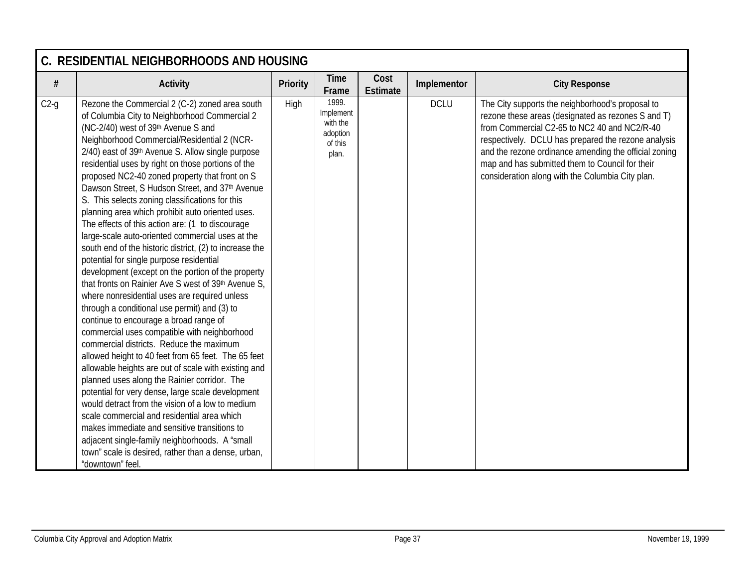## C. RESIDENTIAL NEIGHBORHOODS AND HOUSING

| # | Activity | Priority | Time Frame | Cost Estimate | Implementor | City Response |
|---|---|---|---|---|---|---|
| C2-g | Rezone the Commercial 2 (C-2) zoned area south of Columbia City to Neighborhood Commercial 2 (NC-2/40) west of 39th Avenue S and Neighborhood Commercial/Residential 2 (NCR-2/40) east of 39th Avenue S. Allow single purpose residential uses by right on those portions of the proposed NC2-40 zoned property that front on S Dawson Street, S Hudson Street, and 37th Avenue S. This selects zoning classifications for this planning area which prohibit auto oriented uses. The effects of this action are: (1 to discourage large-scale auto-oriented commercial uses at the south end of the historic district, (2) to increase the potential for single purpose residential development (except on the portion of the property that fronts on Rainier Ave S west of 39th Avenue S, where nonresidential uses are required unless through a conditional use permit) and (3) to continue to encourage a broad range of commercial uses compatible with neighborhood commercial districts. Reduce the maximum allowed height to 40 feet from 65 feet. The 65 feet allowable heights are out of scale with existing and planned uses along the Rainier corridor. The potential for very dense, large scale development would detract from the vision of a low to medium scale commercial and residential area which makes immediate and sensitive transitions to adjacent single-family neighborhoods. A "small town" scale is desired, rather than a dense, urban, "downtown" feel. | High | 1999. Implement with the adoption of this plan. | | DCLU | The City supports the neighborhood's proposal to rezone these areas (designated as rezones S and T) from Commercial C2-65 to NC2 40 and NC2/R-40 respectively. DCLU has prepared the rezone analysis and the rezone ordinance amending the official zoning map and has submitted them to Council for their consideration along with the Columbia City plan. |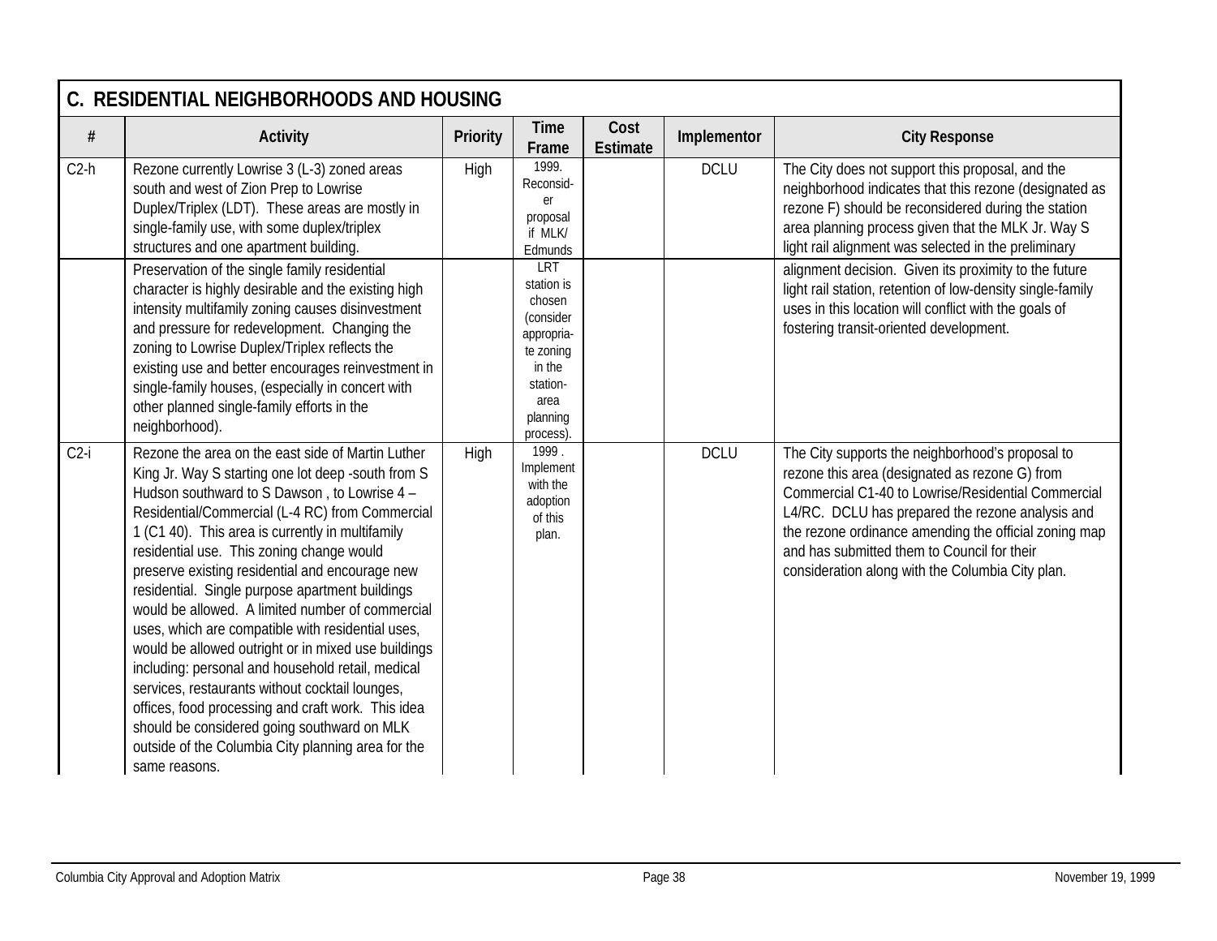## C. RESIDENTIAL NEIGHBORHOODS AND HOUSING

| # | Activity | Priority | Time Frame | Cost Estimate | Implementor | City Response |
|---|---|---|---|---|---|---|
| C2-h | Rezone currently Lowrise 3 (L-3) zoned areas south and west of Zion Prep to Lowrise Duplex/Triplex (LDT). These areas are mostly in single-family use, with some duplex/triplex structures and one apartment building. Preservation of the single family residential character is highly desirable and the existing high intensity multifamily zoning causes disinvestment and pressure for redevelopment. Changing the zoning to Lowrise Duplex/Triplex reflects the existing use and better encourages reinvestment in single-family houses, (especially in concert with other planned single-family efforts in the neighborhood). | High | 1999. Reconsider proposal if MLK/ Edmunds LRT station is chosen (consider appropriate zoning in the station-area planning process). | | DCLU | The City does not support this proposal, and the neighborhood indicates that this rezone (designated as rezone F) should be reconsidered during the station area planning process given that the MLK Jr. Way S light rail alignment was selected in the preliminary alignment decision. Given its proximity to the future light rail station, retention of low-density single-family uses in this location will conflict with the goals of fostering transit-oriented development. |
| C2-i | Rezone the area on the east side of Martin Luther King Jr. Way S starting one lot deep -south from S Hudson southward to S Dawson , to Lowrise 4 – Residential/Commercial (L-4 RC) from Commercial 1 (C1 40). This area is currently in multifamily residential use. This zoning change would preserve existing residential and encourage new residential. Single purpose apartment buildings would be allowed. A limited number of commercial uses, which are compatible with residential uses, would be allowed outright or in mixed use buildings including: personal and household retail, medical services, restaurants without cocktail lounges, offices, food processing and craft work. This idea should be considered going southward on MLK outside of the Columbia City planning area for the same reasons. | High | 1999 . Implement with the adoption of this plan. | | DCLU | The City supports the neighborhood's proposal to rezone this area (designated as rezone G) from Commercial C1-40 to Lowrise/Residential Commercial L4/RC. DCLU has prepared the rezone analysis and the rezone ordinance amending the official zoning map and has submitted them to Council for their consideration along with the Columbia City plan. |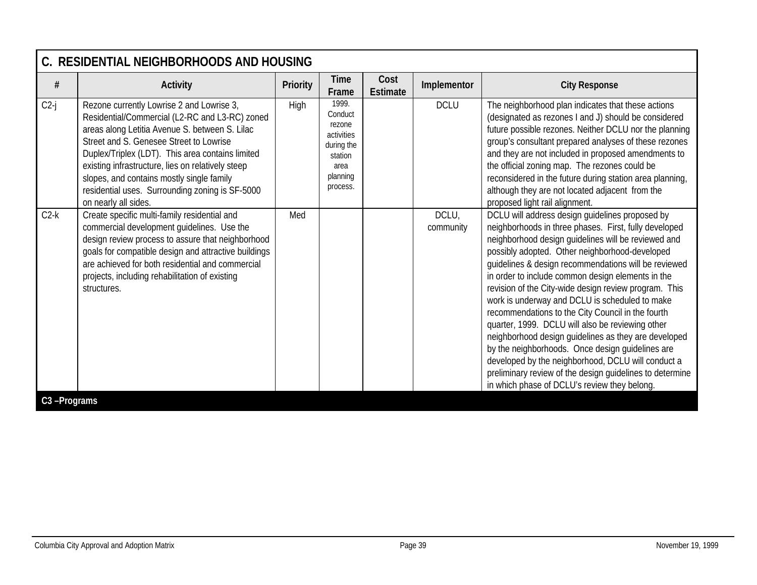## C. RESIDENTIAL NEIGHBORHOODS AND HOUSING

| # | Activity | Priority | Time Frame | Cost Estimate | Implementor | City Response |
|---|---|---|---|---|---|---|
| C2-j | Rezone currently Lowrise 2 and Lowrise 3, Residential/Commercial (L2-RC and L3-RC) zoned areas along Letitia Avenue S. between S. Lilac Street and S. Genesee Street to Lowrise Duplex/Triplex (LDT). This area contains limited existing infrastructure, lies on relatively steep slopes, and contains mostly single family residential uses. Surrounding zoning is SF-5000 on nearly all sides. | High | 1999. Conduct rezone activities during the station area planning process. | | DCLU | The neighborhood plan indicates that these actions (designated as rezones I and J) should be considered future possible rezones. Neither DCLU nor the planning group's consultant prepared analyses of these rezones and they are not included in proposed amendments to the official zoning map. The rezones could be reconsidered in the future during station area planning, although they are not located adjacent from the proposed light rail alignment. |
| C2-k | Create specific multi-family residential and commercial development guidelines. Use the design review process to assure that neighborhood goals for compatible design and attractive buildings are achieved for both residential and commercial projects, including rehabilitation of existing structures. | Med | | | DCLU, community | DCLU will address design guidelines proposed by neighborhoods in three phases. First, fully developed neighborhood design guidelines will be reviewed and possibly adopted. Other neighborhood-developed guidelines & design recommendations will be reviewed in order to include common design elements in the revision of the City-wide design review program. This work is underway and DCLU is scheduled to make recommendations to the City Council in the fourth quarter, 1999. DCLU will also be reviewing other neighborhood design guidelines as they are developed by the neighborhoods. Once design guidelines are developed by the neighborhood, DCLU will conduct a preliminary review of the design guidelines to determine in which phase of DCLU's review they belong. |
| **C3 –Programs** | | | | | | |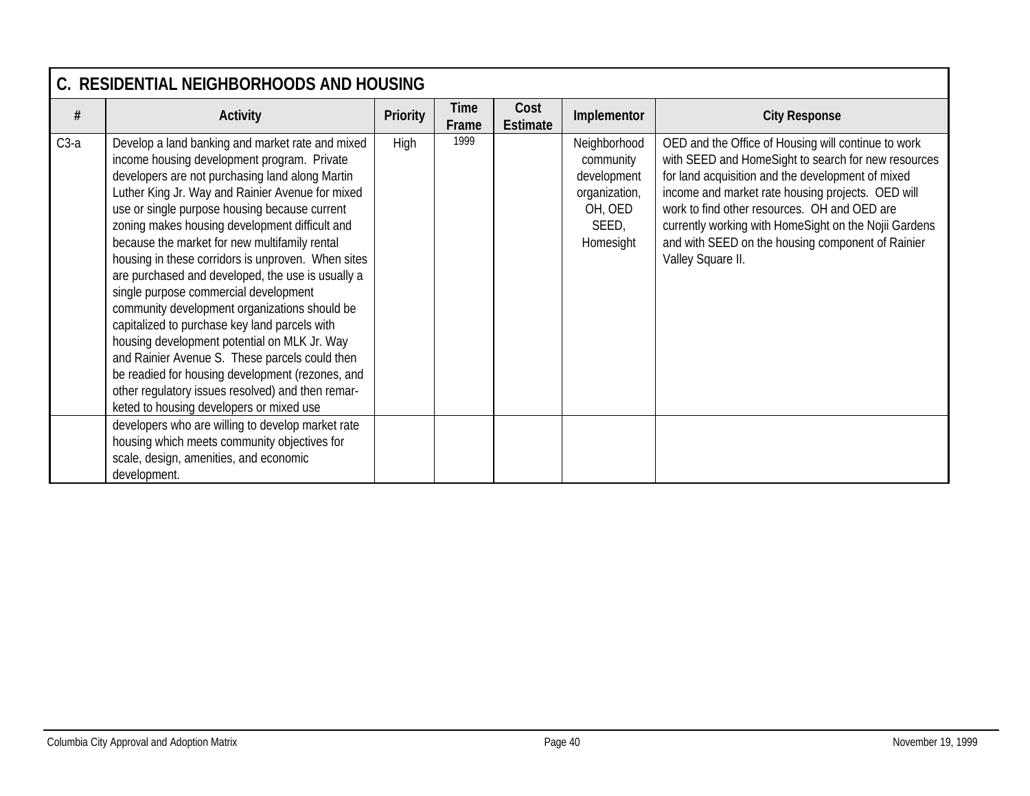## C. RESIDENTIAL NEIGHBORHOODS AND HOUSING

| # | Activity | Priority | Time Frame | Cost Estimate | Implementor | City Response |
|---|---|---|---|---|---|---|
| C3-a | Develop a land banking and market rate and mixed income housing development program. Private developers are not purchasing land along Martin Luther King Jr. Way and Rainier Avenue for mixed use or single purpose housing because current zoning makes housing development difficult and because the market for new multifamily rental housing in these corridors is unproven. When sites are purchased and developed, the use is usually a single purpose commercial development community development organizations should be capitalized to purchase key land parcels with housing development potential on MLK Jr. Way and Rainier Avenue S. These parcels could then be readied for housing development (rezones, and other regulatory issues resolved) and then remar-keted to housing developers or mixed use developers who are willing to develop market rate housing which meets community objectives for scale, design, amenities, and economic development. | High | 1999 | | Neighborhood community development organization, OH, OED SEED, Homesight | OED and the Office of Housing will continue to work with SEED and HomeSight to search for new resources for land acquisition and the development of mixed income and market rate housing projects. OED will work to find other resources. OH and OED are currently working with HomeSight on the Nojii Gardens and with SEED on the housing component of Rainier Valley Square II. |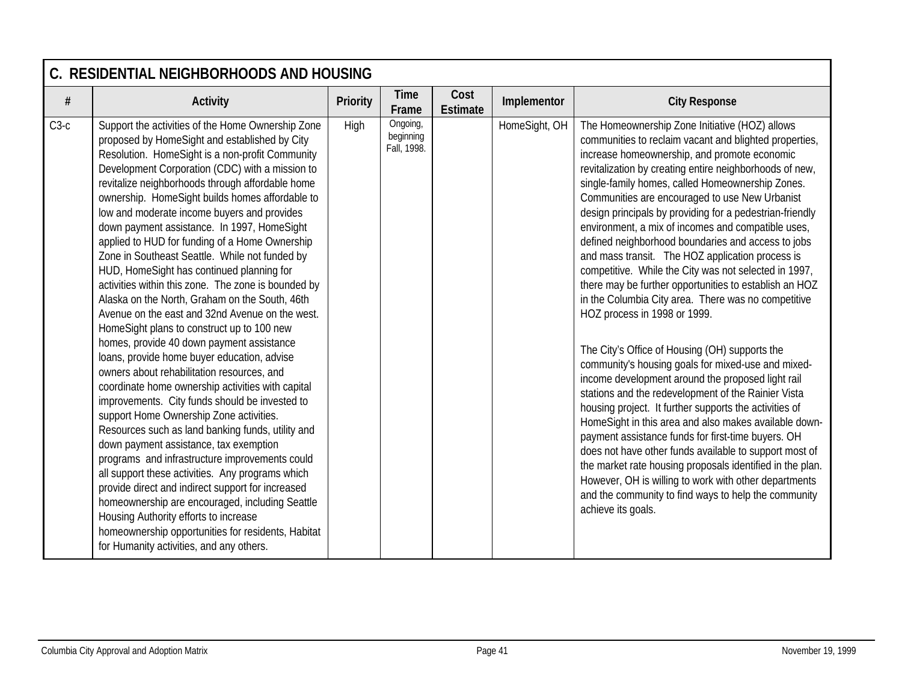## C. RESIDENTIAL NEIGHBORHOODS AND HOUSING

| # | Activity | Priority | Time Frame | Cost Estimate | Implementor | City Response |
|---|---|---|---|---|---|---|
| C3-c | Support the activities of the Home Ownership Zone proposed by HomeSight and established by City Resolution. HomeSight is a non-profit Community Development Corporation (CDC) with a mission to revitalize neighborhoods through affordable home ownership. HomeSight builds homes affordable to low and moderate income buyers and provides down payment assistance. In 1997, HomeSight applied to HUD for funding of a Home Ownership Zone in Southeast Seattle. While not funded by HUD, HomeSight has continued planning for activities within this zone. The zone is bounded by Alaska on the North, Graham on the South, 46th Avenue on the east and 32nd Avenue on the west. HomeSight plans to construct up to 100 new homes, provide 40 down payment assistance loans, provide home buyer education, advise owners about rehabilitation resources, and coordinate home ownership activities with capital improvements. City funds should be invested to support Home Ownership Zone activities. Resources such as land banking funds, utility and down payment assistance, tax exemption programs and infrastructure improvements could all support these activities. Any programs which provide direct and indirect support for increased homeownership are encouraged, including Seattle Housing Authority efforts to increase homeownership opportunities for residents, Habitat for Humanity activities, and any others. | High | Ongoing, beginning Fall, 1998. | | HomeSight, OH | The Homeownership Zone Initiative (HOZ) allows communities to reclaim vacant and blighted properties, increase homeownership, and promote economic revitalization by creating entire neighborhoods of new, single-family homes, called Homeownership Zones. Communities are encouraged to use New Urbanist design principals by providing for a pedestrian-friendly environment, a mix of incomes and compatible uses, defined neighborhood boundaries and access to jobs and mass transit. The HOZ application process is competitive. While the City was not selected in 1997, there may be further opportunities to establish an HOZ in the Columbia City area. There was no competitive HOZ process in 1998 or 1999.<br><br>The City's Office of Housing (OH) supports the community's housing goals for mixed-use and mixed-income development around the proposed light rail stations and the redevelopment of the Rainier Vista housing project. It further supports the activities of HomeSight in this area and also makes available down-payment assistance funds for first-time buyers. OH does not have other funds available to support most of the market rate housing proposals identified in the plan. However, OH is willing to work with other departments and the community to find ways to help the community achieve its goals. |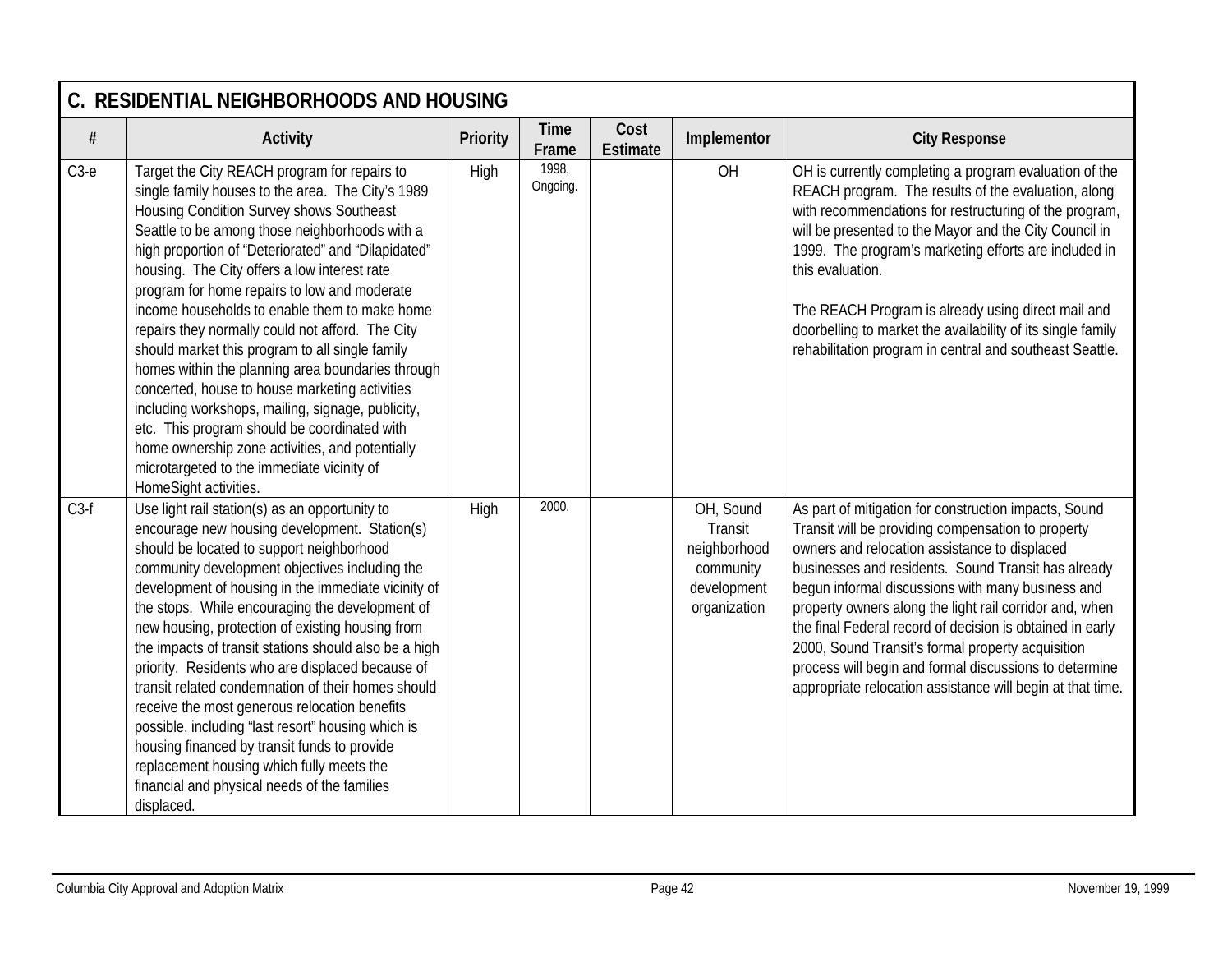## C. RESIDENTIAL NEIGHBORHOODS AND HOUSING

| # | Activity | Priority | Time Frame | Cost Estimate | Implementor | City Response |
|---|---|---|---|---|---|---|
| C3-e | Target the City REACH program for repairs to single family houses to the area. The City's 1989 Housing Condition Survey shows Southeast Seattle to be among those neighborhoods with a high proportion of "Deteriorated" and "Dilapidated" housing. The City offers a low interest rate program for home repairs to low and moderate income households to enable them to make home repairs they normally could not afford. The City should market this program to all single family homes within the planning area boundaries through concerted, house to house marketing activities including workshops, mailing, signage, publicity, etc. This program should be coordinated with home ownership zone activities, and potentially microtargeted to the immediate vicinity of HomeSight activities. | High | 1998, Ongoing. | | OH | OH is currently completing a program evaluation of the REACH program. The results of the evaluation, along with recommendations for restructuring of the program, will be presented to the Mayor and the City Council in 1999. The program's marketing efforts are included in this evaluation.<br><br>The REACH Program is already using direct mail and doorbelling to market the availability of its single family rehabilitation program in central and southeast Seattle. |
| C3-f | Use light rail station(s) as an opportunity to encourage new housing development. Station(s) should be located to support neighborhood community development objectives including the development of housing in the immediate vicinity of the stops. While encouraging the development of new housing, protection of existing housing from the impacts of transit stations should also be a high priority. Residents who are displaced because of transit related condemnation of their homes should receive the most generous relocation benefits possible, including "last resort" housing which is housing financed by transit funds to provide replacement housing which fully meets the financial and physical needs of the families displaced. | High | 2000. | | OH, Sound Transit neighborhood community development organization | As part of mitigation for construction impacts, Sound Transit will be providing compensation to property owners and relocation assistance to displaced businesses and residents. Sound Transit has already begun informal discussions with many business and property owners along the light rail corridor and, when the final Federal record of decision is obtained in early 2000, Sound Transit's formal property acquisition process will begin and formal discussions to determine appropriate relocation assistance will begin at that time. |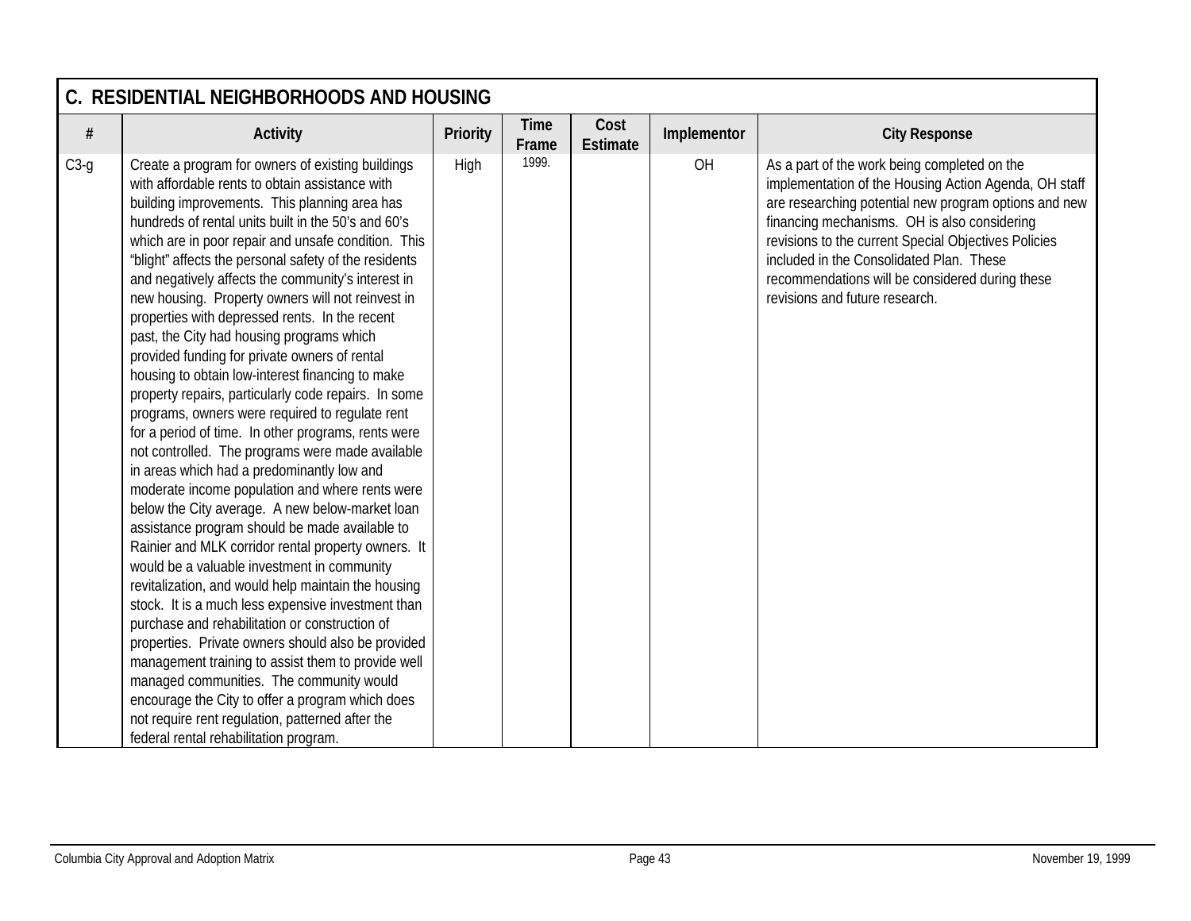## C. RESIDENTIAL NEIGHBORHOODS AND HOUSING

| # | Activity | Priority | Time Frame | Cost Estimate | Implementor | City Response |
|---|---|---|---|---|---|---|
| C3-g | Create a program for owners of existing buildings with affordable rents to obtain assistance with building improvements. This planning area has hundreds of rental units built in the 50's and 60's which are in poor repair and unsafe condition. This "blight" affects the personal safety of the residents and negatively affects the community's interest in new housing. Property owners will not reinvest in properties with depressed rents. In the recent past, the City had housing programs which provided funding for private owners of rental housing to obtain low-interest financing to make property repairs, particularly code repairs. In some programs, owners were required to regulate rent for a period of time. In other programs, rents were not controlled. The programs were made available in areas which had a predominantly low and moderate income population and where rents were below the City average. A new below-market loan assistance program should be made available to Rainier and MLK corridor rental property owners. It would be a valuable investment in community revitalization, and would help maintain the housing stock. It is a much less expensive investment than purchase and rehabilitation or construction of properties. Private owners should also be provided management training to assist them to provide well managed communities. The community would encourage the City to offer a program which does not require rent regulation, patterned after the federal rental rehabilitation program. | High | 1999. | | OH | As a part of the work being completed on the implementation of the Housing Action Agenda, OH staff are researching potential new program options and new financing mechanisms. OH is also considering revisions to the current Special Objectives Policies included in the Consolidated Plan. These recommendations will be considered during these revisions and future research. |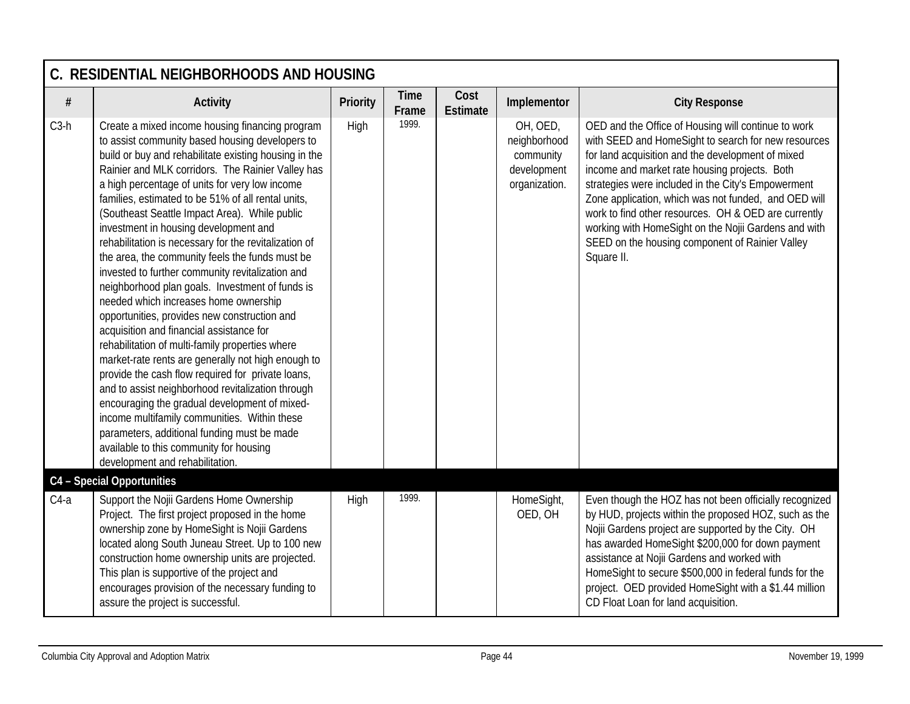## C. RESIDENTIAL NEIGHBORHOODS AND HOUSING

| # | Activity | Priority | Time Frame | Cost Estimate | Implementor | City Response |
|---|---|---|---|---|---|---|
| C3-h | Create a mixed income housing financing program to assist community based housing developers to build or buy and rehabilitate existing housing in the Rainier and MLK corridors. The Rainier Valley has a high percentage of units for very low income families, estimated to be 51% of all rental units, (Southeast Seattle Impact Area). While public investment in housing development and rehabilitation is necessary for the revitalization of the area, the community feels the funds must be invested to further community revitalization and neighborhood plan goals. Investment of funds is needed which increases home ownership opportunities, provides new construction and acquisition and financial assistance for rehabilitation of multi-family properties where market-rate rents are generally not high enough to provide the cash flow required for private loans, and to assist neighborhood revitalization through encouraging the gradual development of mixed-income multifamily communities. Within these parameters, additional funding must be made available to this community for housing development and rehabilitation. | High | 1999. | | OH, OED, neighborhood community development organization. | OED and the Office of Housing will continue to work with SEED and HomeSight to search for new resources for land acquisition and the development of mixed income and market rate housing projects. Both strategies were included in the City's Empowerment Zone application, which was not funded, and OED will work to find other resources. OH & OED are currently working with HomeSight on the Nojii Gardens and with SEED on the housing component of Rainier Valley Square II. |
| **C4 – Special Opportunities** | | | | | | |
| C4-a | Support the Nojii Gardens Home Ownership Project. The first project proposed in the home ownership zone by HomeSight is Nojii Gardens located along South Juneau Street. Up to 100 new construction home ownership units are projected. This plan is supportive of the project and encourages provision of the necessary funding to assure the project is successful. | High | 1999. | | HomeSight, OED, OH | Even though the HOZ has not been officially recognized by HUD, projects within the proposed HOZ, such as the Nojii Gardens project are supported by the City. OH has awarded HomeSight $200,000 for down payment assistance at Nojii Gardens and worked with HomeSight to secure $500,000 in federal funds for the project. OED provided HomeSight with a $1.44 million CD Float Loan for land acquisition. |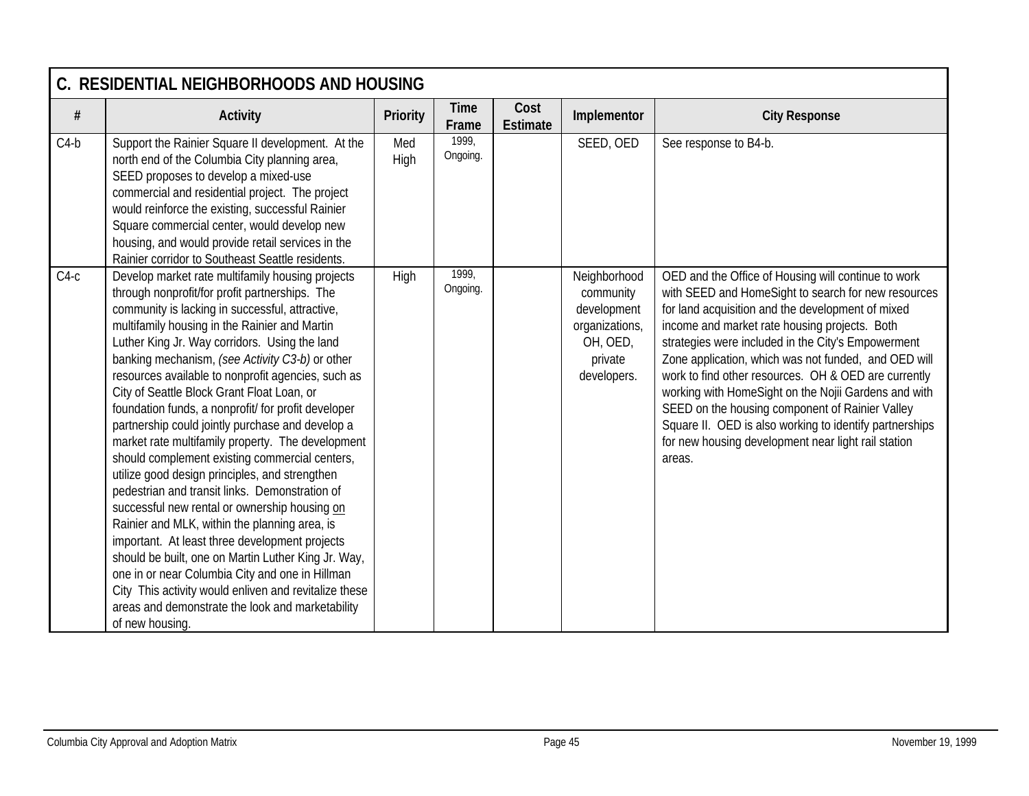## C. RESIDENTIAL NEIGHBORHOODS AND HOUSING

| # | Activity | Priority | Time Frame | Cost Estimate | Implementor | City Response |
|---|---|---|---|---|---|---|
| C4-b | Support the Rainier Square II development. At the north end of the Columbia City planning area, SEED proposes to develop a mixed-use commercial and residential project. The project would reinforce the existing, successful Rainier Square commercial center, would develop new housing, and would provide retail services in the Rainier corridor to Southeast Seattle residents. | Med High | 1999, Ongoing. | | SEED, OED | See response to B4-b. |
| C4-c | Develop market rate multifamily housing projects through nonprofit/for profit partnerships. The community is lacking in successful, attractive, multifamily housing in the Rainier and Martin Luther King Jr. Way corridors. Using the land banking mechanism, *(see Activity C3-b)* or other resources available to nonprofit agencies, such as City of Seattle Block Grant Float Loan, or foundation funds, a nonprofit/ for profit developer partnership could jointly purchase and develop a market rate multifamily property. The development should complement existing commercial centers, utilize good design principles, and strengthen pedestrian and transit links. Demonstration of successful new rental or ownership housing <u>on</u> Rainier and MLK, within the planning area, is important. At least three development projects should be built, one on Martin Luther King Jr. Way, one in or near Columbia City and one in Hillman City This activity would enliven and revitalize these areas and demonstrate the look and marketability of new housing. | High | 1999, Ongoing. | | Neighborhood community development organizations, OH, OED, private developers. | OED and the Office of Housing will continue to work with SEED and HomeSight to search for new resources for land acquisition and the development of mixed income and market rate housing projects. Both strategies were included in the City's Empowerment Zone application, which was not funded, and OED will work to find other resources. OH & OED are currently working with HomeSight on the Nojii Gardens and with SEED on the housing component of Rainier Valley Square II. OED is also working to identify partnerships for new housing development near light rail station areas. |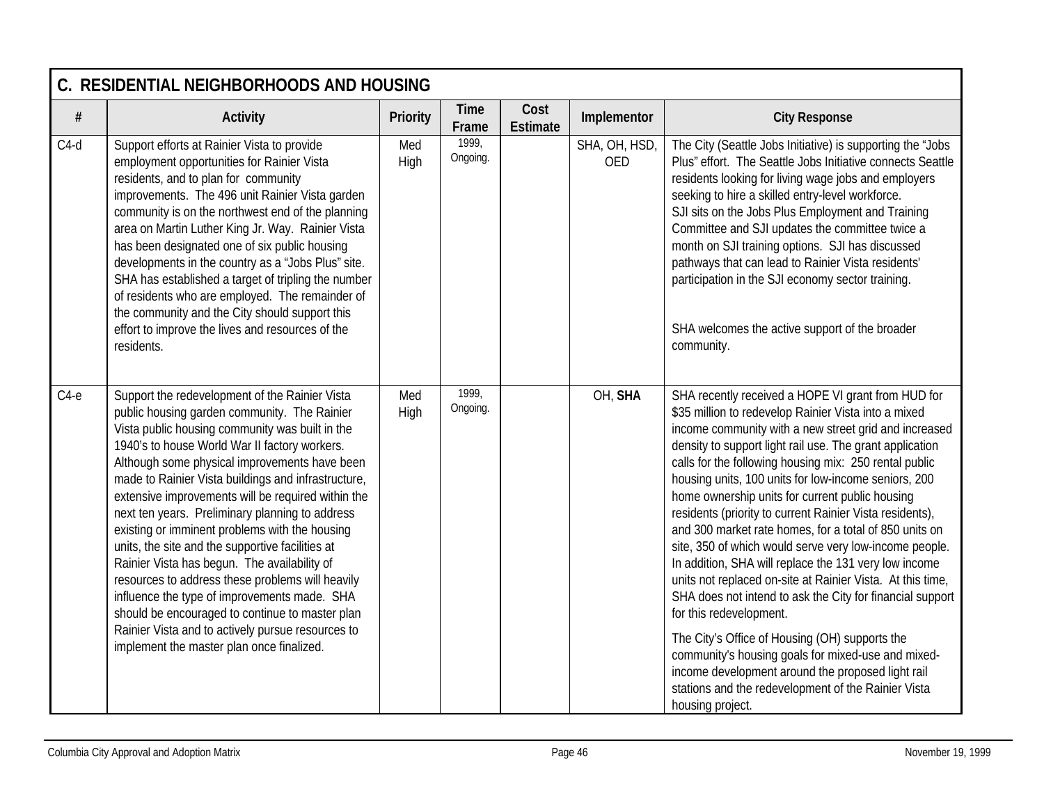## C. RESIDENTIAL NEIGHBORHOODS AND HOUSING

| # | Activity | Priority | Time Frame | Cost Estimate | Implementor | City Response |
|---|---|---|---|---|---|---|
| C4-d | Support efforts at Rainier Vista to provide employment opportunities for Rainier Vista residents, and to plan for community improvements. The 496 unit Rainier Vista garden community is on the northwest end of the planning area on Martin Luther King Jr. Way. Rainier Vista has been designated one of six public housing developments in the country as a "Jobs Plus" site. SHA has established a target of tripling the number of residents who are employed. The remainder of the community and the City should support this effort to improve the lives and resources of the residents. | Med High | 1999, Ongoing. | | SHA, OH, HSD, OED | The City (Seattle Jobs Initiative) is supporting the "Jobs Plus" effort. The Seattle Jobs Initiative connects Seattle residents looking for living wage jobs and employers seeking to hire a skilled entry-level workforce. SJI sits on the Jobs Plus Employment and Training Committee and SJI updates the committee twice a month on SJI training options. SJI has discussed pathways that can lead to Rainier Vista residents' participation in the SJI economy sector training. <br><br> SHA welcomes the active support of the broader community. |
| C4-e | Support the redevelopment of the Rainier Vista public housing garden community. The Rainier Vista public housing community was built in the 1940's to house World War II factory workers. Although some physical improvements have been made to Rainier Vista buildings and infrastructure, extensive improvements will be required within the next ten years. Preliminary planning to address existing or imminent problems with the housing units, the site and the supportive facilities at Rainier Vista has begun. The availability of resources to address these problems will heavily influence the type of improvements made. SHA should be encouraged to continue to master plan Rainier Vista and to actively pursue resources to implement the master plan once finalized. | Med High | 1999, Ongoing. | | OH, **SHA** | SHA recently received a HOPE VI grant from HUD for $35 million to redevelop Rainier Vista into a mixed income community with a new street grid and increased density to support light rail use. The grant application calls for the following housing mix: 250 rental public housing units, 100 units for low-income seniors, 200 home ownership units for current public housing residents (priority to current Rainier Vista residents), and 300 market rate homes, for a total of 850 units on site, 350 of which would serve very low-income people. In addition, SHA will replace the 131 very low income units not replaced on-site at Rainier Vista. At this time, SHA does not intend to ask the City for financial support for this redevelopment. <br><br> The City's Office of Housing (OH) supports the community's housing goals for mixed-use and mixed-income development around the proposed light rail stations and the redevelopment of the Rainier Vista housing project. |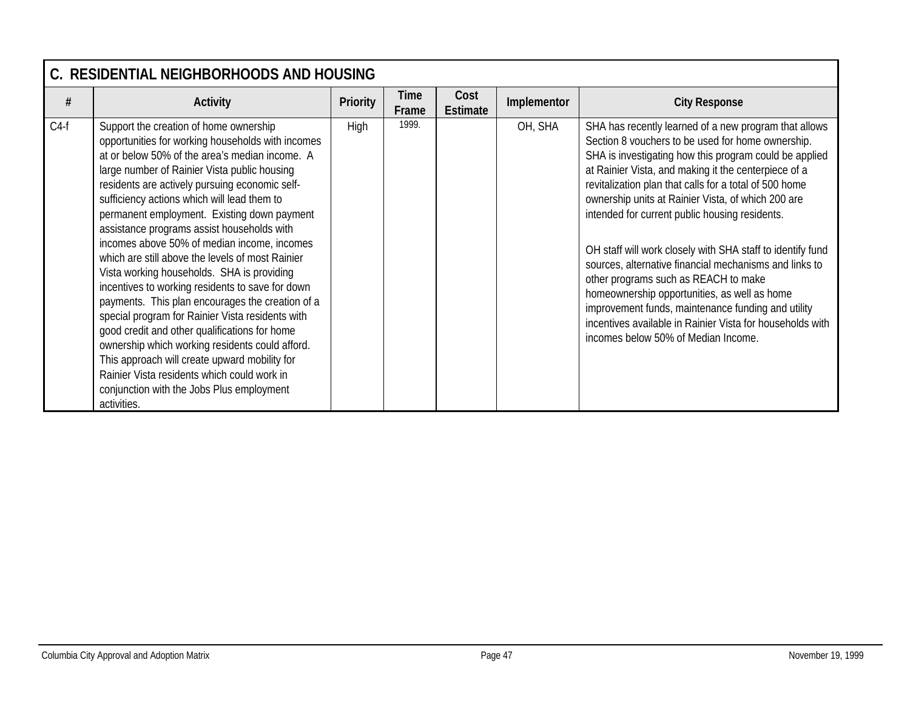## C. RESIDENTIAL NEIGHBORHOODS AND HOUSING

| # | Activity | Priority | Time Frame | Cost Estimate | Implementor | City Response |
|---|---|---|---|---|---|---|
| C4-f | Support the creation of home ownership opportunities for working households with incomes at or below 50% of the area's median income. A large number of Rainier Vista public housing residents are actively pursuing economic self-sufficiency actions which will lead them to permanent employment. Existing down payment assistance programs assist households with incomes above 50% of median income, incomes which are still above the levels of most Rainier Vista working households. SHA is providing incentives to working residents to save for down payments. This plan encourages the creation of a special program for Rainier Vista residents with good credit and other qualifications for home ownership which working residents could afford. This approach will create upward mobility for Rainier Vista residents which could work in conjunction with the Jobs Plus employment activities. | High | 1999. | | OH, SHA | SHA has recently learned of a new program that allows Section 8 vouchers to be used for home ownership. SHA is investigating how this program could be applied at Rainier Vista, and making it the centerpiece of a revitalization plan that calls for a total of 500 home ownership units at Rainier Vista, of which 200 are intended for current public housing residents.<br><br>OH staff will work closely with SHA staff to identify fund sources, alternative financial mechanisms and links to other programs such as REACH to make homeownership opportunities, as well as home improvement funds, maintenance funding and utility incentives available in Rainier Vista for households with incomes below 50% of Median Income. |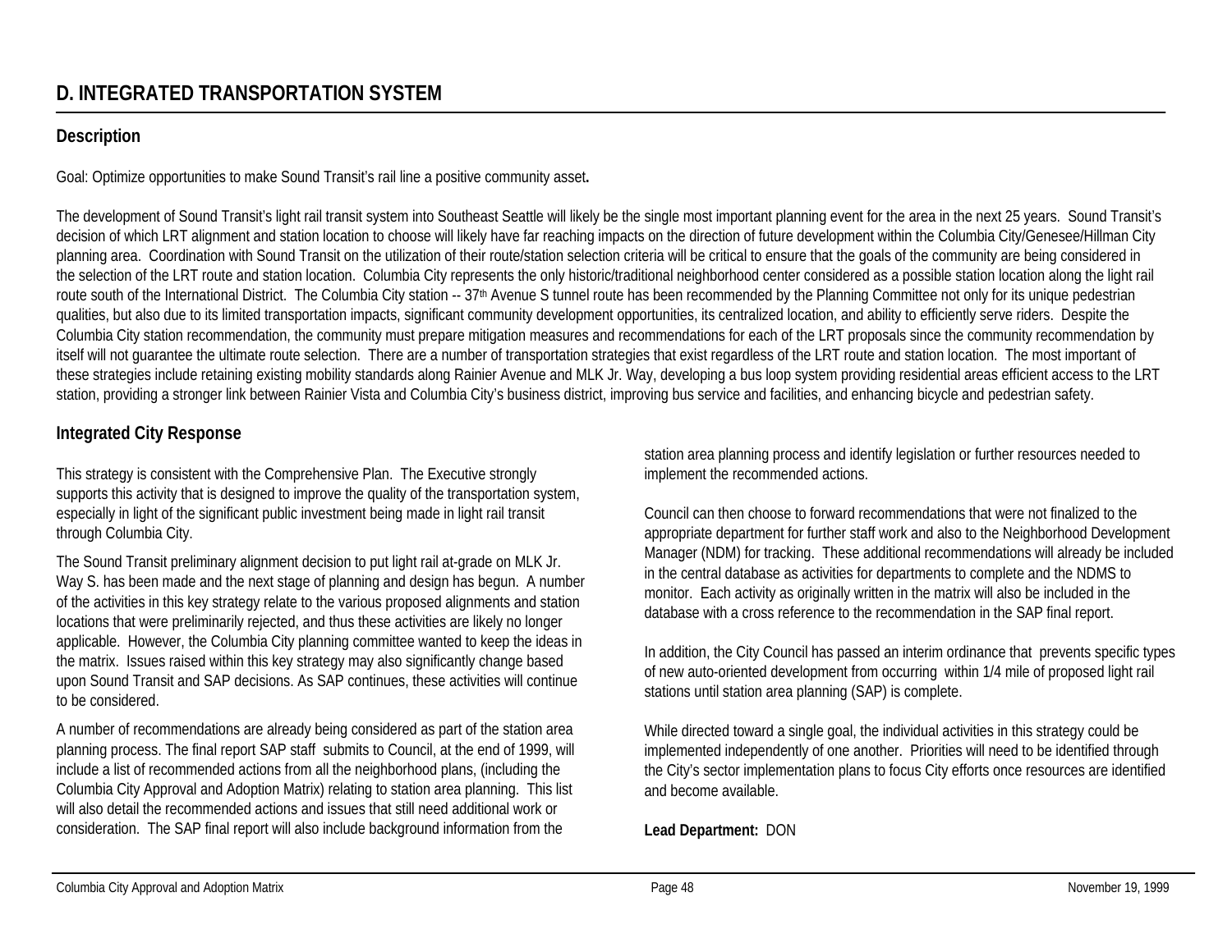# D. INTEGRATED TRANSPORTATION SYSTEM

## Description

Goal: Optimize opportunities to make Sound Transit's rail line a positive community asset**.**

The development of Sound Transit's light rail transit system into Southeast Seattle will likely be the single most important planning event for the area in the next 25 years. Sound Transit's decision of which LRT alignment and station location to choose will likely have far reaching impacts on the direction of future development within the Columbia City/Genesee/Hillman City planning area. Coordination with Sound Transit on the utilization of their route/station selection criteria will be critical to ensure that the goals of the community are being considered in the selection of the LRT route and station location. Columbia City represents the only historic/traditional neighborhood center considered as a possible station location along the light rail route south of the International District. The Columbia City station -- 37th Avenue S tunnel route has been recommended by the Planning Committee not only for its unique pedestrian qualities, but also due to its limited transportation impacts, significant community development opportunities, its centralized location, and ability to efficiently serve riders. Despite the Columbia City station recommendation, the community must prepare mitigation measures and recommendations for each of the LRT proposals since the community recommendation by itself will not guarantee the ultimate route selection. There are a number of transportation strategies that exist regardless of the LRT route and station location. The most important of these strategies include retaining existing mobility standards along Rainier Avenue and MLK Jr. Way, developing a bus loop system providing residential areas efficient access to the LRT station, providing a stronger link between Rainier Vista and Columbia City's business district, improving bus service and facilities, and enhancing bicycle and pedestrian safety.

## Integrated City Response

This strategy is consistent with the Comprehensive Plan. The Executive strongly supports this activity that is designed to improve the quality of the transportation system, especially in light of the significant public investment being made in light rail transit through Columbia City.

The Sound Transit preliminary alignment decision to put light rail at-grade on MLK Jr. Way S. has been made and the next stage of planning and design has begun. A number of the activities in this key strategy relate to the various proposed alignments and station locations that were preliminarily rejected, and thus these activities are likely no longer applicable. However, the Columbia City planning committee wanted to keep the ideas in the matrix. Issues raised within this key strategy may also significantly change based upon Sound Transit and SAP decisions. As SAP continues, these activities will continue to be considered.

A number of recommendations are already being considered as part of the station area planning process. The final report SAP staff submits to Council, at the end of 1999, will include a list of recommended actions from all the neighborhood plans, (including the Columbia City Approval and Adoption Matrix) relating to station area planning. This list will also detail the recommended actions and issues that still need additional work or consideration. The SAP final report will also include background information from the station area planning process and identify legislation or further resources needed to implement the recommended actions.

Council can then choose to forward recommendations that were not finalized to the appropriate department for further staff work and also to the Neighborhood Development Manager (NDM) for tracking. These additional recommendations will already be included in the central database as activities for departments to complete and the NDMS to monitor. Each activity as originally written in the matrix will also be included in the database with a cross reference to the recommendation in the SAP final report.

In addition, the City Council has passed an interim ordinance that prevents specific types of new auto-oriented development from occurring within 1/4 mile of proposed light rail stations until station area planning (SAP) is complete.

While directed toward a single goal, the individual activities in this strategy could be implemented independently of one another. Priorities will need to be identified through the City's sector implementation plans to focus City efforts once resources are identified and become available.

**Lead Department:** DON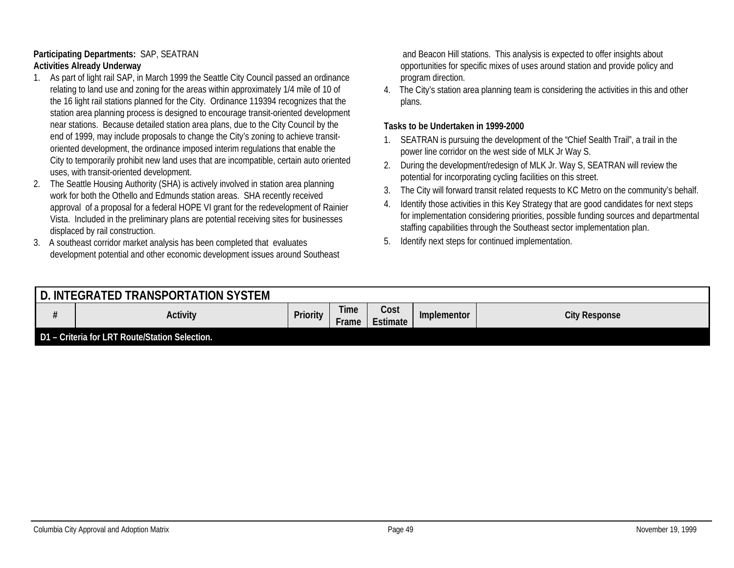**Participating Departments:** SAP, SEATRAN

**Activities Already Underway**

1. As part of light rail SAP, in March 1999 the Seattle City Council passed an ordinance relating to land use and zoning for the areas within approximately 1/4 mile of 10 of the 16 light rail stations planned for the City. Ordinance 119394 recognizes that the station area planning process is designed to encourage transit-oriented development near stations. Because detailed station area plans, due to the City Council by the end of 1999, may include proposals to change the City's zoning to achieve transit-oriented development, the ordinance imposed interim regulations that enable the City to temporarily prohibit new land uses that are incompatible, certain auto oriented uses, with transit-oriented development.
2. The Seattle Housing Authority (SHA) is actively involved in station area planning work for both the Othello and Edmunds station areas. SHA recently received approval of a proposal for a federal HOPE VI grant for the redevelopment of Rainier Vista. Included in the preliminary plans are potential receiving sites for businesses displaced by rail construction.
3. A southeast corridor market analysis has been completed that evaluates development potential and other economic development issues around Southeast and Beacon Hill stations. This analysis is expected to offer insights about opportunities for specific mixes of uses around station and provide policy and program direction.
4. The City's station area planning team is considering the activities in this and other plans.

**Tasks to be Undertaken in 1999-2000**

1. SEATRAN is pursuing the development of the "Chief Sealth Trail", a trail in the power line corridor on the west side of MLK Jr Way S.
2. During the development/redesign of MLK Jr. Way S, SEATRAN will review the potential for incorporating cycling facilities on this street.
3. The City will forward transit related requests to KC Metro on the community's behalf.
4. Identify those activities in this Key Strategy that are good candidates for next steps for implementation considering priorities, possible funding sources and departmental staffing capabilities through the Southeast sector implementation plan.
5. Identify next steps for continued implementation.

| D. INTEGRATED TRANSPORTATION SYSTEM | | | | | | |
|---|---|---|---|---|---|---|
| # | Activity | Priority | Time Frame | Cost Estimate | Implementor | City Response |
| **D1 – Criteria for LRT Route/Station Selection.** | | | | | | |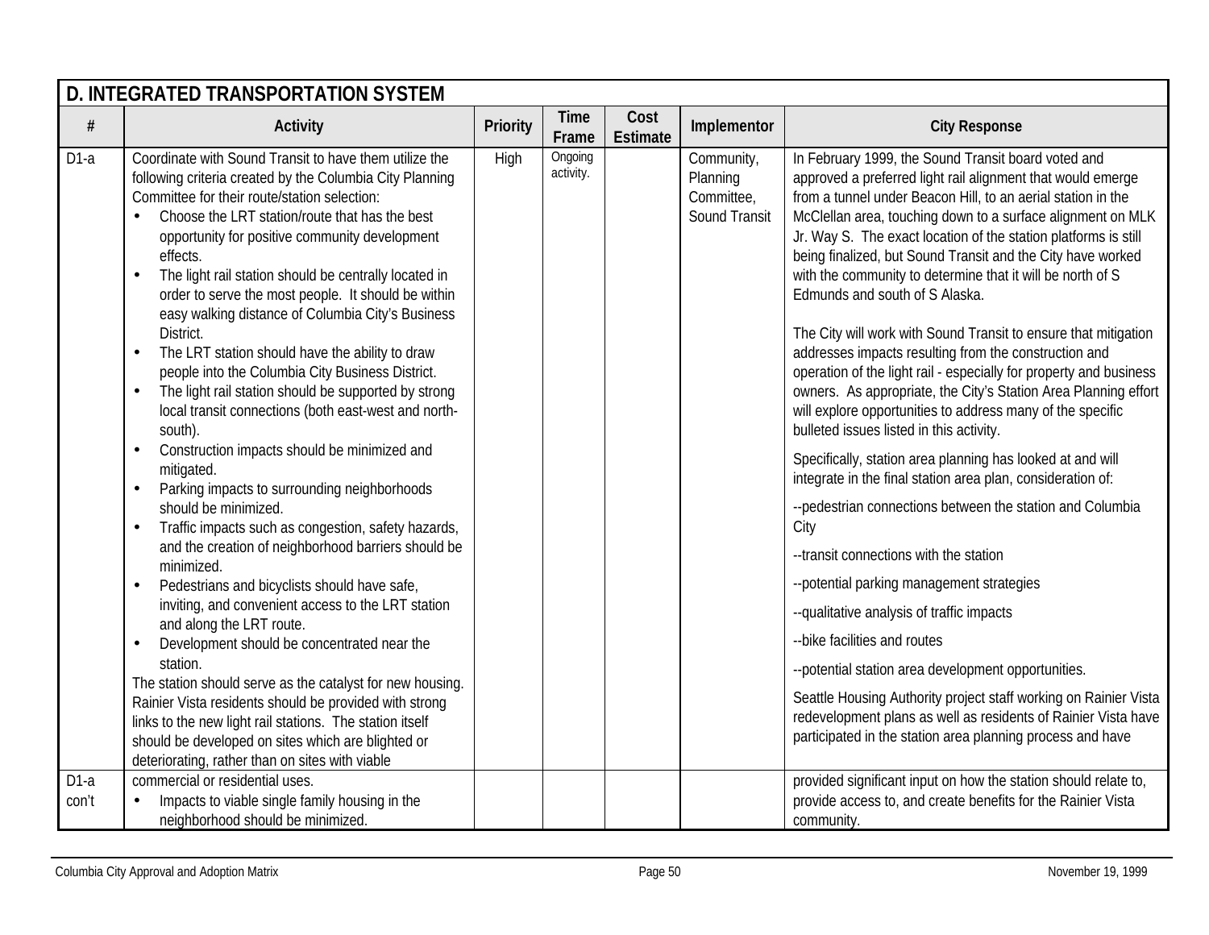## D. INTEGRATED TRANSPORTATION SYSTEM

| # | Activity | Priority | Time Frame | Cost Estimate | Implementor | City Response |
|---|---|---|---|---|---|---|
| D1-a | Coordinate with Sound Transit to have them utilize the following criteria created by the Columbia City Planning Committee for their route/station selection:<br>• Choose the LRT station/route that has the best opportunity for positive community development effects.<br>• The light rail station should be centrally located in order to serve the most people. It should be within easy walking distance of Columbia City's Business District.<br>• The LRT station should have the ability to draw people into the Columbia City Business District.<br>• The light rail station should be supported by strong local transit connections (both east-west and north-south).<br>• Construction impacts should be minimized and mitigated.<br>• Parking impacts to surrounding neighborhoods should be minimized.<br>• Traffic impacts such as congestion, safety hazards, and the creation of neighborhood barriers should be minimized.<br>• Pedestrians and bicyclists should have safe, inviting, and convenient access to the LRT station and along the LRT route.<br>• Development should be concentrated near the station.<br>The station should serve as the catalyst for new housing. Rainier Vista residents should be provided with strong links to the new light rail stations. The station itself should be developed on sites which are blighted or deteriorating, rather than on sites with viable | High | Ongoing activity. | | Community, Planning Committee, Sound Transit | In February 1999, the Sound Transit board voted and approved a preferred light rail alignment that would emerge from a tunnel under Beacon Hill, to an aerial station in the McClellan area, touching down to a surface alignment on MLK Jr. Way S. The exact location of the station platforms is still being finalized, but Sound Transit and the City have worked with the community to determine that it will be north of S Edmunds and south of S Alaska.<br><br>The City will work with Sound Transit to ensure that mitigation addresses impacts resulting from the construction and operation of the light rail - especially for property and business owners. As appropriate, the City's Station Area Planning effort will explore opportunities to address many of the specific bulleted issues listed in this activity.<br><br>Specifically, station area planning has looked at and will integrate in the final station area plan, consideration of:<br><br>--pedestrian connections between the station and Columbia City<br><br>--transit connections with the station<br><br>--potential parking management strategies<br><br>--qualitative analysis of traffic impacts<br><br>--bike facilities and routes<br><br>--potential station area development opportunities.<br><br>Seattle Housing Authority project staff working on Rainier Vista redevelopment plans as well as residents of Rainier Vista have participated in the station area planning process and have |
| D1-a con't | commercial or residential uses.<br>• Impacts to viable single family housing in the neighborhood should be minimized. | | | | | provided significant input on how the station should relate to, provide access to, and create benefits for the Rainier Vista community. |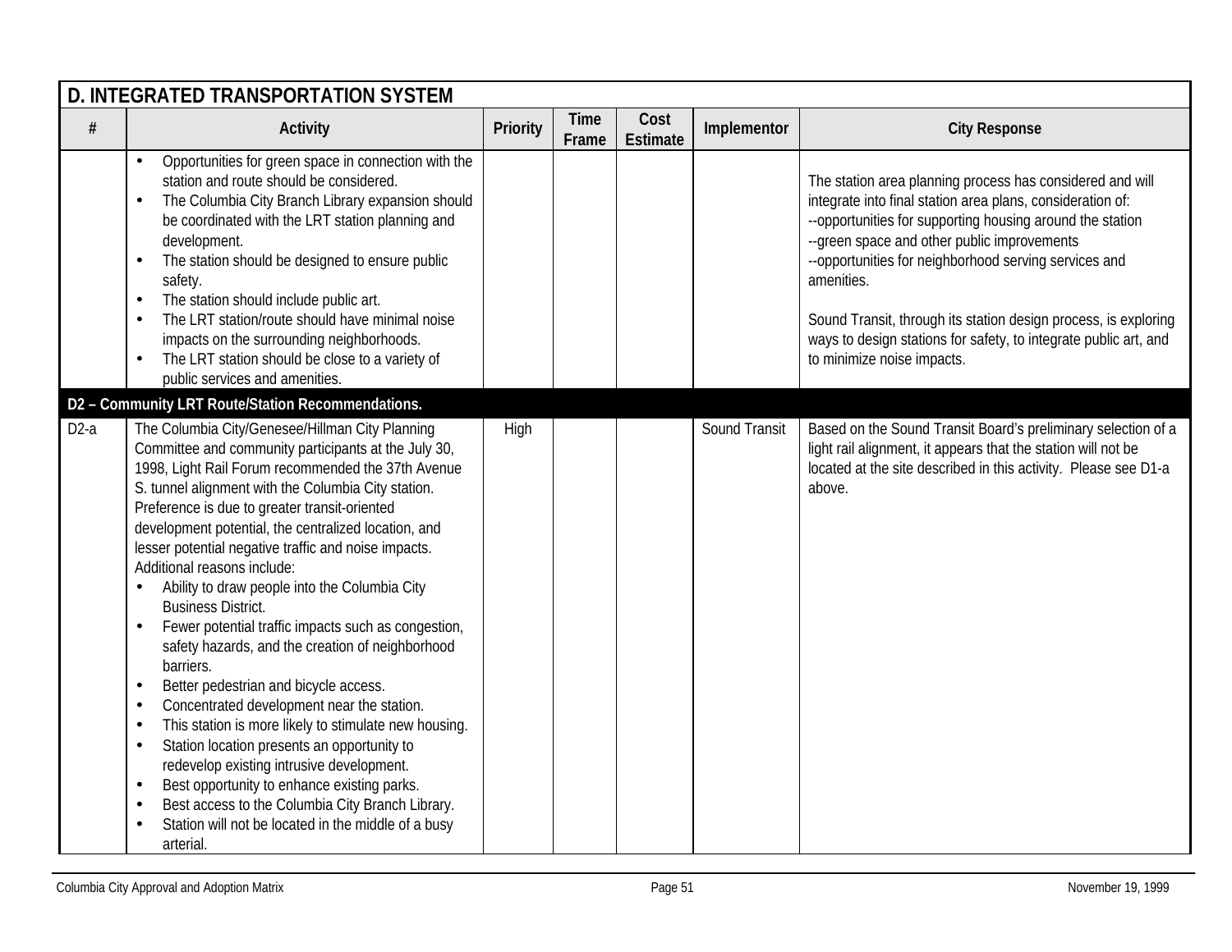| D. INTEGRATED TRANSPORTATION SYSTEM | | | | | | |
|---|---|---|---|---|---|---|
| # | Activity | Priority | Time Frame | Cost Estimate | Implementor | City Response |
| | • Opportunities for green space in connection with the station and route should be considered.<br>• The Columbia City Branch Library expansion should be coordinated with the LRT station planning and development.<br>• The station should be designed to ensure public safety.<br>• The station should include public art.<br>• The LRT station/route should have minimal noise impacts on the surrounding neighborhoods.<br>• The LRT station should be close to a variety of public services and amenities. | | | | | The station area planning process has considered and will integrate into final station area plans, consideration of:<br>--opportunities for supporting housing around the station<br>--green space and other public improvements<br>--opportunities for neighborhood serving services and amenities.<br><br>Sound Transit, through its station design process, is exploring ways to design stations for safety, to integrate public art, and to minimize noise impacts. |
| **D2 – Community LRT Route/Station Recommendations.** | | | | | | |
| D2-a | The Columbia City/Genesee/Hillman City Planning Committee and community participants at the July 30, 1998, Light Rail Forum recommended the 37th Avenue S. tunnel alignment with the Columbia City station. Preference is due to greater transit-oriented development potential, the centralized location, and lesser potential negative traffic and noise impacts. Additional reasons include:<br>• Ability to draw people into the Columbia City Business District.<br>• Fewer potential traffic impacts such as congestion, safety hazards, and the creation of neighborhood barriers.<br>• Better pedestrian and bicycle access.<br>• Concentrated development near the station.<br>• This station is more likely to stimulate new housing.<br>• Station location presents an opportunity to redevelop existing intrusive development.<br>• Best opportunity to enhance existing parks.<br>• Best access to the Columbia City Branch Library.<br>• Station will not be located in the middle of a busy arterial. | High | | | Sound Transit | Based on the Sound Transit Board's preliminary selection of a light rail alignment, it appears that the station will not be located at the site described in this activity. Please see D1-a above. |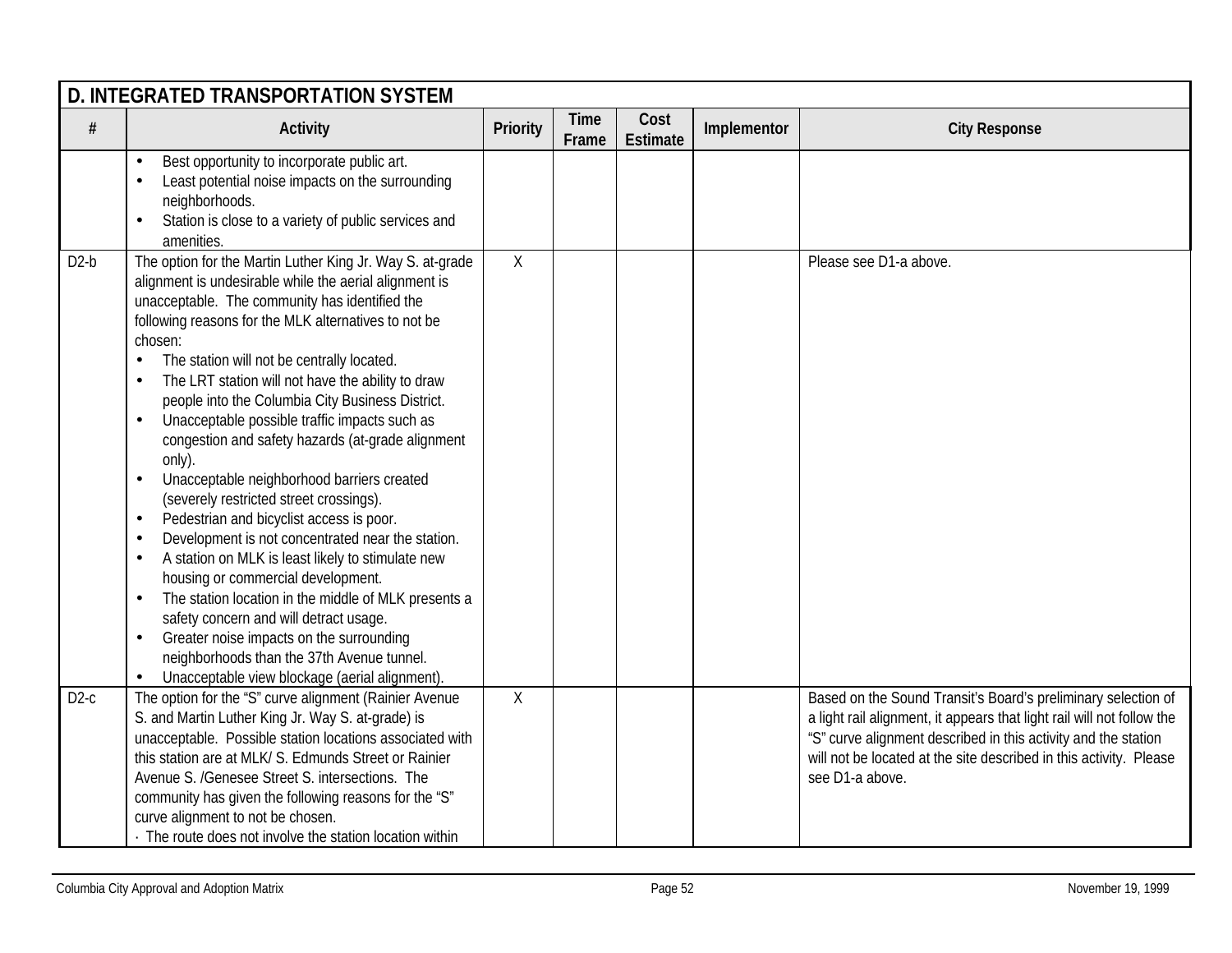| D. INTEGRATED TRANSPORTATION SYSTEM | | | | | | |
|---|---|---|---|---|---|---|
| # | Activity | Priority | Time Frame | Cost Estimate | Implementor | City Response |
| | • Best opportunity to incorporate public art.<br>• Least potential noise impacts on the surrounding neighborhoods.<br>• Station is close to a variety of public services and amenities. | | | | | |
| D2-b | The option for the Martin Luther King Jr. Way S. at-grade alignment is undesirable while the aerial alignment is unacceptable. The community has identified the following reasons for the MLK alternatives to not be chosen:<br>• The station will not be centrally located.<br>• The LRT station will not have the ability to draw people into the Columbia City Business District.<br>• Unacceptable possible traffic impacts such as congestion and safety hazards (at-grade alignment only).<br>• Unacceptable neighborhood barriers created (severely restricted street crossings).<br>• Pedestrian and bicyclist access is poor.<br>• Development is not concentrated near the station.<br>• A station on MLK is least likely to stimulate new housing or commercial development.<br>• The station location in the middle of MLK presents a safety concern and will detract usage.<br>• Greater noise impacts on the surrounding neighborhoods than the 37th Avenue tunnel.<br>• Unacceptable view blockage (aerial alignment). | X | | | | Please see D1-a above. |
| D2-c | The option for the "S" curve alignment (Rainier Avenue S. and Martin Luther King Jr. Way S. at-grade) is unacceptable. Possible station locations associated with this station are at MLK/ S. Edmunds Street or Rainier Avenue S. /Genesee Street S. intersections. The community has given the following reasons for the "S" curve alignment to not be chosen.<br>· The route does not involve the station location within | X | | | | Based on the Sound Transit's Board's preliminary selection of a light rail alignment, it appears that light rail will not follow the "S" curve alignment described in this activity and the station will not be located at the site described in this activity. Please see D1-a above. |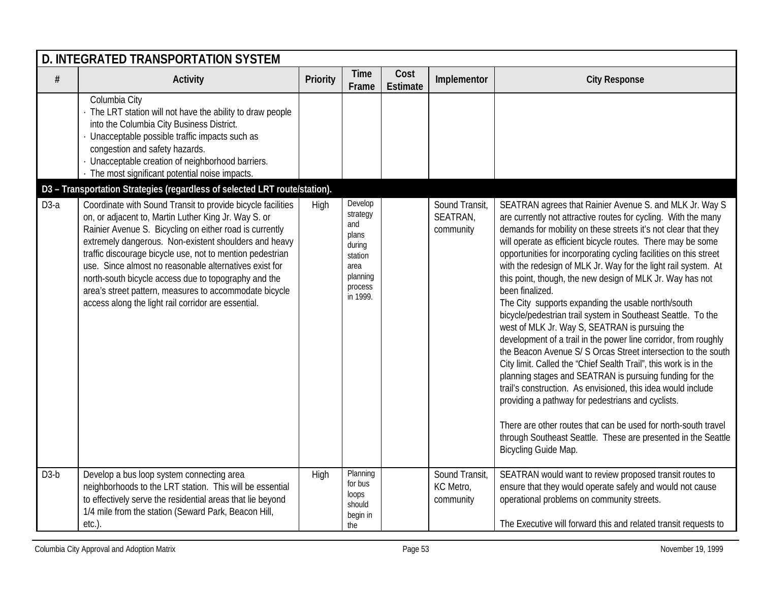## D. INTEGRATED TRANSPORTATION SYSTEM

| # | Activity | Priority | Time Frame | Cost Estimate | Implementor | City Response |
|---|---|---|---|---|---|---|
| | Columbia City<br>· The LRT station will not have the ability to draw people into the Columbia City Business District.<br>· Unacceptable possible traffic impacts such as congestion and safety hazards.<br>· Unacceptable creation of neighborhood barriers.<br>· The most significant potential noise impacts. | | | | | |
| **D3 – Transportation Strategies (regardless of selected LRT route/station).** | | | | | | |
| D3-a | Coordinate with Sound Transit to provide bicycle facilities on, or adjacent to, Martin Luther King Jr. Way S. or Rainier Avenue S. Bicycling on either road is currently extremely dangerous. Non-existent shoulders and heavy traffic discourage bicycle use, not to mention pedestrian use. Since almost no reasonable alternatives exist for north-south bicycle access due to topography and the area's street pattern, measures to accommodate bicycle access along the light rail corridor are essential. | High | Develop strategy and plans during station area planning process in 1999. | | Sound Transit, SEATRAN, community | SEATRAN agrees that Rainier Avenue S. and MLK Jr. Way S are currently not attractive routes for cycling. With the many demands for mobility on these streets it's not clear that they will operate as efficient bicycle routes. There may be some opportunities for incorporating cycling facilities on this street with the redesign of MLK Jr. Way for the light rail system. At this point, though, the new design of MLK Jr. Way has not been finalized.<br>The City supports expanding the usable north/south bicycle/pedestrian trail system in Southeast Seattle. To the west of MLK Jr. Way S, SEATRAN is pursuing the development of a trail in the power line corridor, from roughly the Beacon Avenue S/ S Orcas Street intersection to the south City limit. Called the "Chief Sealth Trail", this work is in the planning stages and SEATRAN is pursuing funding for the trail's construction. As envisioned, this idea would include providing a pathway for pedestrians and cyclists.<br><br>There are other routes that can be used for north-south travel through Southeast Seattle. These are presented in the Seattle Bicycling Guide Map. |
| D3-b | Develop a bus loop system connecting area neighborhoods to the LRT station. This will be essential to effectively serve the residential areas that lie beyond 1/4 mile from the station (Seward Park, Beacon Hill, etc.). | High | Planning for bus loops should begin in the | | Sound Transit, KC Metro, community | SEATRAN would want to review proposed transit routes to ensure that they would operate safely and would not cause operational problems on community streets.<br><br>The Executive will forward this and related transit requests to |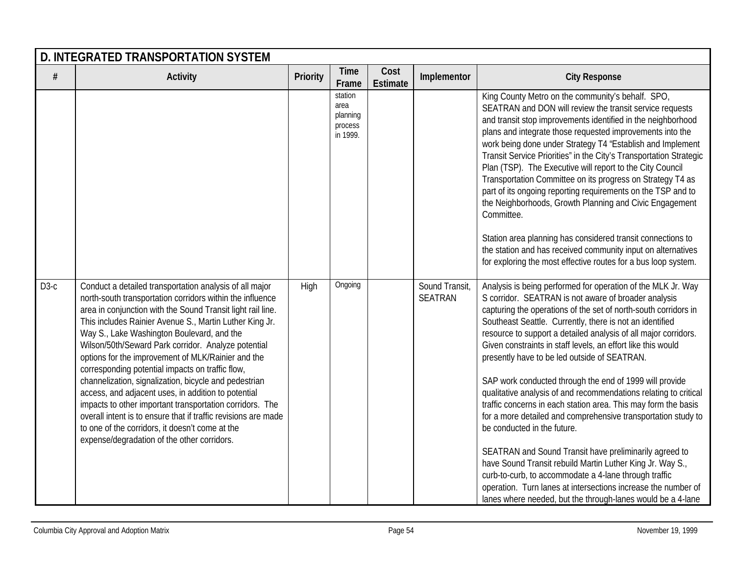## D. INTEGRATED TRANSPORTATION SYSTEM

| # | Activity | Priority | Time Frame | Cost Estimate | Implementor | City Response |
|---|---|---|---|---|---|---|
| | | | station area planning process in 1999. | | | King County Metro on the community's behalf. SPO, SEATRAN and DON will review the transit service requests and transit stop improvements identified in the neighborhood plans and integrate those requested improvements into the work being done under Strategy T4 "Establish and Implement Transit Service Priorities" in the City's Transportation Strategic Plan (TSP). The Executive will report to the City Council Transportation Committee on its progress on Strategy T4 as part of its ongoing reporting requirements on the TSP and to the Neighborhoods, Growth Planning and Civic Engagement Committee.<br><br>Station area planning has considered transit connections to the station and has received community input on alternatives for exploring the most effective routes for a bus loop system. |
| D3-c | Conduct a detailed transportation analysis of all major north-south transportation corridors within the influence area in conjunction with the Sound Transit light rail line. This includes Rainier Avenue S., Martin Luther King Jr. Way S., Lake Washington Boulevard, and the Wilson/50th/Seward Park corridor. Analyze potential options for the improvement of MLK/Rainier and the corresponding potential impacts on traffic flow, channelization, signalization, bicycle and pedestrian access, and adjacent uses, in addition to potential impacts to other important transportation corridors. The overall intent is to ensure that if traffic revisions are made to one of the corridors, it doesn't come at the expense/degradation of the other corridors. | High | Ongoing | | Sound Transit, SEATRAN | Analysis is being performed for operation of the MLK Jr. Way S corridor. SEATRAN is not aware of broader analysis capturing the operations of the set of north-south corridors in Southeast Seattle. Currently, there is not an identified resource to support a detailed analysis of all major corridors. Given constraints in staff levels, an effort like this would presently have to be led outside of SEATRAN.<br><br>SAP work conducted through the end of 1999 will provide qualitative analysis of and recommendations relating to critical traffic concerns in each station area. This may form the basis for a more detailed and comprehensive transportation study to be conducted in the future.<br><br>SEATRAN and Sound Transit have preliminarily agreed to have Sound Transit rebuild Martin Luther King Jr. Way S., curb-to-curb, to accommodate a 4-lane through traffic operation. Turn lanes at intersections increase the number of lanes where needed, but the through-lanes would be a 4-lane |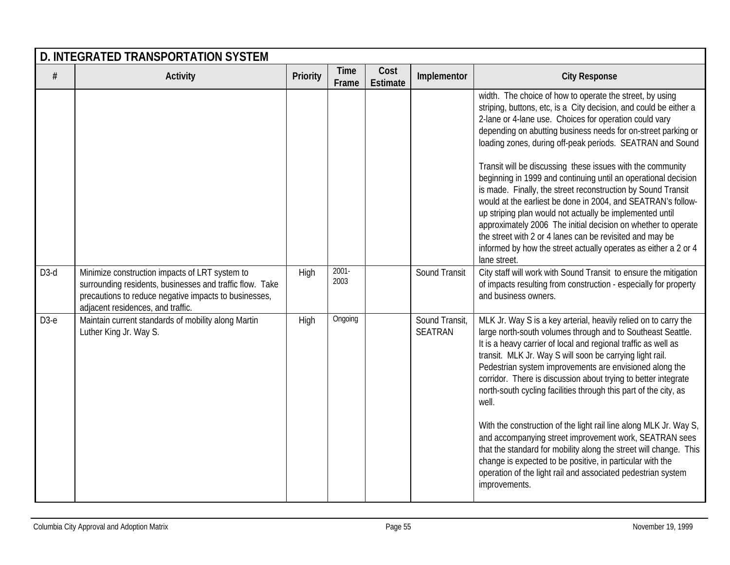## D. INTEGRATED TRANSPORTATION SYSTEM

| # | Activity | Priority | Time Frame | Cost Estimate | Implementor | City Response |
|---|---|---|---|---|---|---|
| | | | | | | width. The choice of how to operate the street, by using striping, buttons, etc, is a City decision, and could be either a 2-lane or 4-lane use. Choices for operation could vary depending on abutting business needs for on-street parking or loading zones, during off-peak periods. SEATRAN and Sound Transit will be discussing these issues with the community beginning in 1999 and continuing until an operational decision is made. Finally, the street reconstruction by Sound Transit would at the earliest be done in 2004, and SEATRAN's follow-up striping plan would not actually be implemented until approximately 2006 The initial decision on whether to operate the street with 2 or 4 lanes can be revisited and may be informed by how the street actually operates as either a 2 or 4 lane street. |
| D3-d | Minimize construction impacts of LRT system to surrounding residents, businesses and traffic flow. Take precautions to reduce negative impacts to businesses, adjacent residences, and traffic. | High | 2001-2003 | | Sound Transit | City staff will work with Sound Transit to ensure the mitigation of impacts resulting from construction - especially for property and business owners. |
| D3-e | Maintain current standards of mobility along Martin Luther King Jr. Way S. | High | Ongoing | | Sound Transit, SEATRAN | MLK Jr. Way S is a key arterial, heavily relied on to carry the large north-south volumes through and to Southeast Seattle. It is a heavy carrier of local and regional traffic as well as transit. MLK Jr. Way S will soon be carrying light rail. Pedestrian system improvements are envisioned along the corridor. There is discussion about trying to better integrate north-south cycling facilities through this part of the city, as well.<br><br>With the construction of the light rail line along MLK Jr. Way S, and accompanying street improvement work, SEATRAN sees that the standard for mobility along the street will change. This change is expected to be positive, in particular with the operation of the light rail and associated pedestrian system improvements. |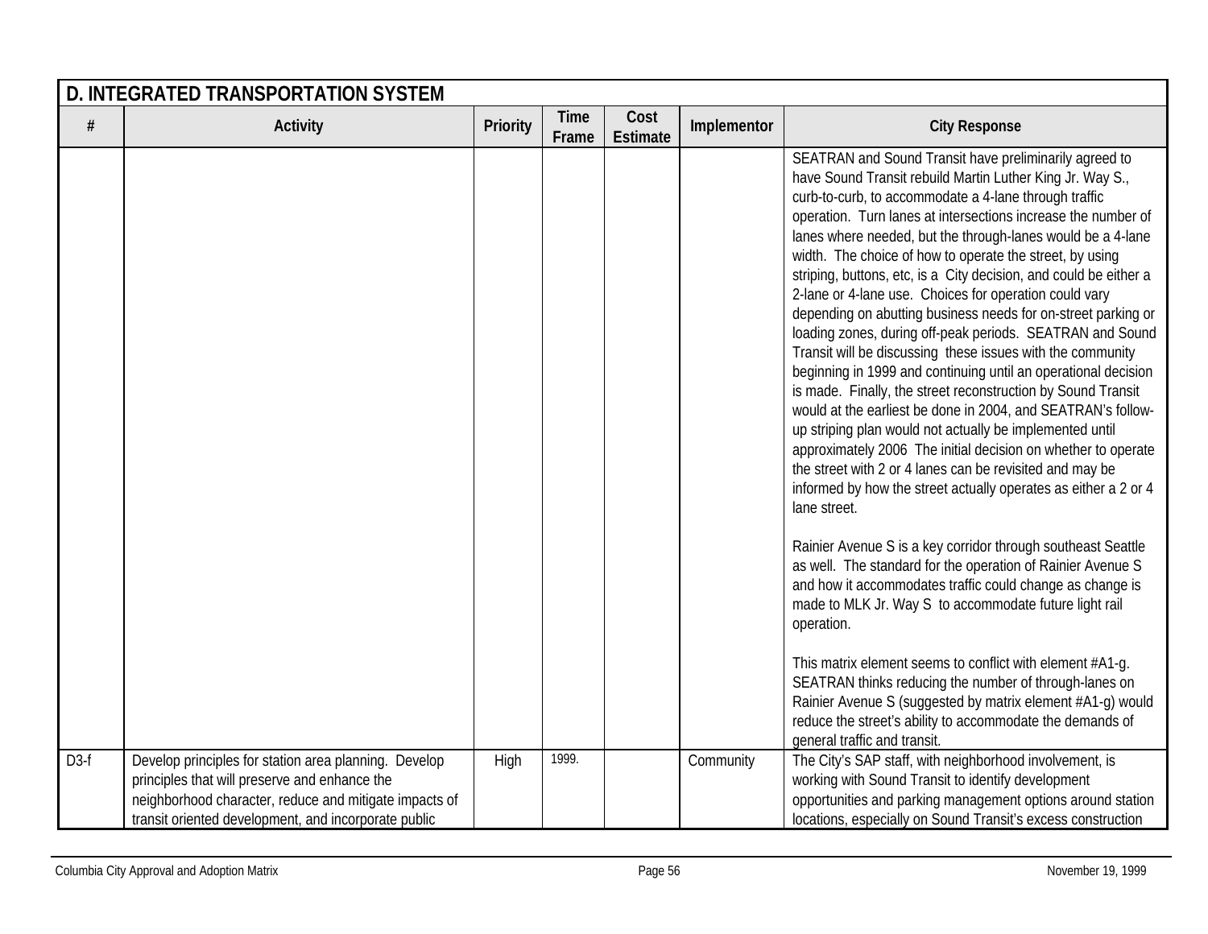| D. INTEGRATED TRANSPORTATION SYSTEM | | | | | | |
|---|---|---|---|---|---|---|
| # | Activity | Priority | Time Frame | Cost Estimate | Implementor | City Response |
| | | | | | | SEATRAN and Sound Transit have preliminarily agreed to have Sound Transit rebuild Martin Luther King Jr. Way S., curb-to-curb, to accommodate a 4-lane through traffic operation. Turn lanes at intersections increase the number of lanes where needed, but the through-lanes would be a 4-lane width. The choice of how to operate the street, by using striping, buttons, etc, is a City decision, and could be either a 2-lane or 4-lane use. Choices for operation could vary depending on abutting business needs for on-street parking or loading zones, during off-peak periods. SEATRAN and Sound Transit will be discussing these issues with the community beginning in 1999 and continuing until an operational decision is made. Finally, the street reconstruction by Sound Transit would at the earliest be done in 2004, and SEATRAN's follow-up striping plan would not actually be implemented until approximately 2006 The initial decision on whether to operate the street with 2 or 4 lanes can be revisited and may be informed by how the street actually operates as either a 2 or 4 lane street.<br><br>Rainier Avenue S is a key corridor through southeast Seattle as well. The standard for the operation of Rainier Avenue S and how it accommodates traffic could change as change is made to MLK Jr. Way S to accommodate future light rail operation.<br><br>This matrix element seems to conflict with element #A1-g. SEATRAN thinks reducing the number of through-lanes on Rainier Avenue S (suggested by matrix element #A1-g) would reduce the street's ability to accommodate the demands of general traffic and transit. |
| D3-f | Develop principles for station area planning. Develop principles that will preserve and enhance the neighborhood character, reduce and mitigate impacts of transit oriented development, and incorporate public | High | 1999. | | Community | The City's SAP staff, with neighborhood involvement, is working with Sound Transit to identify development opportunities and parking management options around station locations, especially on Sound Transit's excess construction |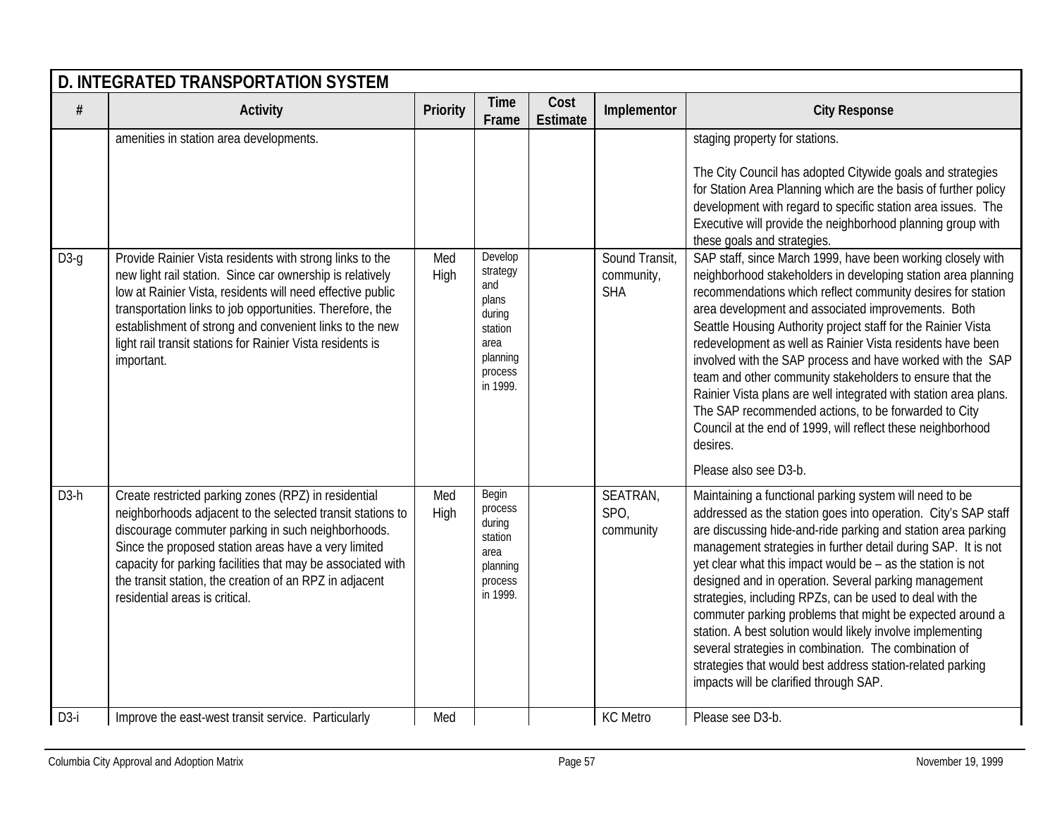## D. INTEGRATED TRANSPORTATION SYSTEM

| # | Activity | Priority | Time Frame | Cost Estimate | Implementor | City Response |
|---|---|---|---|---|---|---|
| | amenities in station area developments. | | | | | staging property for stations.<br><br>The City Council has adopted Citywide goals and strategies for Station Area Planning which are the basis of further policy development with regard to specific station area issues. The Executive will provide the neighborhood planning group with these goals and strategies. |
| D3-g | Provide Rainier Vista residents with strong links to the new light rail station. Since car ownership is relatively low at Rainier Vista, residents will need effective public transportation links to job opportunities. Therefore, the establishment of strong and convenient links to the new light rail transit stations for Rainier Vista residents is important. | Med High | Develop strategy and plans during station area planning process in 1999. | | Sound Transit, community, SHA | SAP staff, since March 1999, have been working closely with neighborhood stakeholders in developing station area planning recommendations which reflect community desires for station area development and associated improvements. Both Seattle Housing Authority project staff for the Rainier Vista redevelopment as well as Rainier Vista residents have been involved with the SAP process and have worked with the SAP team and other community stakeholders to ensure that the Rainier Vista plans are well integrated with station area plans. The SAP recommended actions, to be forwarded to City Council at the end of 1999, will reflect these neighborhood desires.<br><br>Please also see D3-b. |
| D3-h | Create restricted parking zones (RPZ) in residential neighborhoods adjacent to the selected transit stations to discourage commuter parking in such neighborhoods. Since the proposed station areas have a very limited capacity for parking facilities that may be associated with the transit station, the creation of an RPZ in adjacent residential areas is critical. | Med High | Begin process during station area planning process in 1999. | | SEATRAN, SPO, community | Maintaining a functional parking system will need to be addressed as the station goes into operation. City's SAP staff are discussing hide-and-ride parking and station area parking management strategies in further detail during SAP. It is not yet clear what this impact would be – as the station is not designed and in operation. Several parking management strategies, including RPZs, can be used to deal with the commuter parking problems that might be expected around a station. A best solution would likely involve implementing several strategies in combination. The combination of strategies that would best address station-related parking impacts will be clarified through SAP. |
| D3-i | Improve the east-west transit service. Particularly | Med | | | KC Metro | Please see D3-b. |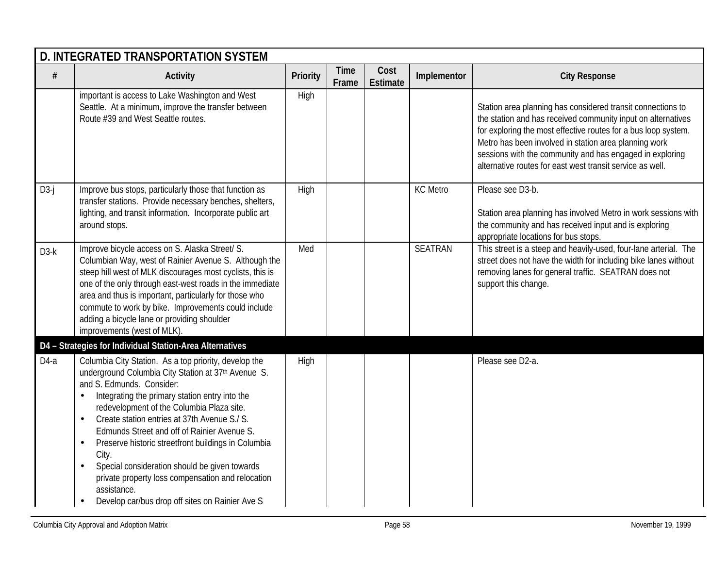## D. INTEGRATED TRANSPORTATION SYSTEM

| # | Activity | Priority | Time Frame | Cost Estimate | Implementor | City Response |
|---|---|---|---|---|---|---|
| | important is access to Lake Washington and West Seattle. At a minimum, improve the transfer between Route #39 and West Seattle routes. | High | | | | Station area planning has considered transit connections to the station and has received community input on alternatives for exploring the most effective routes for a bus loop system. Metro has been involved in station area planning work sessions with the community and has engaged in exploring alternative routes for east west transit service as well. |
| D3-j | Improve bus stops, particularly those that function as transfer stations. Provide necessary benches, shelters, lighting, and transit information. Incorporate public art around stops. | High | | | KC Metro | Please see D3-b.<br><br>Station area planning has involved Metro in work sessions with the community and has received input and is exploring appropriate locations for bus stops. |
| D3-k | Improve bicycle access on S. Alaska Street/ S. Columbian Way, west of Rainier Avenue S. Although the steep hill west of MLK discourages most cyclists, this is one of the only through east-west roads in the immediate area and thus is important, particularly for those who commute to work by bike. Improvements could include adding a bicycle lane or providing shoulder improvements (west of MLK). | Med | | | SEATRAN | This street is a steep and heavily-used, four-lane arterial. The street does not have the width for including bike lanes without removing lanes for general traffic. SEATRAN does not support this change. |
| **D4 – Strategies for Individual Station-Area Alternatives** | | | | | | |
| D4-a | Columbia City Station. As a top priority, develop the underground Columbia City Station at 37th Avenue S. and S. Edmunds. Consider:<br>• Integrating the primary station entry into the redevelopment of the Columbia Plaza site.<br>• Create station entries at 37th Avenue S./ S. Edmunds Street and off of Rainier Avenue S.<br>• Preserve historic streetfront buildings in Columbia City.<br>• Special consideration should be given towards private property loss compensation and relocation assistance.<br>• Develop car/bus drop off sites on Rainier Ave S | High | | | | Please see D2-a. |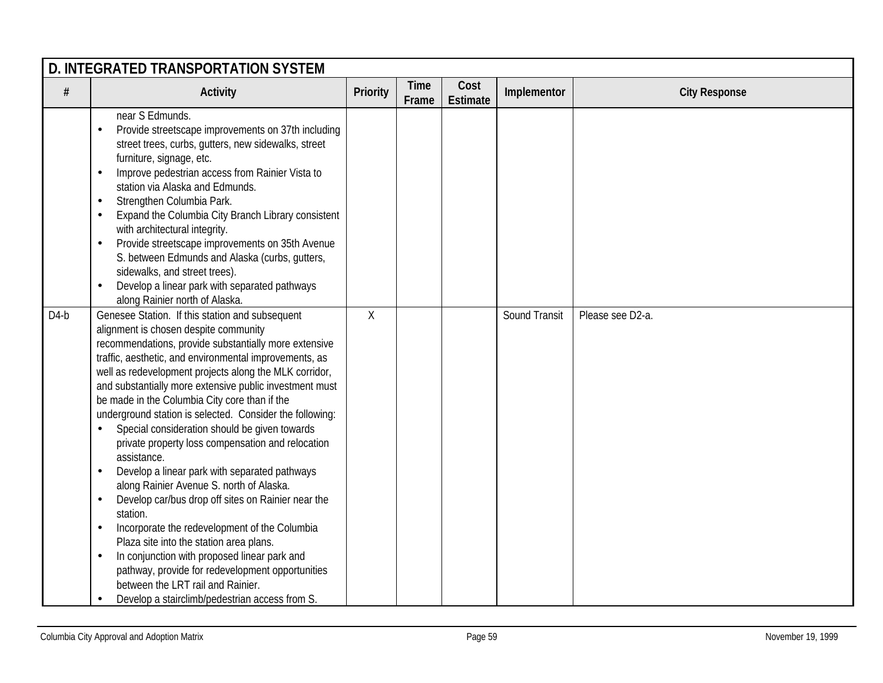## D. INTEGRATED TRANSPORTATION SYSTEM

| # | Activity | Priority | Time Frame | Cost Estimate | Implementor | City Response |
|---|---|---|---|---|---|---|
| | near S Edmunds.<br>• Provide streetscape improvements on 37th including street trees, curbs, gutters, new sidewalks, street furniture, signage, etc.<br>• Improve pedestrian access from Rainier Vista to station via Alaska and Edmunds.<br>• Strengthen Columbia Park.<br>• Expand the Columbia City Branch Library consistent with architectural integrity.<br>• Provide streetscape improvements on 35th Avenue S. between Edmunds and Alaska (curbs, gutters, sidewalks, and street trees).<br>• Develop a linear park with separated pathways along Rainier north of Alaska. | | | | | |
| D4-b | Genesee Station. If this station and subsequent alignment is chosen despite community recommendations, provide substantially more extensive traffic, aesthetic, and environmental improvements, as well as redevelopment projects along the MLK corridor, and substantially more extensive public investment must be made in the Columbia City core than if the underground station is selected. Consider the following:<br>• Special consideration should be given towards private property loss compensation and relocation assistance.<br>• Develop a linear park with separated pathways along Rainier Avenue S. north of Alaska.<br>• Develop car/bus drop off sites on Rainier near the station.<br>• Incorporate the redevelopment of the Columbia Plaza site into the station area plans.<br>• In conjunction with proposed linear park and pathway, provide for redevelopment opportunities between the LRT rail and Rainier.<br>• Develop a stairclimb/pedestrian access from S. | X | | | Sound Transit | Please see D2-a. |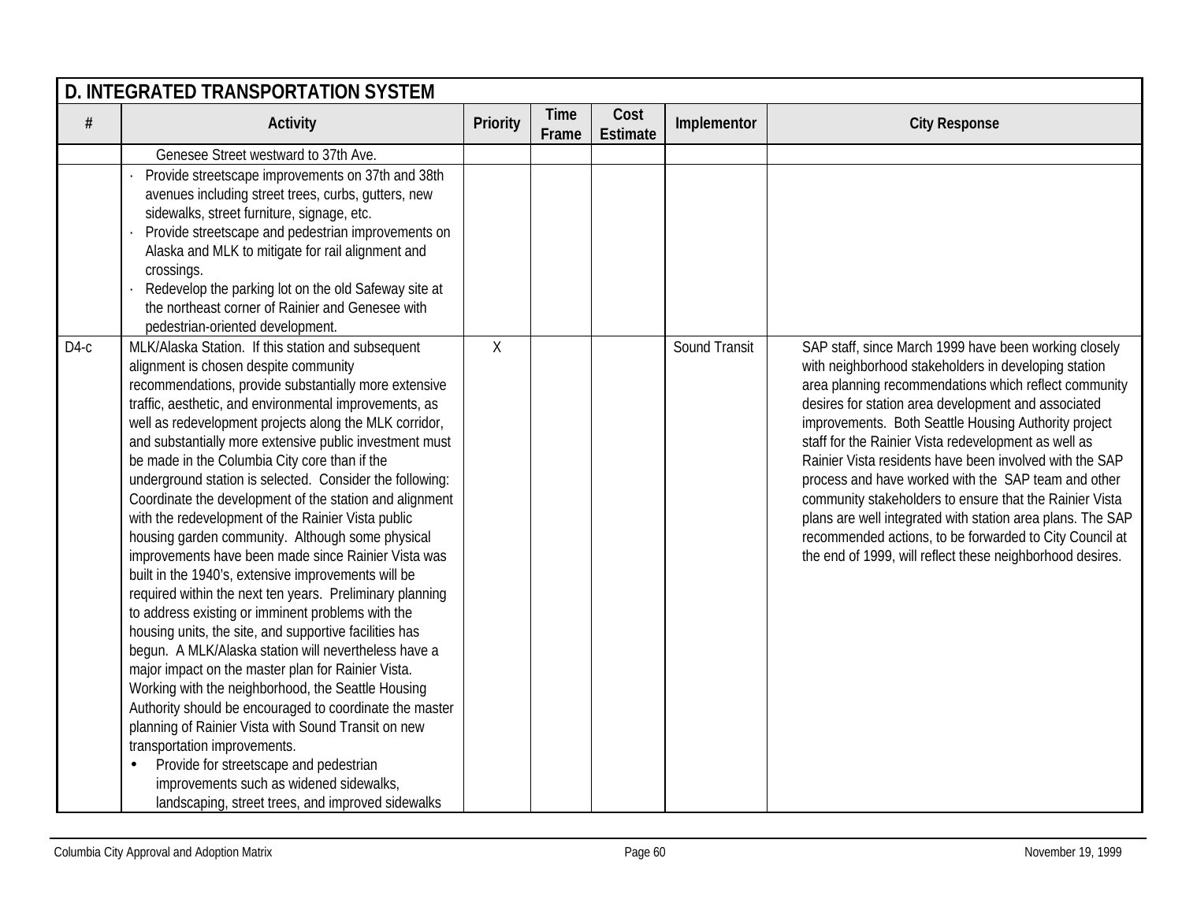| D. INTEGRATED TRANSPORTATION SYSTEM | | | | | | |
|---|---|---|---|---|---|---|
| # | Activity | Priority | Time Frame | Cost Estimate | Implementor | City Response |
| | Genesee Street westward to 37th Ave. | | | | | |
| | · Provide streetscape improvements on 37th and 38th avenues including street trees, curbs, gutters, new sidewalks, street furniture, signage, etc.<br>· Provide streetscape and pedestrian improvements on Alaska and MLK to mitigate for rail alignment and crossings.<br>· Redevelop the parking lot on the old Safeway site at the northeast corner of Rainier and Genesee with pedestrian-oriented development. | | | | | |
| D4-c | MLK/Alaska Station. If this station and subsequent alignment is chosen despite community recommendations, provide substantially more extensive traffic, aesthetic, and environmental improvements, as well as redevelopment projects along the MLK corridor, and substantially more extensive public investment must be made in the Columbia City core than if the underground station is selected. Consider the following: Coordinate the development of the station and alignment with the redevelopment of the Rainier Vista public housing garden community. Although some physical improvements have been made since Rainier Vista was built in the 1940's, extensive improvements will be required within the next ten years. Preliminary planning to address existing or imminent problems with the housing units, the site, and supportive facilities has begun. A MLK/Alaska station will nevertheless have a major impact on the master plan for Rainier Vista. Working with the neighborhood, the Seattle Housing Authority should be encouraged to coordinate the master planning of Rainier Vista with Sound Transit on new transportation improvements.<br>• Provide for streetscape and pedestrian improvements such as widened sidewalks, landscaping, street trees, and improved sidewalks | X | | | Sound Transit | SAP staff, since March 1999 have been working closely with neighborhood stakeholders in developing station area planning recommendations which reflect community desires for station area development and associated improvements. Both Seattle Housing Authority project staff for the Rainier Vista redevelopment as well as Rainier Vista residents have been involved with the SAP process and have worked with the SAP team and other community stakeholders to ensure that the Rainier Vista plans are well integrated with station area plans. The SAP recommended actions, to be forwarded to City Council at the end of 1999, will reflect these neighborhood desires. |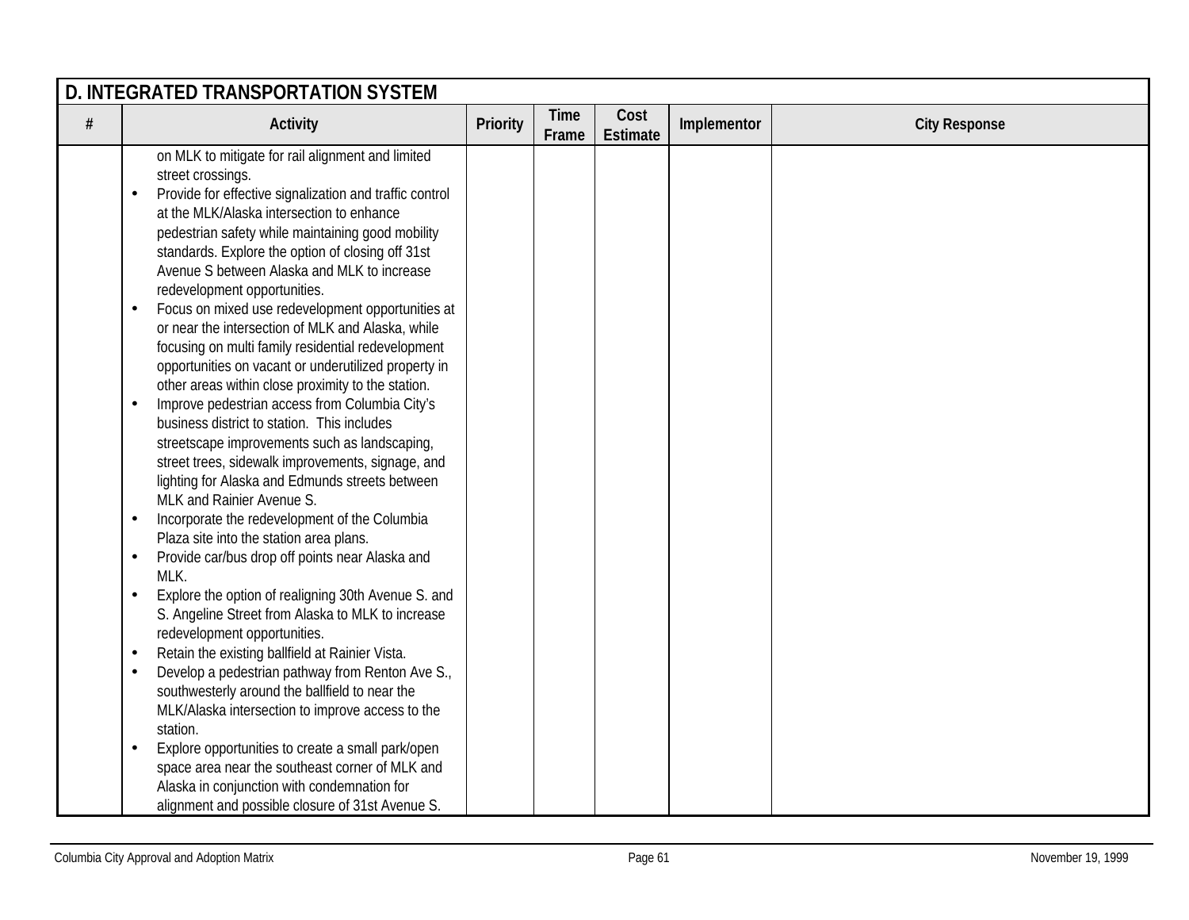| D. INTEGRATED TRANSPORTATION SYSTEM | | | | | | |
|---|---|---|---|---|---|---|
| # | Activity | Priority | Time Frame | Cost Estimate | Implementor | City Response |
| | on MLK to mitigate for rail alignment and limited street crossings.<br>• Provide for effective signalization and traffic control at the MLK/Alaska intersection to enhance pedestrian safety while maintaining good mobility standards. Explore the option of closing off 31st Avenue S between Alaska and MLK to increase redevelopment opportunities.<br>• Focus on mixed use redevelopment opportunities at or near the intersection of MLK and Alaska, while focusing on multi family residential redevelopment opportunities on vacant or underutilized property in other areas within close proximity to the station.<br>• Improve pedestrian access from Columbia City's business district to station. This includes streetscape improvements such as landscaping, street trees, sidewalk improvements, signage, and lighting for Alaska and Edmunds streets between MLK and Rainier Avenue S.<br>• Incorporate the redevelopment of the Columbia Plaza site into the station area plans.<br>• Provide car/bus drop off points near Alaska and MLK.<br>• Explore the option of realigning 30th Avenue S. and S. Angeline Street from Alaska to MLK to increase redevelopment opportunities.<br>• Retain the existing ballfield at Rainier Vista.<br>• Develop a pedestrian pathway from Renton Ave S., southwesterly around the ballfield to near the MLK/Alaska intersection to improve access to the station.<br>• Explore opportunities to create a small park/open space area near the southeast corner of MLK and Alaska in conjunction with condemnation for alignment and possible closure of 31st Avenue S. | | | | | |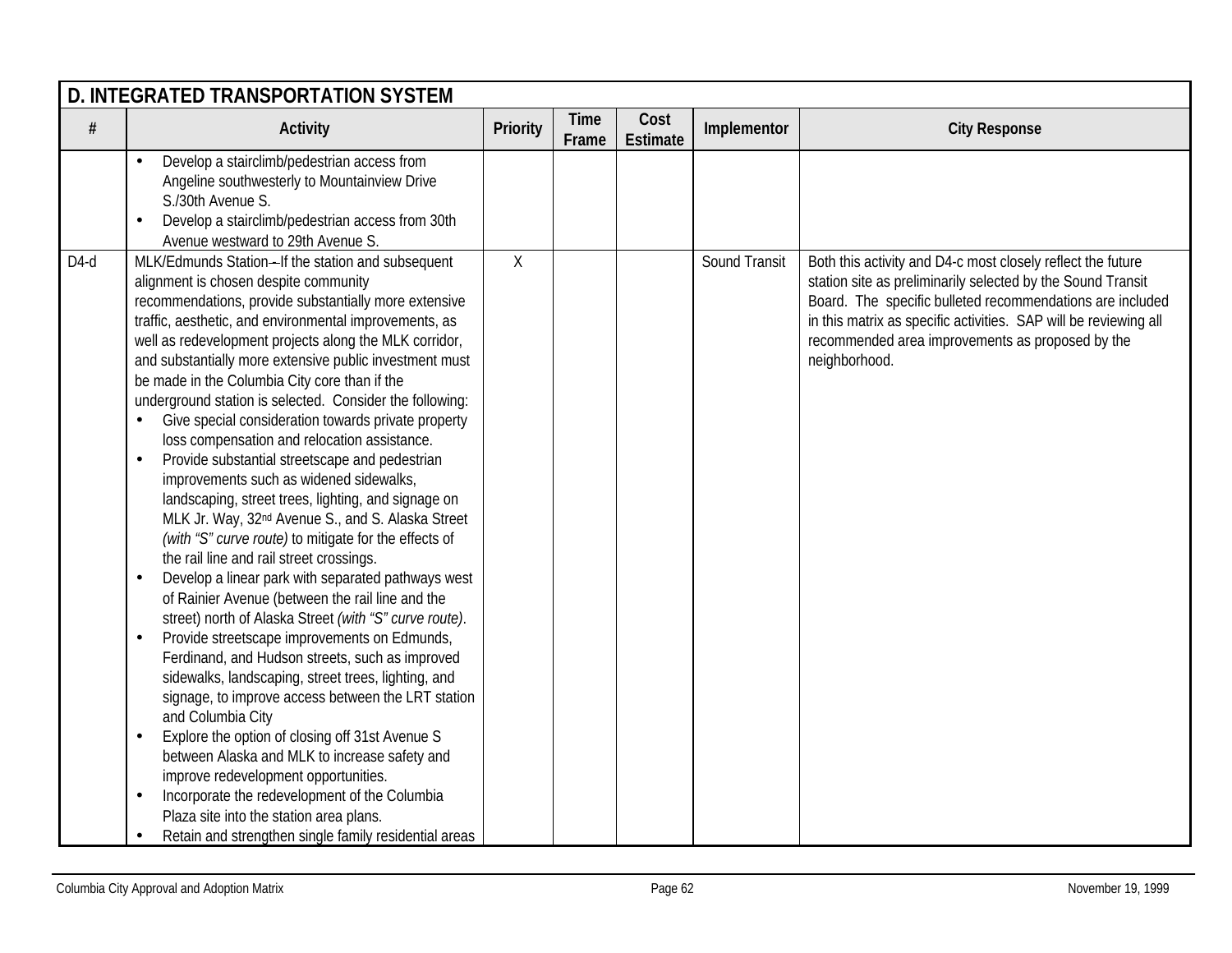| D. INTEGRATED TRANSPORTATION SYSTEM | | | | | | |
|---|---|---|---|---|---|---|
| # | Activity | Priority | Time Frame | Cost Estimate | Implementor | City Response |
| | • Develop a stairclimb/pedestrian access from Angeline southwesterly to Mountainview Drive S./30th Avenue S.<br>• Develop a stairclimb/pedestrian access from 30th Avenue westward to 29th Avenue S. | | | | | |
| D4-d | MLK/Edmunds Station—If the station and subsequent alignment is chosen despite community recommendations, provide substantially more extensive traffic, aesthetic, and environmental improvements, as well as redevelopment projects along the MLK corridor, and substantially more extensive public investment must be made in the Columbia City core than if the underground station is selected. Consider the following:<br>• Give special consideration towards private property loss compensation and relocation assistance.<br>• Provide substantial streetscape and pedestrian improvements such as widened sidewalks, landscaping, street trees, lighting, and signage on MLK Jr. Way, 32nd Avenue S., and S. Alaska Street *(with "S" curve route)* to mitigate for the effects of the rail line and rail street crossings.<br>• Develop a linear park with separated pathways west of Rainier Avenue (between the rail line and the street) north of Alaska Street *(with "S" curve route)*.<br>• Provide streetscape improvements on Edmunds, Ferdinand, and Hudson streets, such as improved sidewalks, landscaping, street trees, lighting, and signage, to improve access between the LRT station and Columbia City<br>• Explore the option of closing off 31st Avenue S between Alaska and MLK to increase safety and improve redevelopment opportunities.<br>• Incorporate the redevelopment of the Columbia Plaza site into the station area plans.<br>• Retain and strengthen single family residential areas | X | | | Sound Transit | Both this activity and D4-c most closely reflect the future station site as preliminarily selected by the Sound Transit Board. The specific bulleted recommendations are included in this matrix as specific activities. SAP will be reviewing all recommended area improvements as proposed by the neighborhood. |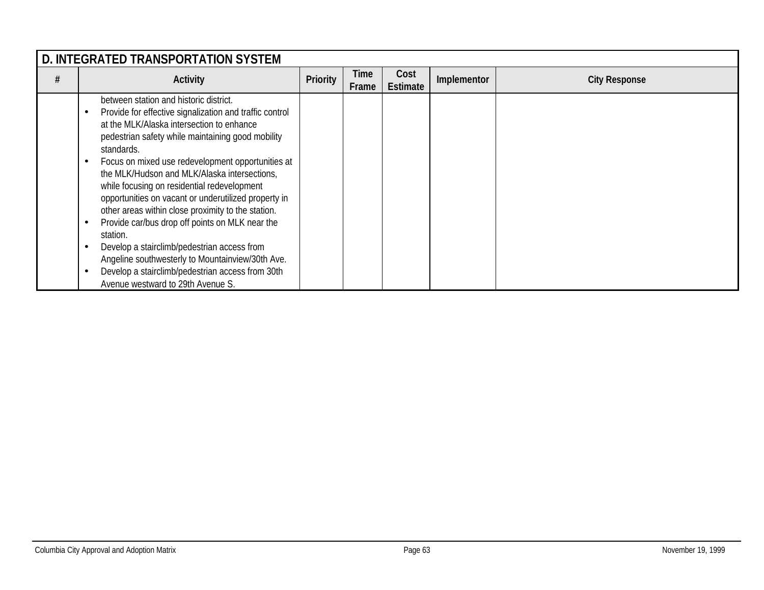| D. INTEGRATED TRANSPORTATION SYSTEM | | | | | | |
|---|---|---|---|---|---|---|
| # | Activity | Priority | Time Frame | Cost Estimate | Implementor | City Response |
| | between station and historic district.<br>• Provide for effective signalization and traffic control at the MLK/Alaska intersection to enhance pedestrian safety while maintaining good mobility standards.<br>• Focus on mixed use redevelopment opportunities at the MLK/Hudson and MLK/Alaska intersections, while focusing on residential redevelopment opportunities on vacant or underutilized property in other areas within close proximity to the station.<br>• Provide car/bus drop off points on MLK near the station.<br>• Develop a stairclimb/pedestrian access from Angeline southwesterly to Mountainview/30th Ave.<br>• Develop a stairclimb/pedestrian access from 30th Avenue westward to 29th Avenue S. | | | | | |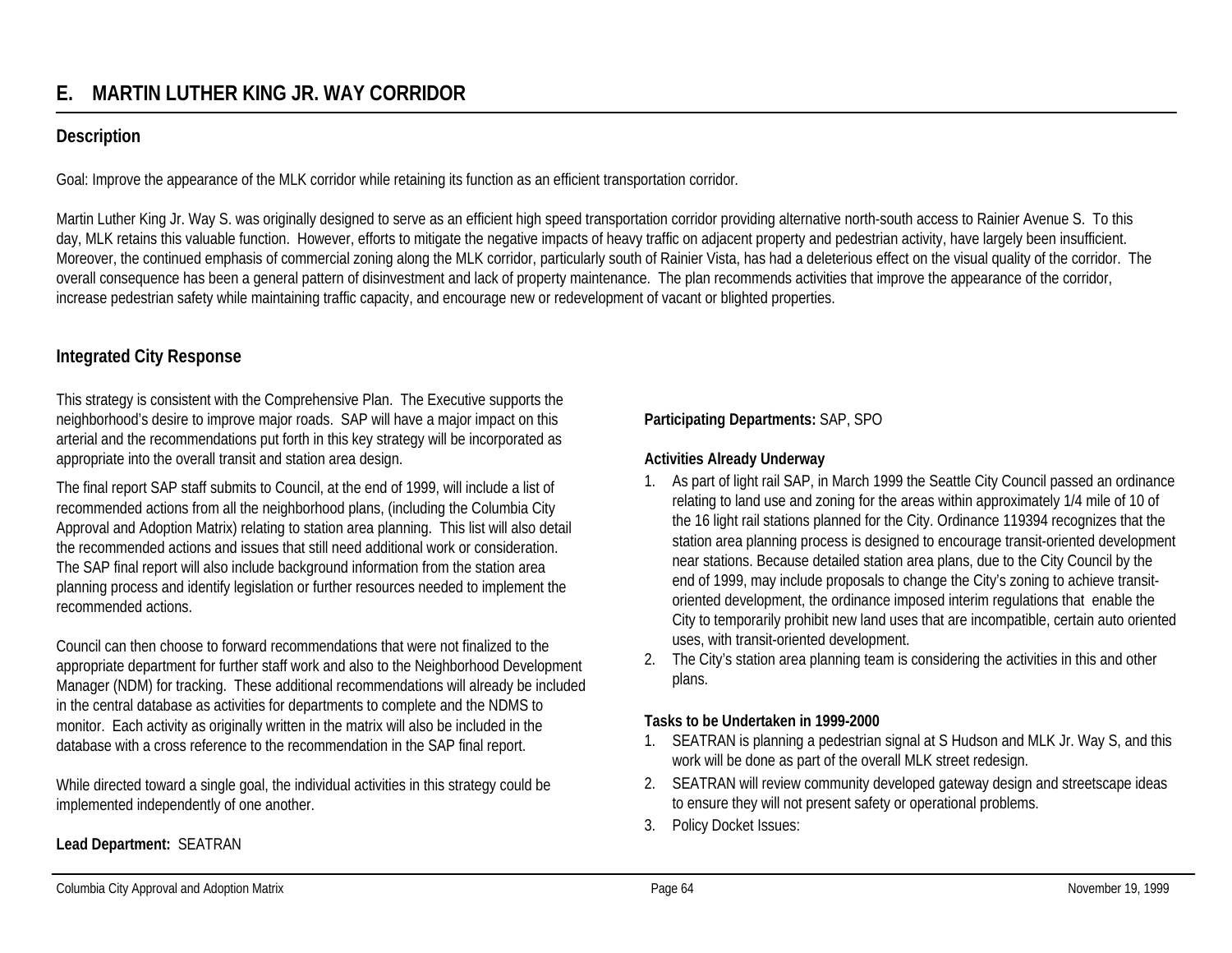## E. MARTIN LUTHER KING JR. WAY CORRIDOR

### Description

Goal: Improve the appearance of the MLK corridor while retaining its function as an efficient transportation corridor.

Martin Luther King Jr. Way S. was originally designed to serve as an efficient high speed transportation corridor providing alternative north-south access to Rainier Avenue S. To this day, MLK retains this valuable function. However, efforts to mitigate the negative impacts of heavy traffic on adjacent property and pedestrian activity, have largely been insufficient. Moreover, the continued emphasis of commercial zoning along the MLK corridor, particularly south of Rainier Vista, has had a deleterious effect on the visual quality of the corridor. The overall consequence has been a general pattern of disinvestment and lack of property maintenance. The plan recommends activities that improve the appearance of the corridor, increase pedestrian safety while maintaining traffic capacity, and encourage new or redevelopment of vacant or blighted properties.

### Integrated City Response

This strategy is consistent with the Comprehensive Plan. The Executive supports the neighborhood's desire to improve major roads. SAP will have a major impact on this arterial and the recommendations put forth in this key strategy will be incorporated as appropriate into the overall transit and station area design.

The final report SAP staff submits to Council, at the end of 1999, will include a list of recommended actions from all the neighborhood plans, (including the Columbia City Approval and Adoption Matrix) relating to station area planning. This list will also detail the recommended actions and issues that still need additional work or consideration. The SAP final report will also include background information from the station area planning process and identify legislation or further resources needed to implement the recommended actions.

Council can then choose to forward recommendations that were not finalized to the appropriate department for further staff work and also to the Neighborhood Development Manager (NDM) for tracking. These additional recommendations will already be included in the central database as activities for departments to complete and the NDMS to monitor. Each activity as originally written in the matrix will also be included in the database with a cross reference to the recommendation in the SAP final report.

While directed toward a single goal, the individual activities in this strategy could be implemented independently of one another.

**Lead Department:** SEATRAN

**Participating Departments:** SAP, SPO

**Activities Already Underway**

1. As part of light rail SAP, in March 1999 the Seattle City Council passed an ordinance relating to land use and zoning for the areas within approximately 1/4 mile of 10 of the 16 light rail stations planned for the City. Ordinance 119394 recognizes that the station area planning process is designed to encourage transit-oriented development near stations. Because detailed station area plans, due to the City Council by the end of 1999, may include proposals to change the City's zoning to achieve transit-oriented development, the ordinance imposed interim regulations that enable the City to temporarily prohibit new land uses that are incompatible, certain auto oriented uses, with transit-oriented development.
2. The City's station area planning team is considering the activities in this and other plans.

**Tasks to be Undertaken in 1999-2000**

1. SEATRAN is planning a pedestrian signal at S Hudson and MLK Jr. Way S, and this work will be done as part of the overall MLK street redesign.
2. SEATRAN will review community developed gateway design and streetscape ideas to ensure they will not present safety or operational problems.
3. Policy Docket Issues: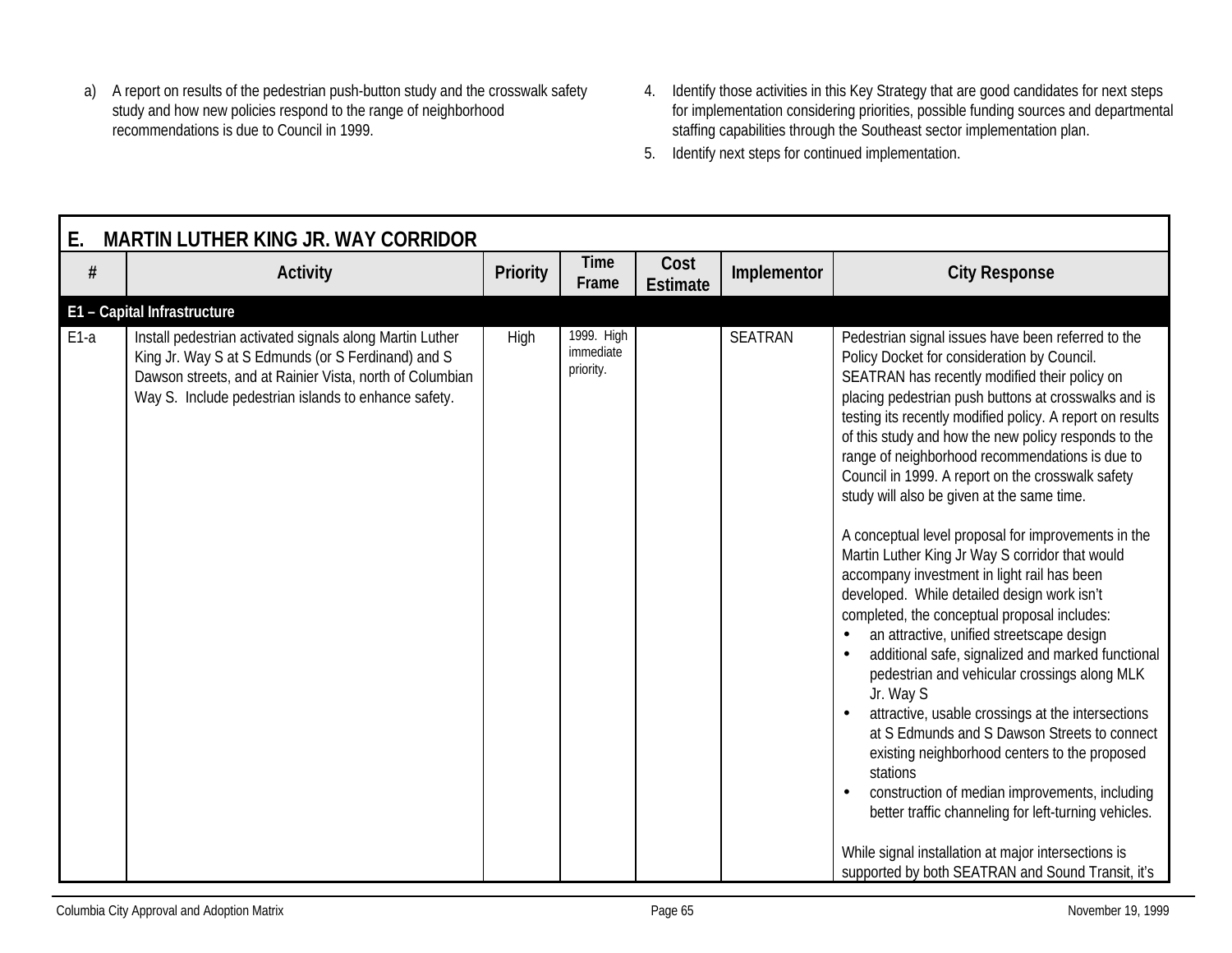a) A report on results of the pedestrian push-button study and the crosswalk safety study and how new policies respond to the range of neighborhood recommendations is due to Council in 1999.

4. Identify those activities in this Key Strategy that are good candidates for next steps for implementation considering priorities, possible funding sources and departmental staffing capabilities through the Southeast sector implementation plan.
5. Identify next steps for continued implementation.

| E. MARTIN LUTHER KING JR. WAY CORRIDOR | | | | | | |
|---|---|---|---|---|---|---|
| # | Activity | Priority | Time Frame | Cost Estimate | Implementor | City Response |
| **E1 – Capital Infrastructure** | | | | | | |
| E1-a | Install pedestrian activated signals along Martin Luther King Jr. Way S at S Edmunds (or S Ferdinand) and S Dawson streets, and at Rainier Vista, north of Columbian Way S. Include pedestrian islands to enhance safety. | High | 1999. High immediate priority. | | SEATRAN | Pedestrian signal issues have been referred to the Policy Docket for consideration by Council. SEATRAN has recently modified their policy on placing pedestrian push buttons at crosswalks and is testing its recently modified policy. A report on results of this study and how the new policy responds to the range of neighborhood recommendations is due to Council in 1999. A report on the crosswalk safety study will also be given at the same time.<br><br>A conceptual level proposal for improvements in the Martin Luther King Jr Way S corridor that would accompany investment in light rail has been developed. While detailed design work isn't completed, the conceptual proposal includes:<br>• an attractive, unified streetscape design<br>• additional safe, signalized and marked functional pedestrian and vehicular crossings along MLK Jr. Way S<br>• attractive, usable crossings at the intersections at S Edmunds and S Dawson Streets to connect existing neighborhood centers to the proposed stations<br>• construction of median improvements, including better traffic channeling for left-turning vehicles.<br><br>While signal installation at major intersections is supported by both SEATRAN and Sound Transit, it's |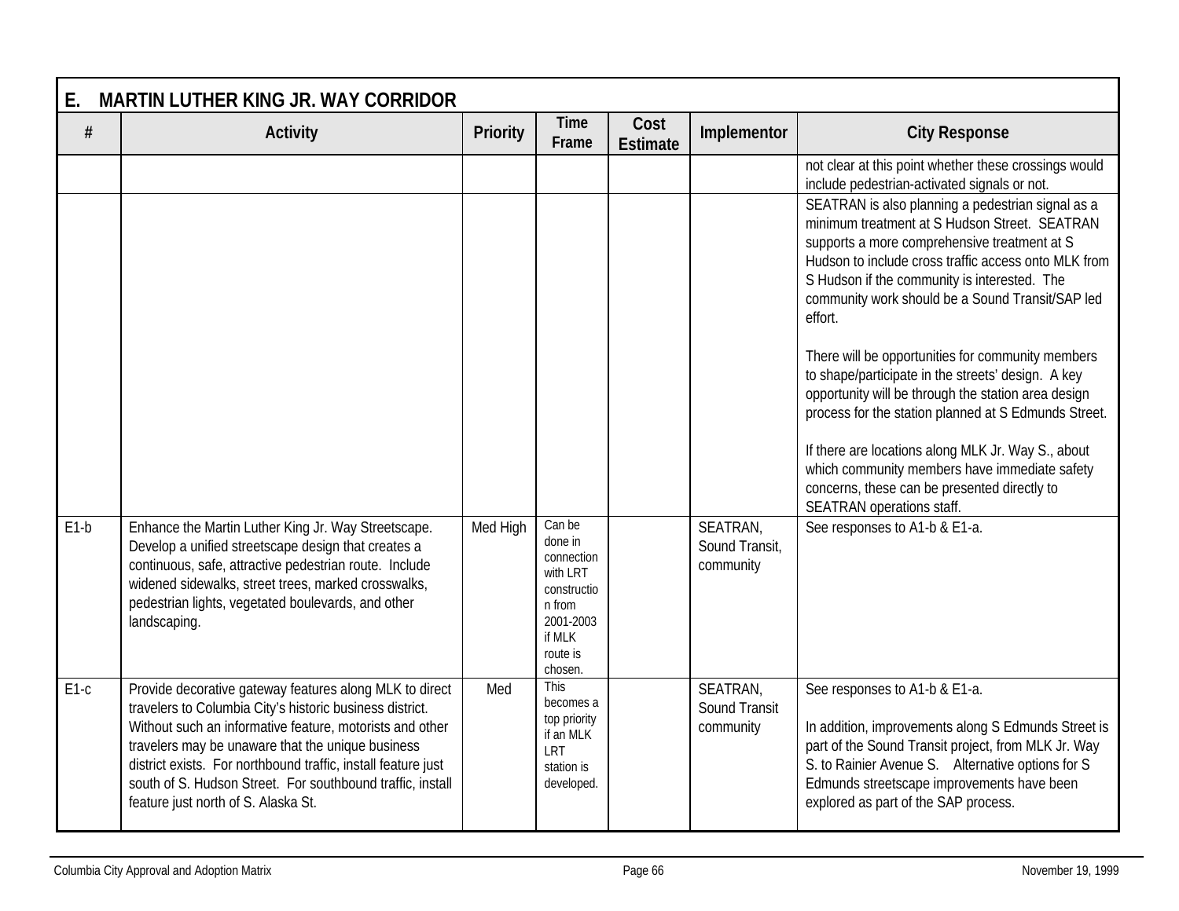## E. MARTIN LUTHER KING JR. WAY CORRIDOR

| # | Activity | Priority | Time Frame | Cost Estimate | Implementor | City Response |
|---|---|---|---|---|---|---|
| | | | | | | not clear at this point whether these crossings would include pedestrian-activated signals or not. |
| | | | | | | SEATRAN is also planning a pedestrian signal as a minimum treatment at S Hudson Street. SEATRAN supports a more comprehensive treatment at S Hudson to include cross traffic access onto MLK from S Hudson if the community is interested. The community work should be a Sound Transit/SAP led effort.<br><br>There will be opportunities for community members to shape/participate in the streets' design. A key opportunity will be through the station area design process for the station planned at S Edmunds Street.<br><br>If there are locations along MLK Jr. Way S., about which community members have immediate safety concerns, these can be presented directly to SEATRAN operations staff. |
| E1-b | Enhance the Martin Luther King Jr. Way Streetscape. Develop a unified streetscape design that creates a continuous, safe, attractive pedestrian route. Include widened sidewalks, street trees, marked crosswalks, pedestrian lights, vegetated boulevards, and other landscaping. | Med High | Can be done in connection with LRT construction from 2001-2003 if MLK route is chosen. | | SEATRAN, Sound Transit, community | See responses to A1-b & E1-a. |
| E1-c | Provide decorative gateway features along MLK to direct travelers to Columbia City's historic business district. Without such an informative feature, motorists and other travelers may be unaware that the unique business district exists. For northbound traffic, install feature just south of S. Hudson Street. For southbound traffic, install feature just north of S. Alaska St. | Med | This becomes a top priority if an MLK LRT station is developed. | | SEATRAN, Sound Transit community | See responses to A1-b & E1-a.<br><br>In addition, improvements along S Edmunds Street is part of the Sound Transit project, from MLK Jr. Way S. to Rainier Avenue S. Alternative options for S Edmunds streetscape improvements have been explored as part of the SAP process. |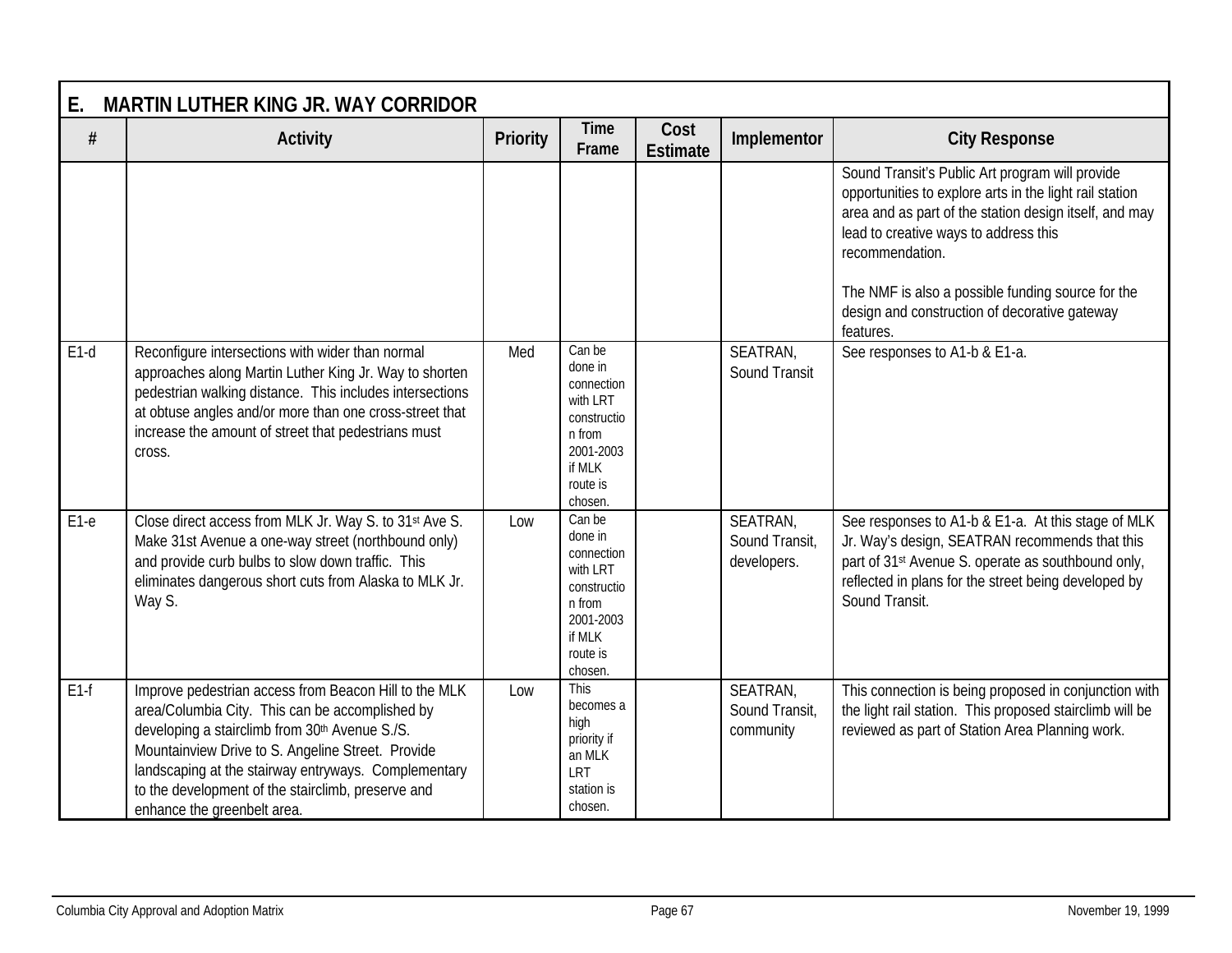## E. MARTIN LUTHER KING JR. WAY CORRIDOR

| # | Activity | Priority | Time Frame | Cost Estimate | Implementor | City Response |
|---|---|---|---|---|---|---|
| | | | | | | Sound Transit's Public Art program will provide opportunities to explore arts in the light rail station area and as part of the station design itself, and may lead to creative ways to address this recommendation.<br><br>The NMF is also a possible funding source for the design and construction of decorative gateway features. |
| E1-d | Reconfigure intersections with wider than normal approaches along Martin Luther King Jr. Way to shorten pedestrian walking distance. This includes intersections at obtuse angles and/or more than one cross-street that increase the amount of street that pedestrians must cross. | Med | Can be done in connection with LRT construction from 2001-2003 if MLK route is chosen. | | SEATRAN, Sound Transit | See responses to A1-b & E1-a. |
| E1-e | Close direct access from MLK Jr. Way S. to 31st Ave S. Make 31st Avenue a one-way street (northbound only) and provide curb bulbs to slow down traffic. This eliminates dangerous short cuts from Alaska to MLK Jr. Way S. | Low | Can be done in connection with LRT construction from 2001-2003 if MLK route is chosen. | | SEATRAN, Sound Transit, developers. | See responses to A1-b & E1-a. At this stage of MLK Jr. Way's design, SEATRAN recommends that this part of 31st Avenue S. operate as southbound only, reflected in plans for the street being developed by Sound Transit. |
| E1-f | Improve pedestrian access from Beacon Hill to the MLK area/Columbia City. This can be accomplished by developing a stairclimb from 30th Avenue S./S. Mountainview Drive to S. Angeline Street. Provide landscaping at the stairway entryways. Complementary to the development of the stairclimb, preserve and enhance the greenbelt area. | Low | This becomes a high priority if an MLK LRT station is chosen. | | SEATRAN, Sound Transit, community | This connection is being proposed in conjunction with the light rail station. This proposed stairclimb will be reviewed as part of Station Area Planning work. |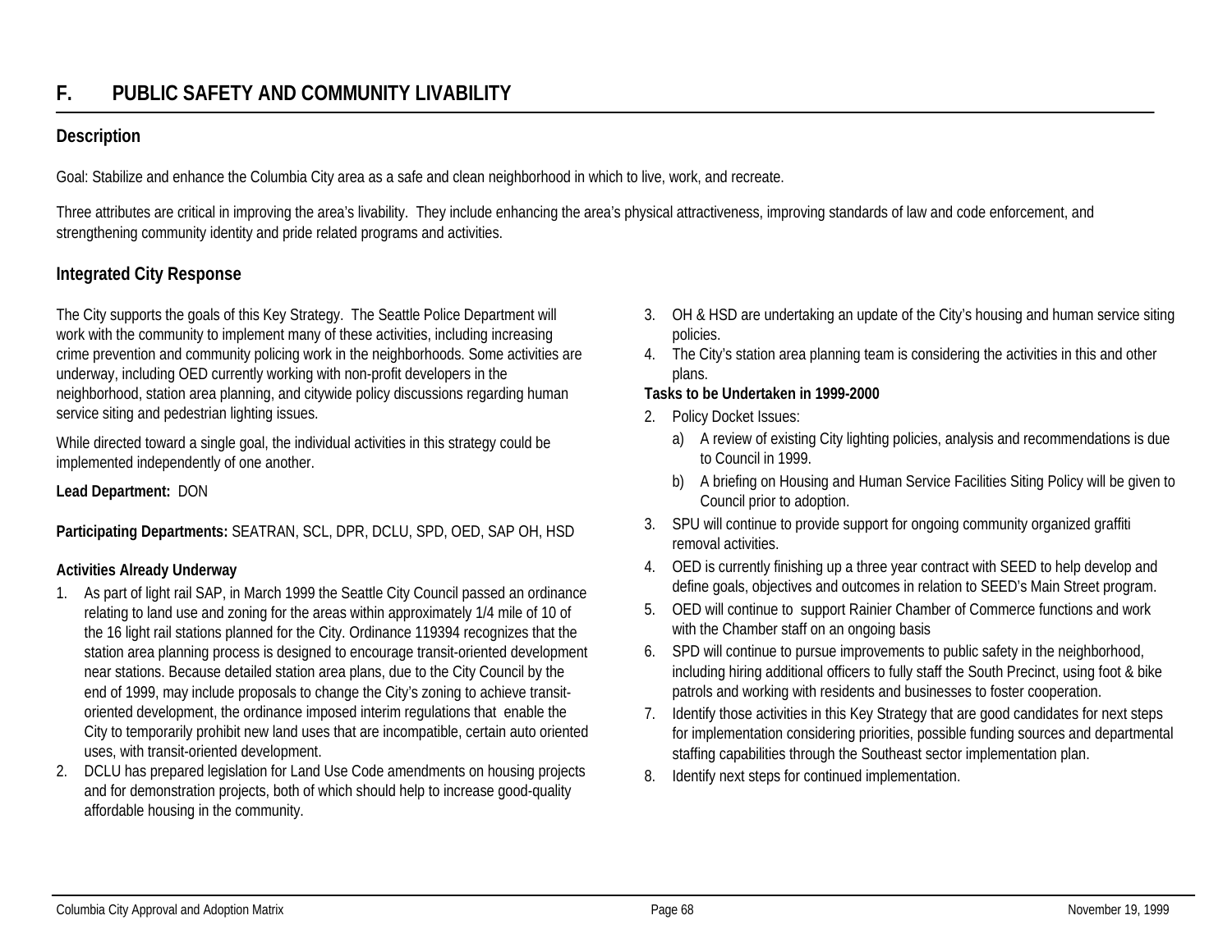## F. PUBLIC SAFETY AND COMMUNITY LIVABILITY

### Description

Goal: Stabilize and enhance the Columbia City area as a safe and clean neighborhood in which to live, work, and recreate.

Three attributes are critical in improving the area's livability. They include enhancing the area's physical attractiveness, improving standards of law and code enforcement, and strengthening community identity and pride related programs and activities.

### Integrated City Response

The City supports the goals of this Key Strategy. The Seattle Police Department will work with the community to implement many of these activities, including increasing crime prevention and community policing work in the neighborhoods. Some activities are underway, including OED currently working with non-profit developers in the neighborhood, station area planning, and citywide policy discussions regarding human service siting and pedestrian lighting issues.

While directed toward a single goal, the individual activities in this strategy could be implemented independently of one another.

**Lead Department:** DON

**Participating Departments:** SEATRAN, SCL, DPR, DCLU, SPD, OED, SAP OH, HSD

**Activities Already Underway**

1. As part of light rail SAP, in March 1999 the Seattle City Council passed an ordinance relating to land use and zoning for the areas within approximately 1/4 mile of 10 of the 16 light rail stations planned for the City. Ordinance 119394 recognizes that the station area planning process is designed to encourage transit-oriented development near stations. Because detailed station area plans, due to the City Council by the end of 1999, may include proposals to change the City's zoning to achieve transit-oriented development, the ordinance imposed interim regulations that enable the City to temporarily prohibit new land uses that are incompatible, certain auto oriented uses, with transit-oriented development.
2. DCLU has prepared legislation for Land Use Code amendments on housing projects and for demonstration projects, both of which should help to increase good-quality affordable housing in the community.
3. OH & HSD are undertaking an update of the City's housing and human service siting policies.
4. The City's station area planning team is considering the activities in this and other plans.

**Tasks to be Undertaken in 1999-2000**

2. Policy Docket Issues:
   a) A review of existing City lighting policies, analysis and recommendations is due to Council in 1999.
   b) A briefing on Housing and Human Service Facilities Siting Policy will be given to Council prior to adoption.
3. SPU will continue to provide support for ongoing community organized graffiti removal activities.
4. OED is currently finishing up a three year contract with SEED to help develop and define goals, objectives and outcomes in relation to SEED's Main Street program.
5. OED will continue to support Rainier Chamber of Commerce functions and work with the Chamber staff on an ongoing basis
6. SPD will continue to pursue improvements to public safety in the neighborhood, including hiring additional officers to fully staff the South Precinct, using foot & bike patrols and working with residents and businesses to foster cooperation.
7. Identify those activities in this Key Strategy that are good candidates for next steps for implementation considering priorities, possible funding sources and departmental staffing capabilities through the Southeast sector implementation plan.
8. Identify next steps for continued implementation.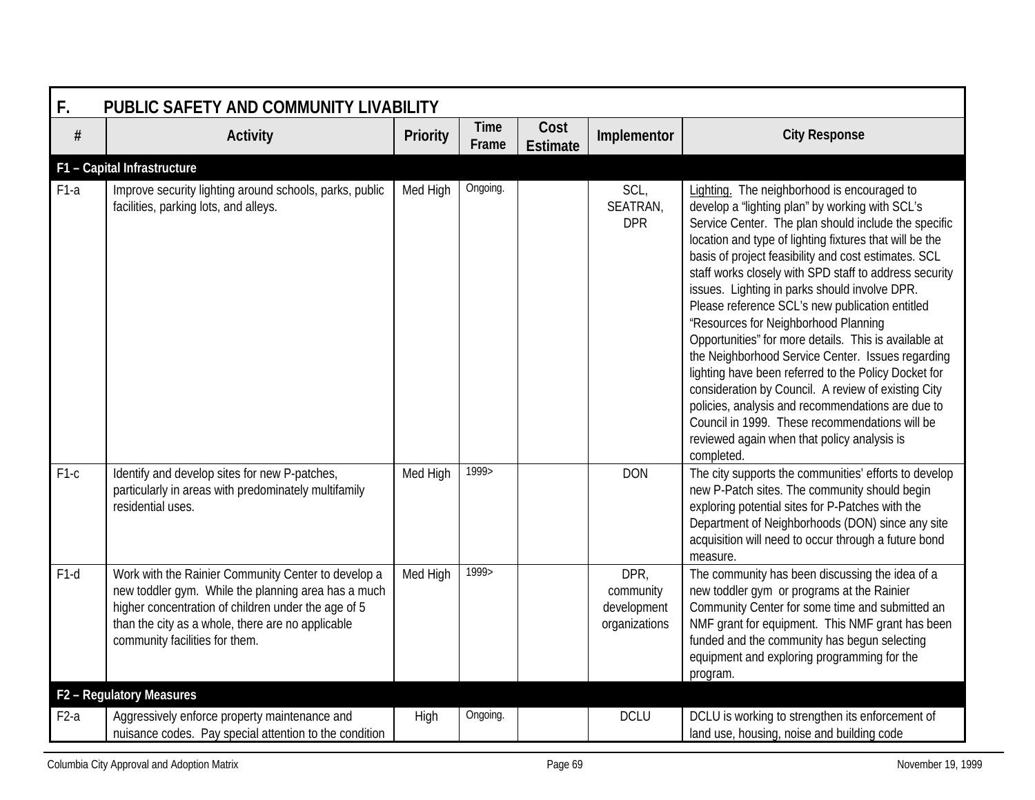## F. PUBLIC SAFETY AND COMMUNITY LIVABILITY

| # | Activity | Priority | Time Frame | Cost Estimate | Implementor | City Response |
|---|---|---|---|---|---|---|
| **F1 – Capital Infrastructure** | | | | | | |
| F1-a | Improve security lighting around schools, parks, public facilities, parking lots, and alleys. | Med High | Ongoing. | | SCL, SEATRAN, DPR | Lighting. The neighborhood is encouraged to develop a "lighting plan" by working with SCL's Service Center. The plan should include the specific location and type of lighting fixtures that will be the basis of project feasibility and cost estimates. SCL staff works closely with SPD staff to address security issues. Lighting in parks should involve DPR. Please reference SCL's new publication entitled "Resources for Neighborhood Planning Opportunities" for more details. This is available at the Neighborhood Service Center. Issues regarding lighting have been referred to the Policy Docket for consideration by Council. A review of existing City policies, analysis and recommendations are due to Council in 1999. These recommendations will be reviewed again when that policy analysis is completed. |
| F1-c | Identify and develop sites for new P-patches, particularly in areas with predominately multifamily residential uses. | Med High | 1999> | | DON | The city supports the communities' efforts to develop new P-Patch sites. The community should begin exploring potential sites for P-Patches with the Department of Neighborhoods (DON) since any site acquisition will need to occur through a future bond measure. |
| F1-d | Work with the Rainier Community Center to develop a new toddler gym. While the planning area has a much higher concentration of children under the age of 5 than the city as a whole, there are no applicable community facilities for them. | Med High | 1999> | | DPR, community development organizations | The community has been discussing the idea of a new toddler gym or programs at the Rainier Community Center for some time and submitted an NMF grant for equipment. This NMF grant has been funded and the community has begun selecting equipment and exploring programming for the program. |
| **F2 – Regulatory Measures** | | | | | | |
| F2-a | Aggressively enforce property maintenance and nuisance codes. Pay special attention to the condition | High | Ongoing. | | DCLU | DCLU is working to strengthen its enforcement of land use, housing, noise and building code |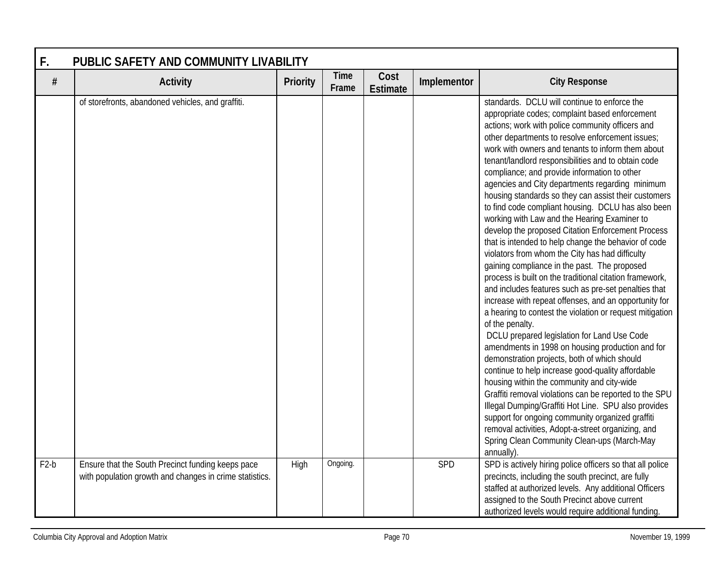## F. PUBLIC SAFETY AND COMMUNITY LIVABILITY

| # | Activity | Priority | Time Frame | Cost Estimate | Implementor | City Response |
|---|---|---|---|---|---|---|
| | of storefronts, abandoned vehicles, and graffiti. | | | | | standards. DCLU will continue to enforce the appropriate codes; complaint based enforcement actions; work with police community officers and other departments to resolve enforcement issues; work with owners and tenants to inform them about tenant/landlord responsibilities and to obtain code compliance; and provide information to other agencies and City departments regarding minimum housing standards so they can assist their customers to find code compliant housing. DCLU has also been working with Law and the Hearing Examiner to develop the proposed Citation Enforcement Process that is intended to help change the behavior of code violators from whom the City has had difficulty gaining compliance in the past. The proposed process is built on the traditional citation framework, and includes features such as pre-set penalties that increase with repeat offenses, and an opportunity for a hearing to contest the violation or request mitigation of the penalty.<br>DCLU prepared legislation for Land Use Code amendments in 1998 on housing production and for demonstration projects, both of which should continue to help increase good-quality affordable housing within the community and city-wide<br>Graffiti removal violations can be reported to the SPU Illegal Dumping/Graffiti Hot Line. SPU also provides support for ongoing community organized graffiti removal activities, Adopt-a-street organizing, and Spring Clean Community Clean-ups (March-May annually). |
| F2-b | Ensure that the South Precinct funding keeps pace with population growth and changes in crime statistics. | High | Ongoing. | | SPD | SPD is actively hiring police officers so that all police precincts, including the south precinct, are fully staffed at authorized levels. Any additional Officers assigned to the South Precinct above current authorized levels would require additional funding. |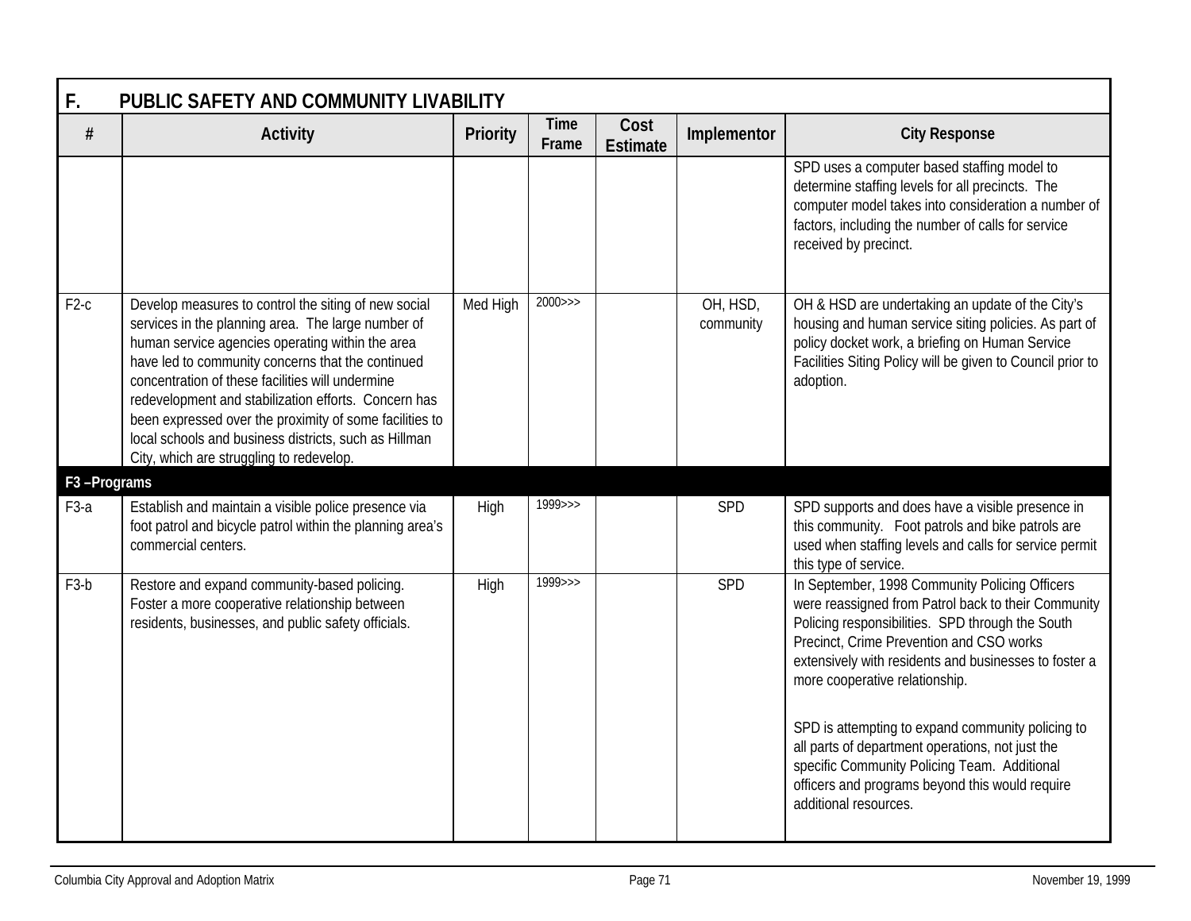## F. PUBLIC SAFETY AND COMMUNITY LIVABILITY

| # | Activity | Priority | Time Frame | Cost Estimate | Implementor | City Response |
|---|---|---|---|---|---|---|
| | | | | | | SPD uses a computer based staffing model to determine staffing levels for all precincts. The computer model takes into consideration a number of factors, including the number of calls for service received by precinct. |
| F2-c | Develop measures to control the siting of new social services in the planning area. The large number of human service agencies operating within the area have led to community concerns that the continued concentration of these facilities will undermine redevelopment and stabilization efforts. Concern has been expressed over the proximity of some facilities to local schools and business districts, such as Hillman City, which are struggling to redevelop. | Med High | 2000>>> | | OH, HSD, community | OH & HSD are undertaking an update of the City's housing and human service siting policies. As part of policy docket work, a briefing on Human Service Facilities Siting Policy will be given to Council prior to adoption. |
| **F3 –Programs** | | | | | | |
| F3-a | Establish and maintain a visible police presence via foot patrol and bicycle patrol within the planning area's commercial centers. | High | 1999>>> | | SPD | SPD supports and does have a visible presence in this community. Foot patrols and bike patrols are used when staffing levels and calls for service permit this type of service. |
| F3-b | Restore and expand community-based policing. Foster a more cooperative relationship between residents, businesses, and public safety officials. | High | 1999>>> | | SPD | In September, 1998 Community Policing Officers were reassigned from Patrol back to their Community Policing responsibilities. SPD through the South Precinct, Crime Prevention and CSO works extensively with residents and businesses to foster a more cooperative relationship.<br><br>SPD is attempting to expand community policing to all parts of department operations, not just the specific Community Policing Team. Additional officers and programs beyond this would require additional resources. |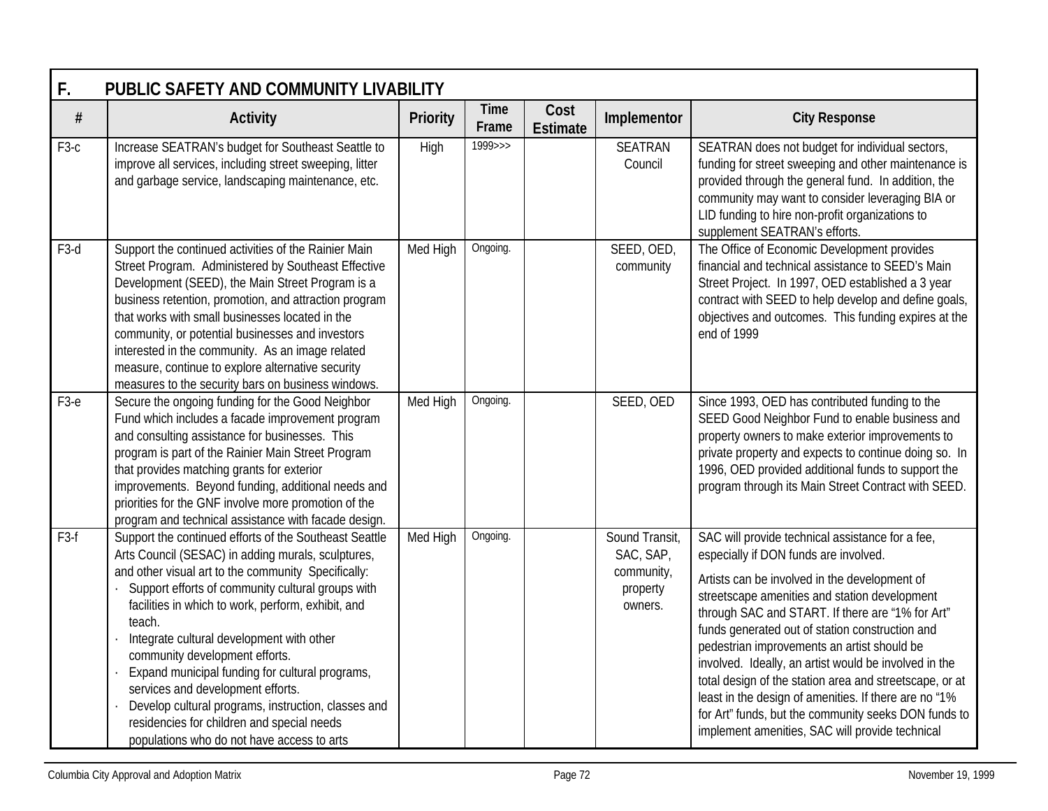## F. PUBLIC SAFETY AND COMMUNITY LIVABILITY

| # | Activity | Priority | Time Frame | Cost Estimate | Implementor | City Response |
|---|---|---|---|---|---|---|
| F3-c | Increase SEATRAN's budget for Southeast Seattle to improve all services, including street sweeping, litter and garbage service, landscaping maintenance, etc. | High | 1999>>> | | SEATRAN Council | SEATRAN does not budget for individual sectors, funding for street sweeping and other maintenance is provided through the general fund. In addition, the community may want to consider leveraging BIA or LID funding to hire non-profit organizations to supplement SEATRAN's efforts. |
| F3-d | Support the continued activities of the Rainier Main Street Program. Administered by Southeast Effective Development (SEED), the Main Street Program is a business retention, promotion, and attraction program that works with small businesses located in the community, or potential businesses and investors interested in the community. As an image related measure, continue to explore alternative security measures to the security bars on business windows. | Med High | Ongoing. | | SEED, OED, community | The Office of Economic Development provides financial and technical assistance to SEED's Main Street Project. In 1997, OED established a 3 year contract with SEED to help develop and define goals, objectives and outcomes. This funding expires at the end of 1999 |
| F3-e | Secure the ongoing funding for the Good Neighbor Fund which includes a facade improvement program and consulting assistance for businesses. This program is part of the Rainier Main Street Program that provides matching grants for exterior improvements. Beyond funding, additional needs and priorities for the GNF involve more promotion of the program and technical assistance with facade design. | Med High | Ongoing. | | SEED, OED | Since 1993, OED has contributed funding to the SEED Good Neighbor Fund to enable business and property owners to make exterior improvements to private property and expects to continue doing so. In 1996, OED provided additional funds to support the program through its Main Street Contract with SEED. |
| F3-f | Support the continued efforts of the Southeast Seattle Arts Council (SESAC) in adding murals, sculptures, and other visual art to the community Specifically:<br>· Support efforts of community cultural groups with facilities in which to work, perform, exhibit, and teach.<br>· Integrate cultural development with other community development efforts.<br>· Expand municipal funding for cultural programs, services and development efforts.<br>· Develop cultural programs, instruction, classes and residencies for children and special needs populations who do not have access to arts | Med High | Ongoing. | | Sound Transit, SAC, SAP, community, property owners. | SAC will provide technical assistance for a fee, especially if DON funds are involved.<br>Artists can be involved in the development of streetscape amenities and station development through SAC and START. If there are "1% for Art" funds generated out of station construction and pedestrian improvements an artist should be involved. Ideally, an artist would be involved in the total design of the station area and streetscape, or at least in the design of amenities. If there are no "1% for Art" funds, but the community seeks DON funds to implement amenities, SAC will provide technical |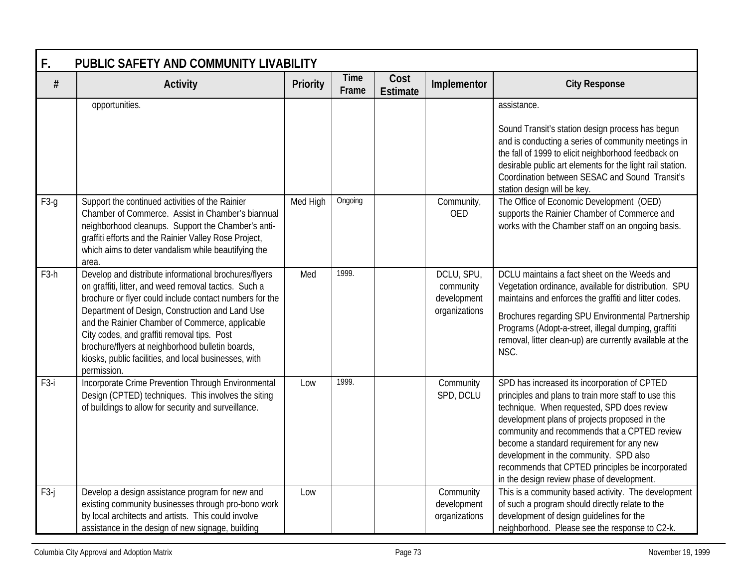## F. PUBLIC SAFETY AND COMMUNITY LIVABILITY

| # | Activity | Priority | Time Frame | Cost Estimate | Implementor | City Response |
|---|---|---|---|---|---|---|
| | opportunities. | | | | | assistance.<br><br>Sound Transit's station design process has begun and is conducting a series of community meetings in the fall of 1999 to elicit neighborhood feedback on desirable public art elements for the light rail station. Coordination between SESAC and Sound Transit's station design will be key. |
| F3-g | Support the continued activities of the Rainier Chamber of Commerce. Assist in Chamber's biannual neighborhood cleanups. Support the Chamber's anti-graffiti efforts and the Rainier Valley Rose Project, which aims to deter vandalism while beautifying the area. | Med High | Ongoing | | Community, OED | The Office of Economic Development (OED) supports the Rainier Chamber of Commerce and works with the Chamber staff on an ongoing basis. |
| F3-h | Develop and distribute informational brochures/flyers on graffiti, litter, and weed removal tactics. Such a brochure or flyer could include contact numbers for the Department of Design, Construction and Land Use and the Rainier Chamber of Commerce, applicable City codes, and graffiti removal tips. Post brochure/flyers at neighborhood bulletin boards, kiosks, public facilities, and local businesses, with permission. | Med | 1999. | | DCLU, SPU, community development organizations | DCLU maintains a fact sheet on the Weeds and Vegetation ordinance, available for distribution. SPU maintains and enforces the graffiti and litter codes.<br><br>Brochures regarding SPU Environmental Partnership Programs (Adopt-a-street, illegal dumping, graffiti removal, litter clean-up) are currently available at the NSC. |
| F3-i | Incorporate Crime Prevention Through Environmental Design (CPTED) techniques. This involves the siting of buildings to allow for security and surveillance. | Low | 1999. | | Community SPD, DCLU | SPD has increased its incorporation of CPTED principles and plans to train more staff to use this technique. When requested, SPD does review development plans of projects proposed in the community and recommends that a CPTED review become a standard requirement for any new development in the community. SPD also recommends that CPTED principles be incorporated in the design review phase of development. |
| F3-j | Develop a design assistance program for new and existing community businesses through pro-bono work by local architects and artists. This could involve assistance in the design of new signage, building | Low | | | Community development organizations | This is a community based activity. The development of such a program should directly relate to the development of design guidelines for the neighborhood. Please see the response to C2-k. |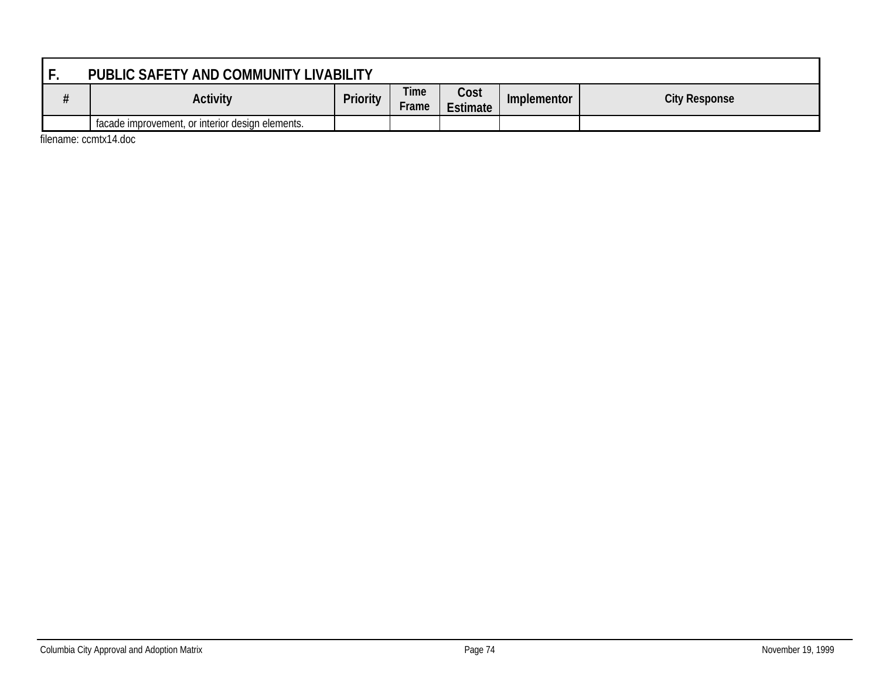## F. PUBLIC SAFETY AND COMMUNITY LIVABILITY

| # | Activity | Priority | Time Frame | Cost Estimate | Implementor | City Response |
|---|---|---|---|---|---|---|
| | facade improvement, or interior design elements. | | | | | |

filename: ccmtx14.doc